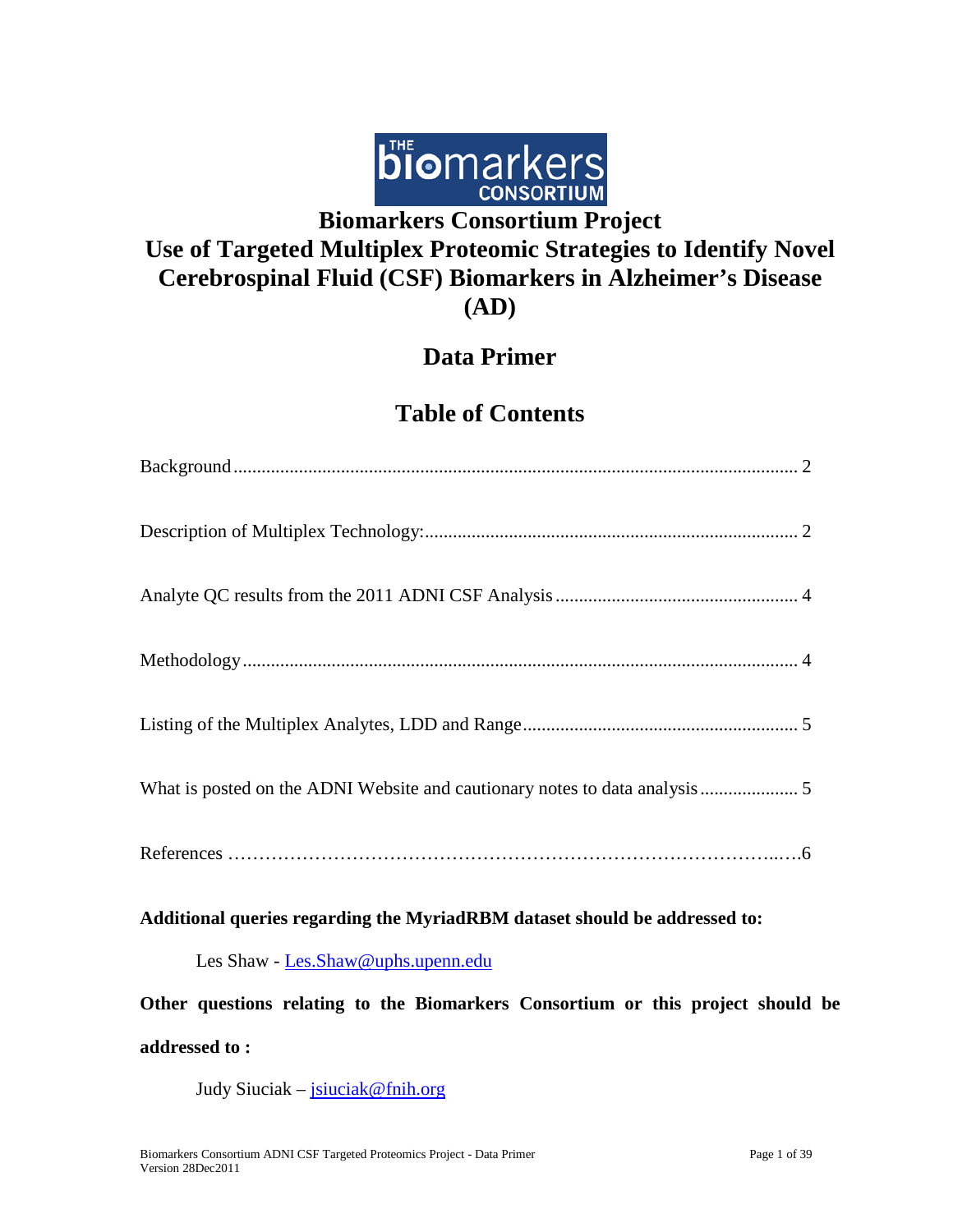# Biomarkers Consortium Project
# Use of Targeted Multiplex Proteomic Strategies to Identify Novel Cerebrospinal Fluid (CSF) Biomarkers in Alzheimer's Disease (AD)

## Data Primer

## Table of Contents

Background ........................................................................................................................ 2

Description of Multiplex Technology: ................................................................................ 2

Analyte QC results from the 2011 ADNI CSF Analysis .................................................... 4

Methodology ...................................................................................................................... 4

Listing of the Multiplex Analytes, LDD and Range .......................................................... 5

What is posted on the ADNI Website and cautionary notes to data analysis ..................... 5

References …………………………………………………………………………...….6

**Additional queries regarding the MyriadRBM dataset should be addressed to:**

Les Shaw - Les.Shaw@uphs.upenn.edu

**Other questions relating to the Biomarkers Consortium or this project should be addressed to :**

Judy Siuciak – jsiuciak@fnih.org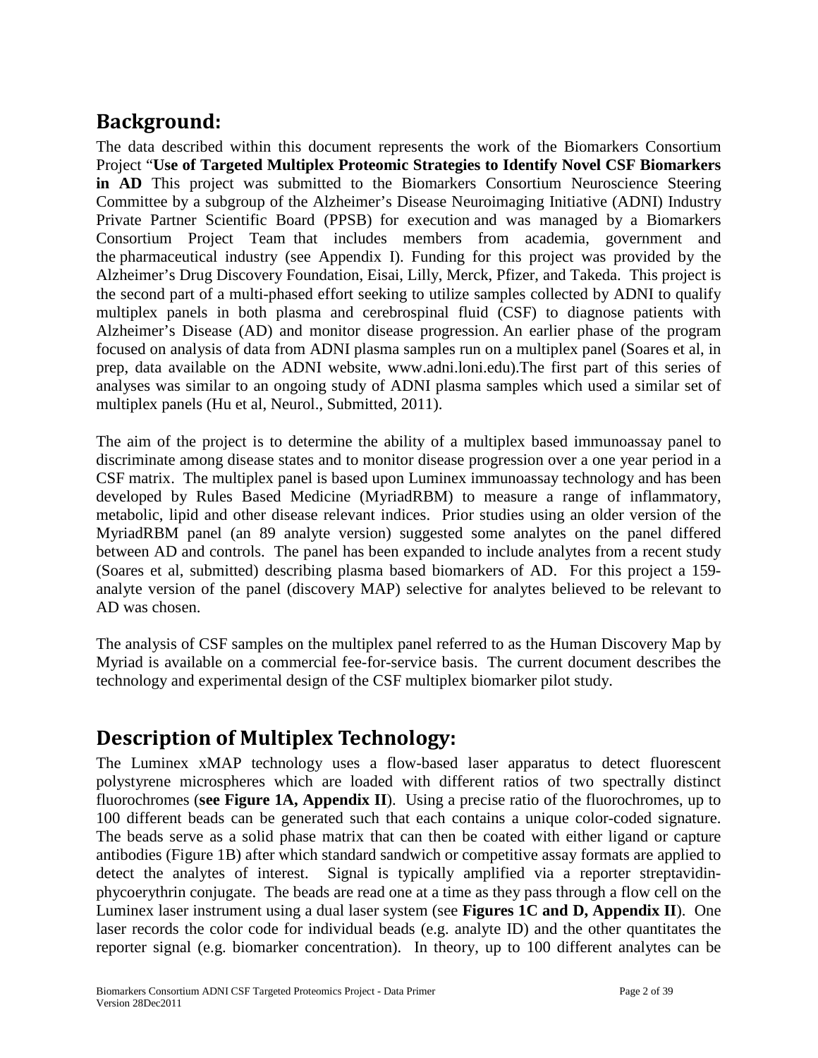## Background:

The data described within this document represents the work of the Biomarkers Consortium Project "**Use of Targeted Multiplex Proteomic Strategies to Identify Novel CSF Biomarkers in AD** This project was submitted to the Biomarkers Consortium Neuroscience Steering Committee by a subgroup of the Alzheimer's Disease Neuroimaging Initiative (ADNI) Industry Private Partner Scientific Board (PPSB) for execution and was managed by a Biomarkers Consortium Project Team that includes members from academia, government and the pharmaceutical industry (see Appendix I). Funding for this project was provided by the Alzheimer's Drug Discovery Foundation, Eisai, Lilly, Merck, Pfizer, and Takeda. This project is the second part of a multi-phased effort seeking to utilize samples collected by ADNI to qualify multiplex panels in both plasma and cerebrospinal fluid (CSF) to diagnose patients with Alzheimer's Disease (AD) and monitor disease progression. An earlier phase of the program focused on analysis of data from ADNI plasma samples run on a multiplex panel (Soares et al, in prep, data available on the ADNI website, www.adni.loni.edu).The first part of this series of analyses was similar to an ongoing study of ADNI plasma samples which used a similar set of multiplex panels (Hu et al, Neurol., Submitted, 2011).

The aim of the project is to determine the ability of a multiplex based immunoassay panel to discriminate among disease states and to monitor disease progression over a one year period in a CSF matrix. The multiplex panel is based upon Luminex immunoassay technology and has been developed by Rules Based Medicine (MyriadRBM) to measure a range of inflammatory, metabolic, lipid and other disease relevant indices. Prior studies using an older version of the MyriadRBM panel (an 89 analyte version) suggested some analytes on the panel differed between AD and controls. The panel has been expanded to include analytes from a recent study (Soares et al, submitted) describing plasma based biomarkers of AD. For this project a 159-analyte version of the panel (discovery MAP) selective for analytes believed to be relevant to AD was chosen.

The analysis of CSF samples on the multiplex panel referred to as the Human Discovery Map by Myriad is available on a commercial fee-for-service basis. The current document describes the technology and experimental design of the CSF multiplex biomarker pilot study.

## Description of Multiplex Technology:

The Luminex xMAP technology uses a flow-based laser apparatus to detect fluorescent polystyrene microspheres which are loaded with different ratios of two spectrally distinct fluorochromes (**see Figure 1A, Appendix II**). Using a precise ratio of the fluorochromes, up to 100 different beads can be generated such that each contains a unique color-coded signature. The beads serve as a solid phase matrix that can then be coated with either ligand or capture antibodies (Figure 1B) after which standard sandwich or competitive assay formats are applied to detect the analytes of interest. Signal is typically amplified via a reporter streptavidin-phycoerythrin conjugate. The beads are read one at a time as they pass through a flow cell on the Luminex laser instrument using a dual laser system (see **Figures 1C and D, Appendix II**). One laser records the color code for individual beads (e.g. analyte ID) and the other quantitates the reporter signal (e.g. biomarker concentration). In theory, up to 100 different analytes can be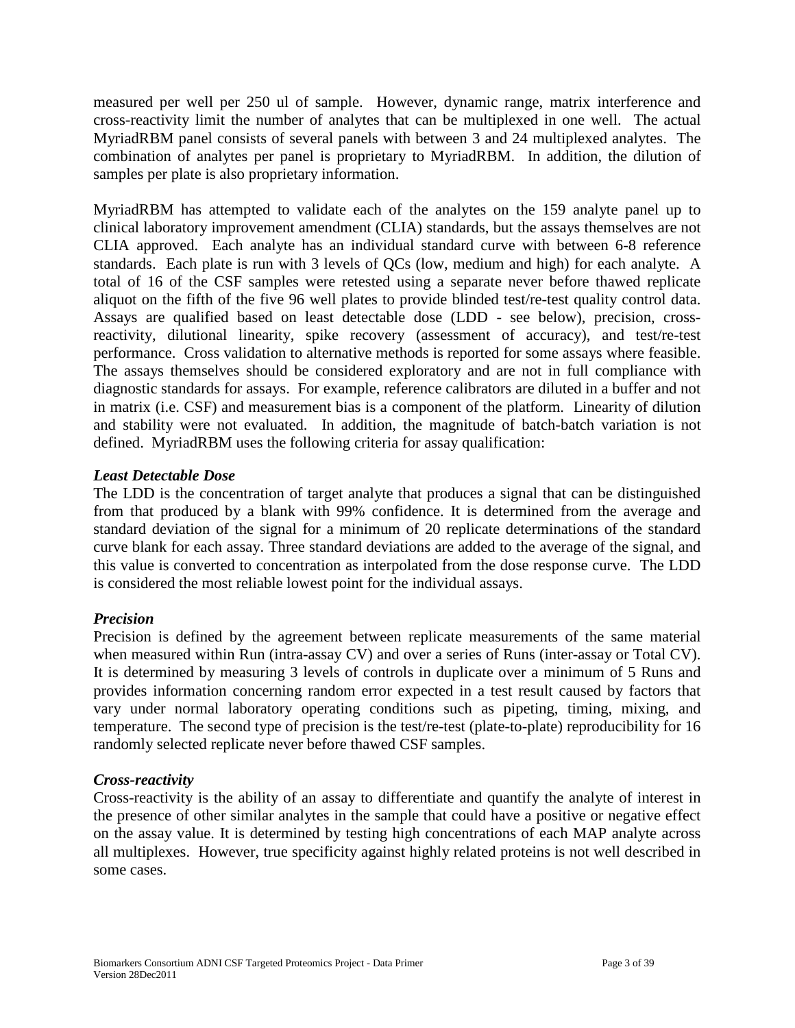measured per well per 250 ul of sample. However, dynamic range, matrix interference and cross-reactivity limit the number of analytes that can be multiplexed in one well. The actual MyriadRBM panel consists of several panels with between 3 and 24 multiplexed analytes. The combination of analytes per panel is proprietary to MyriadRBM. In addition, the dilution of samples per plate is also proprietary information.

MyriadRBM has attempted to validate each of the analytes on the 159 analyte panel up to clinical laboratory improvement amendment (CLIA) standards, but the assays themselves are not CLIA approved. Each analyte has an individual standard curve with between 6-8 reference standards. Each plate is run with 3 levels of QCs (low, medium and high) for each analyte. A total of 16 of the CSF samples were retested using a separate never before thawed replicate aliquot on the fifth of the five 96 well plates to provide blinded test/re-test quality control data. Assays are qualified based on least detectable dose (LDD - see below), precision, cross-reactivity, dilutional linearity, spike recovery (assessment of accuracy), and test/re-test performance. Cross validation to alternative methods is reported for some assays where feasible. The assays themselves should be considered exploratory and are not in full compliance with diagnostic standards for assays. For example, reference calibrators are diluted in a buffer and not in matrix (i.e. CSF) and measurement bias is a component of the platform. Linearity of dilution and stability were not evaluated. In addition, the magnitude of batch-batch variation is not defined. MyriadRBM uses the following criteria for assay qualification:

***Least Detectable Dose***

The LDD is the concentration of target analyte that produces a signal that can be distinguished from that produced by a blank with 99% confidence. It is determined from the average and standard deviation of the signal for a minimum of 20 replicate determinations of the standard curve blank for each assay. Three standard deviations are added to the average of the signal, and this value is converted to concentration as interpolated from the dose response curve. The LDD is considered the most reliable lowest point for the individual assays.

***Precision***

Precision is defined by the agreement between replicate measurements of the same material when measured within Run (intra-assay CV) and over a series of Runs (inter-assay or Total CV). It is determined by measuring 3 levels of controls in duplicate over a minimum of 5 Runs and provides information concerning random error expected in a test result caused by factors that vary under normal laboratory operating conditions such as pipeting, timing, mixing, and temperature. The second type of precision is the test/re-test (plate-to-plate) reproducibility for 16 randomly selected replicate never before thawed CSF samples.

***Cross-reactivity***

Cross-reactivity is the ability of an assay to differentiate and quantify the analyte of interest in the presence of other similar analytes in the sample that could have a positive or negative effect on the assay value. It is determined by testing high concentrations of each MAP analyte across all multiplexes. However, true specificity against highly related proteins is not well described in some cases.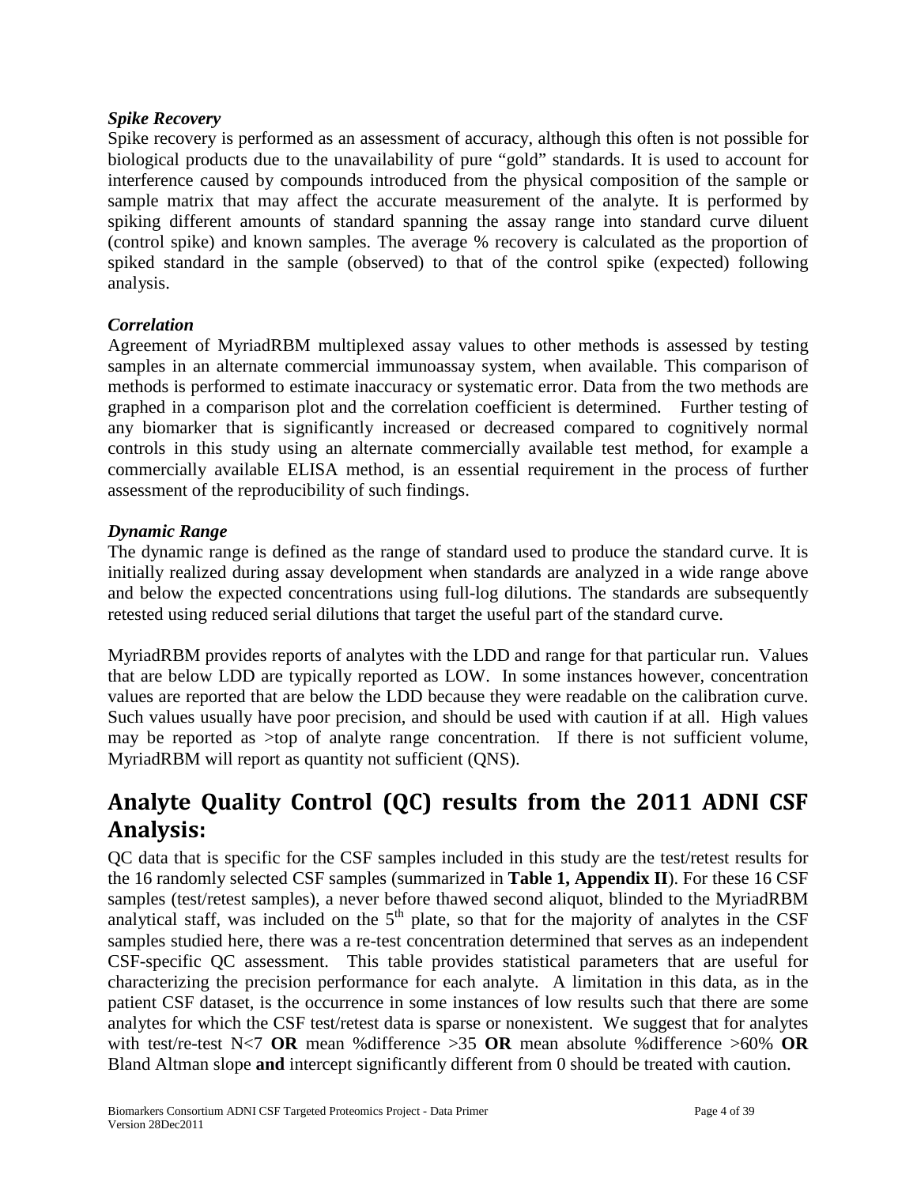### *Spike Recovery*

Spike recovery is performed as an assessment of accuracy, although this often is not possible for biological products due to the unavailability of pure "gold" standards. It is used to account for interference caused by compounds introduced from the physical composition of the sample or sample matrix that may affect the accurate measurement of the analyte. It is performed by spiking different amounts of standard spanning the assay range into standard curve diluent (control spike) and known samples. The average % recovery is calculated as the proportion of spiked standard in the sample (observed) to that of the control spike (expected) following analysis.

### *Correlation*

Agreement of MyriadRBM multiplexed assay values to other methods is assessed by testing samples in an alternate commercial immunoassay system, when available. This comparison of methods is performed to estimate inaccuracy or systematic error. Data from the two methods are graphed in a comparison plot and the correlation coefficient is determined. Further testing of any biomarker that is significantly increased or decreased compared to cognitively normal controls in this study using an alternate commercially available test method, for example a commercially available ELISA method, is an essential requirement in the process of further assessment of the reproducibility of such findings.

### *Dynamic Range*

The dynamic range is defined as the range of standard used to produce the standard curve. It is initially realized during assay development when standards are analyzed in a wide range above and below the expected concentrations using full-log dilutions. The standards are subsequently retested using reduced serial dilutions that target the useful part of the standard curve.

MyriadRBM provides reports of analytes with the LDD and range for that particular run. Values that are below LDD are typically reported as LOW. In some instances however, concentration values are reported that are below the LDD because they were readable on the calibration curve. Such values usually have poor precision, and should be used with caution if at all. High values may be reported as >top of analyte range concentration. If there is not sufficient volume, MyriadRBM will report as quantity not sufficient (QNS).

## Analyte Quality Control (QC) results from the 2011 ADNI CSF Analysis:

QC data that is specific for the CSF samples included in this study are the test/retest results for the 16 randomly selected CSF samples (summarized in **Table 1, Appendix II**). For these 16 CSF samples (test/retest samples), a never before thawed second aliquot, blinded to the MyriadRBM analytical staff, was included on the 5th plate, so that for the majority of analytes in the CSF samples studied here, there was a re-test concentration determined that serves as an independent CSF-specific QC assessment. This table provides statistical parameters that are useful for characterizing the precision performance for each analyte. A limitation in this data, as in the patient CSF dataset, is the occurrence in some instances of low results such that there are some analytes for which the CSF test/retest data is sparse or nonexistent. We suggest that for analytes with test/re-test N<7 **OR** mean %difference >35 **OR** mean absolute %difference >60% **OR** Bland Altman slope **and** intercept significantly different from 0 should be treated with caution.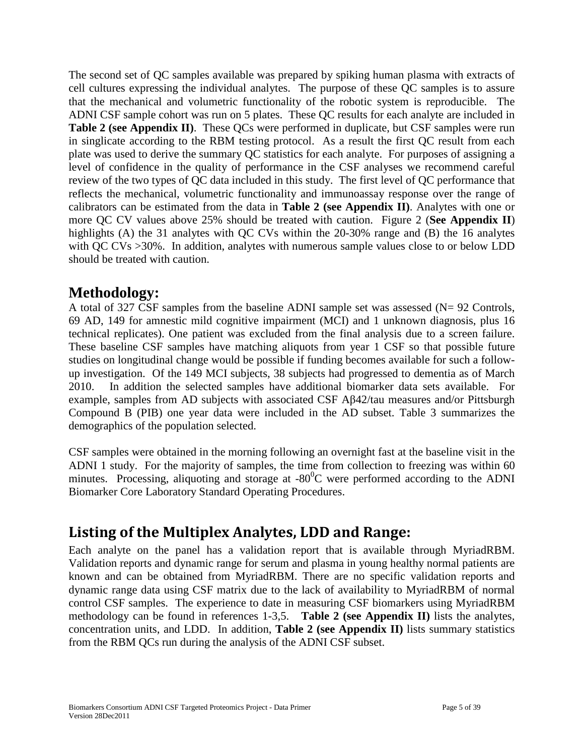The second set of QC samples available was prepared by spiking human plasma with extracts of cell cultures expressing the individual analytes. The purpose of these QC samples is to assure that the mechanical and volumetric functionality of the robotic system is reproducible. The ADNI CSF sample cohort was run on 5 plates. These QC results for each analyte are included in **Table 2 (see Appendix II)**. These QCs were performed in duplicate, but CSF samples were run in singlicate according to the RBM testing protocol. As a result the first QC result from each plate was used to derive the summary QC statistics for each analyte. For purposes of assigning a level of confidence in the quality of performance in the CSF analyses we recommend careful review of the two types of QC data included in this study. The first level of QC performance that reflects the mechanical, volumetric functionality and immunoassay response over the range of calibrators can be estimated from the data in **Table 2 (see Appendix II)**. Analytes with one or more QC CV values above 25% should be treated with caution. Figure 2 (**See Appendix II**) highlights (A) the 31 analytes with QC CVs within the 20-30% range and (B) the 16 analytes with QC CVs >30%. In addition, analytes with numerous sample values close to or below LDD should be treated with caution.

## Methodology:

A total of 327 CSF samples from the baseline ADNI sample set was assessed (N= 92 Controls, 69 AD, 149 for amnestic mild cognitive impairment (MCI) and 1 unknown diagnosis, plus 16 technical replicates). One patient was excluded from the final analysis due to a screen failure. These baseline CSF samples have matching aliquots from year 1 CSF so that possible future studies on longitudinal change would be possible if funding becomes available for such a follow-up investigation. Of the 149 MCI subjects, 38 subjects had progressed to dementia as of March 2010. In addition the selected samples have additional biomarker data sets available. For example, samples from AD subjects with associated CSF Aβ42/tau measures and/or Pittsburgh Compound B (PIB) one year data were included in the AD subset. Table 3 summarizes the demographics of the population selected.

CSF samples were obtained in the morning following an overnight fast at the baseline visit in the ADNI 1 study. For the majority of samples, the time from collection to freezing was within 60 minutes. Processing, aliquoting and storage at -80$^0$C were performed according to the ADNI Biomarker Core Laboratory Standard Operating Procedures.

## Listing of the Multiplex Analytes, LDD and Range:

Each analyte on the panel has a validation report that is available through MyriadRBM. Validation reports and dynamic range for serum and plasma in young healthy normal patients are known and can be obtained from MyriadRBM. There are no specific validation reports and dynamic range data using CSF matrix due to the lack of availability to MyriadRBM of normal control CSF samples. The experience to date in measuring CSF biomarkers using MyriadRBM methodology can be found in references 1-3,5. **Table 2 (see Appendix II)** lists the analytes, concentration units, and LDD. In addition, **Table 2 (see Appendix II)** lists summary statistics from the RBM QCs run during the analysis of the ADNI CSF subset.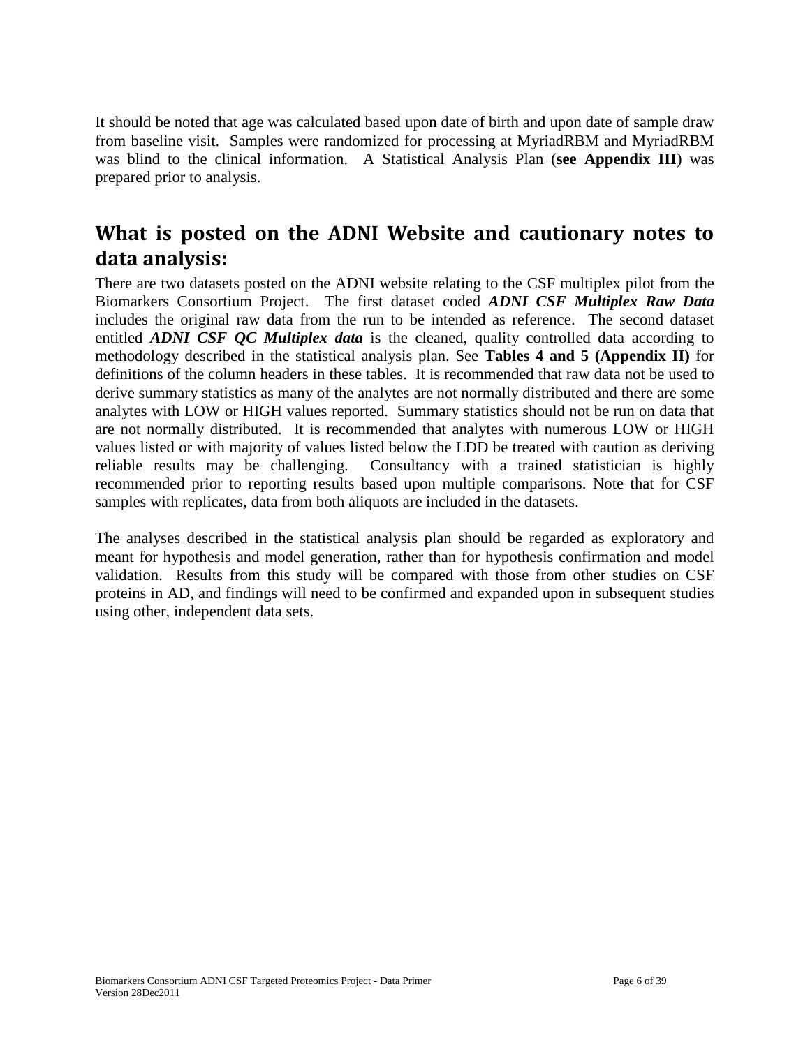It should be noted that age was calculated based upon date of birth and upon date of sample draw from baseline visit. Samples were randomized for processing at MyriadRBM and MyriadRBM was blind to the clinical information. A Statistical Analysis Plan (**see Appendix III**) was prepared prior to analysis.

## What is posted on the ADNI Website and cautionary notes to data analysis:

There are two datasets posted on the ADNI website relating to the CSF multiplex pilot from the Biomarkers Consortium Project. The first dataset coded ***ADNI CSF Multiplex Raw Data*** includes the original raw data from the run to be intended as reference. The second dataset entitled ***ADNI CSF QC Multiplex data*** is the cleaned, quality controlled data according to methodology described in the statistical analysis plan. See **Tables 4 and 5 (Appendix II)** for definitions of the column headers in these tables. It is recommended that raw data not be used to derive summary statistics as many of the analytes are not normally distributed and there are some analytes with LOW or HIGH values reported. Summary statistics should not be run on data that are not normally distributed. It is recommended that analytes with numerous LOW or HIGH values listed or with majority of values listed below the LDD be treated with caution as deriving reliable results may be challenging. Consultancy with a trained statistician is highly recommended prior to reporting results based upon multiple comparisons. Note that for CSF samples with replicates, data from both aliquots are included in the datasets.

The analyses described in the statistical analysis plan should be regarded as exploratory and meant for hypothesis and model generation, rather than for hypothesis confirmation and model validation. Results from this study will be compared with those from other studies on CSF proteins in AD, and findings will need to be confirmed and expanded upon in subsequent studies using other, independent data sets.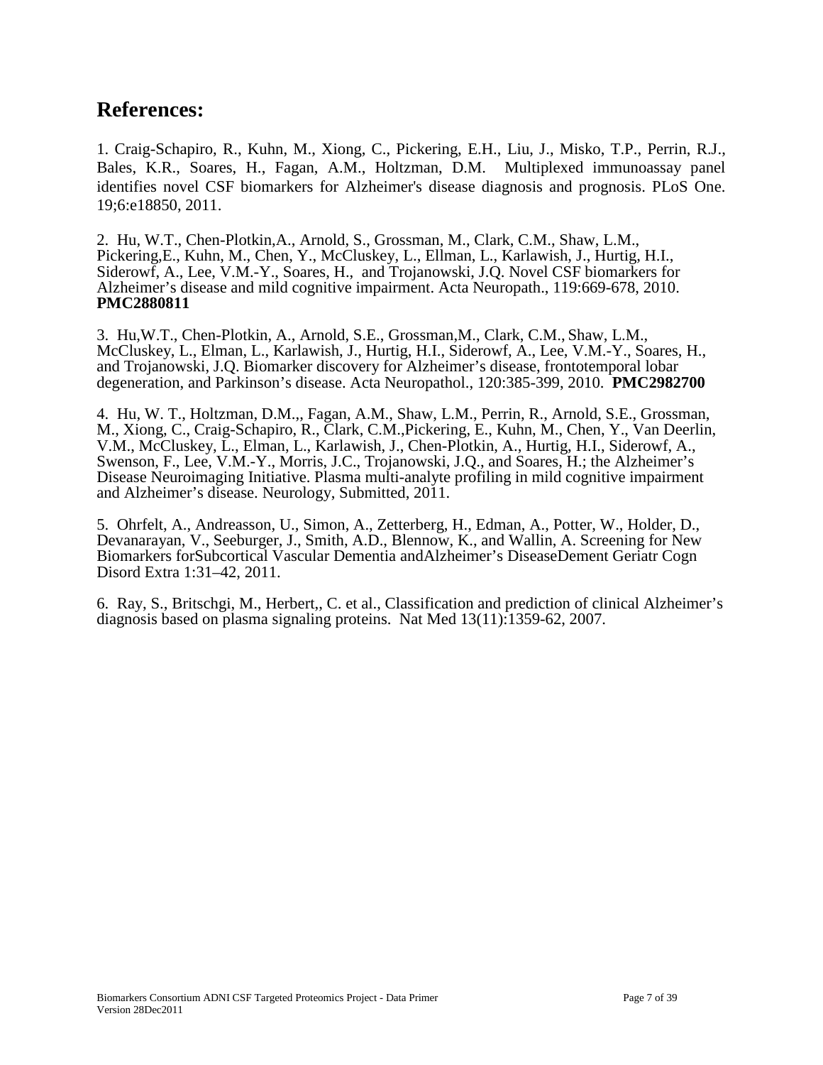## References:

1. Craig-Schapiro, R., Kuhn, M., Xiong, C., Pickering, E.H., Liu, J., Misko, T.P., Perrin, R.J., Bales, K.R., Soares, H., Fagan, A.M., Holtzman, D.M. Multiplexed immunoassay panel identifies novel CSF biomarkers for Alzheimer's disease diagnosis and prognosis. PLoS One. 19;6:e18850, 2011.

2. Hu, W.T., Chen-Plotkin,A., Arnold, S., Grossman, M., Clark, C.M., Shaw, L.M., Pickering,E., Kuhn, M., Chen, Y., McCluskey, L., Ellman, L., Karlawish, J., Hurtig, H.I., Siderowf, A., Lee, V.M.-Y., Soares, H., and Trojanowski, J.Q. Novel CSF biomarkers for Alzheimer's disease and mild cognitive impairment. Acta Neuropath., 119:669-678, 2010. **PMC2880811**

3. Hu,W.T., Chen-Plotkin, A., Arnold, S.E., Grossman,M., Clark, C.M., Shaw, L.M., McCluskey, L., Elman, L., Karlawish, J., Hurtig, H.I., Siderowf, A., Lee, V.M.-Y., Soares, H., and Trojanowski, J.Q. Biomarker discovery for Alzheimer's disease, frontotemporal lobar degeneration, and Parkinson's disease. Acta Neuropathol., 120:385-399, 2010. **PMC2982700**

4. Hu, W. T., Holtzman, D.M.,, Fagan, A.M., Shaw, L.M., Perrin, R., Arnold, S.E., Grossman, M., Xiong, C., Craig-Schapiro, R., Clark, C.M.,Pickering, E., Kuhn, M., Chen, Y., Van Deerlin, V.M., McCluskey, L., Elman, L., Karlawish, J., Chen-Plotkin, A., Hurtig, H.I., Siderowf, A., Swenson, F., Lee, V.M.-Y., Morris, J.C., Trojanowski, J.Q., and Soares, H.; the Alzheimer's Disease Neuroimaging Initiative. Plasma multi-analyte profiling in mild cognitive impairment and Alzheimer's disease. Neurology, Submitted, 2011.

5. Ohrfelt, A., Andreasson, U., Simon, A., Zetterberg, H., Edman, A., Potter, W., Holder, D., Devanarayan, V., Seeburger, J., Smith, A.D., Blennow, K., and Wallin, A. Screening for New Biomarkers forSubcortical Vascular Dementia andAlzheimer's DiseaseDement Geriatr Cogn Disord Extra 1:31–42, 2011.

6. Ray, S., Britschgi, M., Herbert,, C. et al., Classification and prediction of clinical Alzheimer's diagnosis based on plasma signaling proteins. Nat Med 13(11):1359-62, 2007.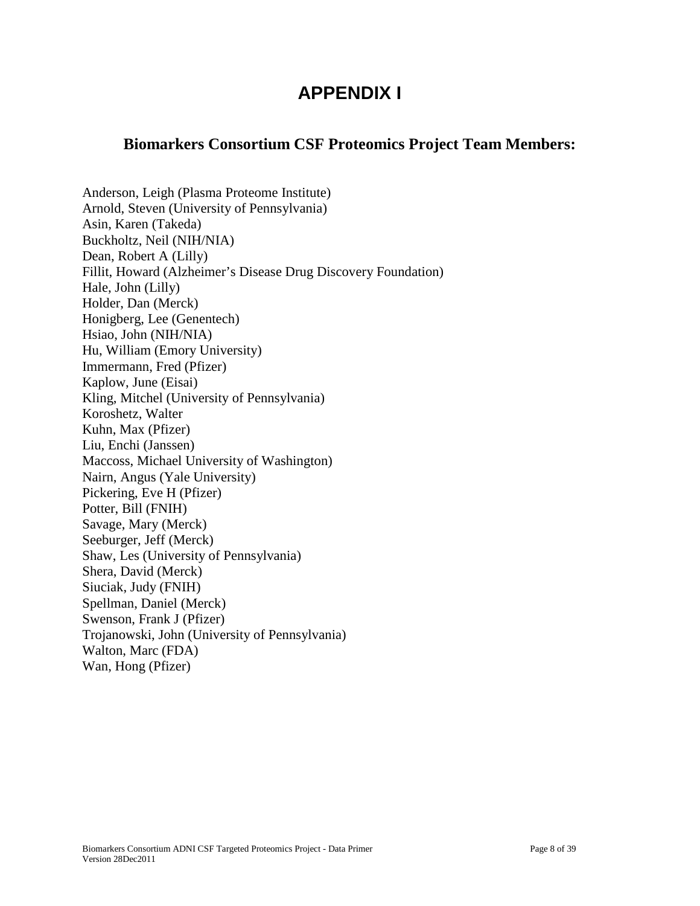# APPENDIX I

## Biomarkers Consortium CSF Proteomics Project Team Members:

Anderson, Leigh (Plasma Proteome Institute)
Arnold, Steven (University of Pennsylvania)
Asin, Karen (Takeda)
Buckholtz, Neil (NIH/NIA)
Dean, Robert A (Lilly)
Fillit, Howard (Alzheimer's Disease Drug Discovery Foundation)
Hale, John (Lilly)
Holder, Dan (Merck)
Honigberg, Lee (Genentech)
Hsiao, John (NIH/NIA)
Hu, William (Emory University)
Immermann, Fred (Pfizer)
Kaplow, June (Eisai)
Kling, Mitchel (University of Pennsylvania)
Koroshetz, Walter
Kuhn, Max (Pfizer)
Liu, Enchi (Janssen)
Maccoss, Michael University of Washington)
Nairn, Angus (Yale University)
Pickering, Eve H (Pfizer)
Potter, Bill (FNIH)
Savage, Mary (Merck)
Seeburger, Jeff (Merck)
Shaw, Les (University of Pennsylvania)
Shera, David (Merck)
Siuciak, Judy (FNIH)
Spellman, Daniel (Merck)
Swenson, Frank J (Pfizer)
Trojanowski, John (University of Pennsylvania)
Walton, Marc (FDA)
Wan, Hong (Pfizer)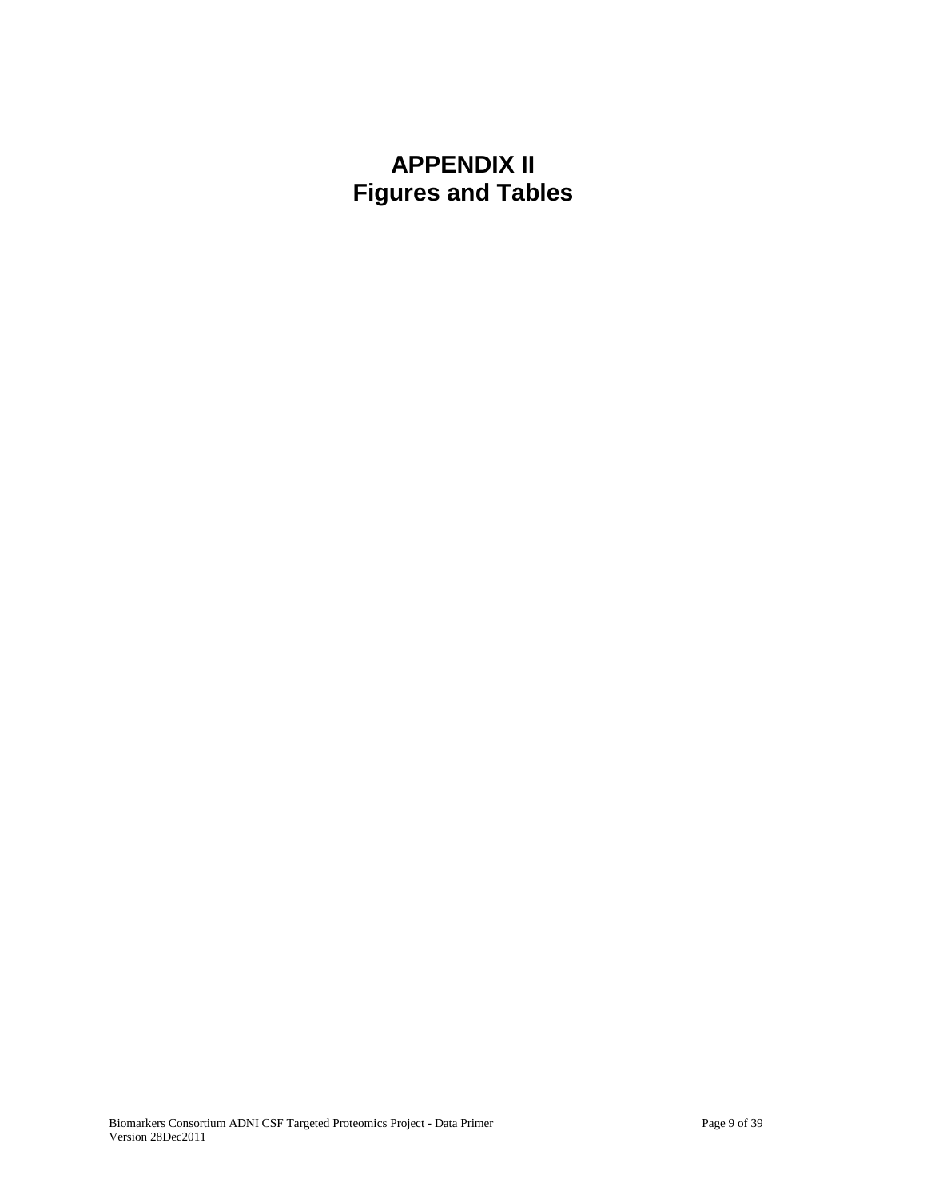# APPENDIX II
# Figures and Tables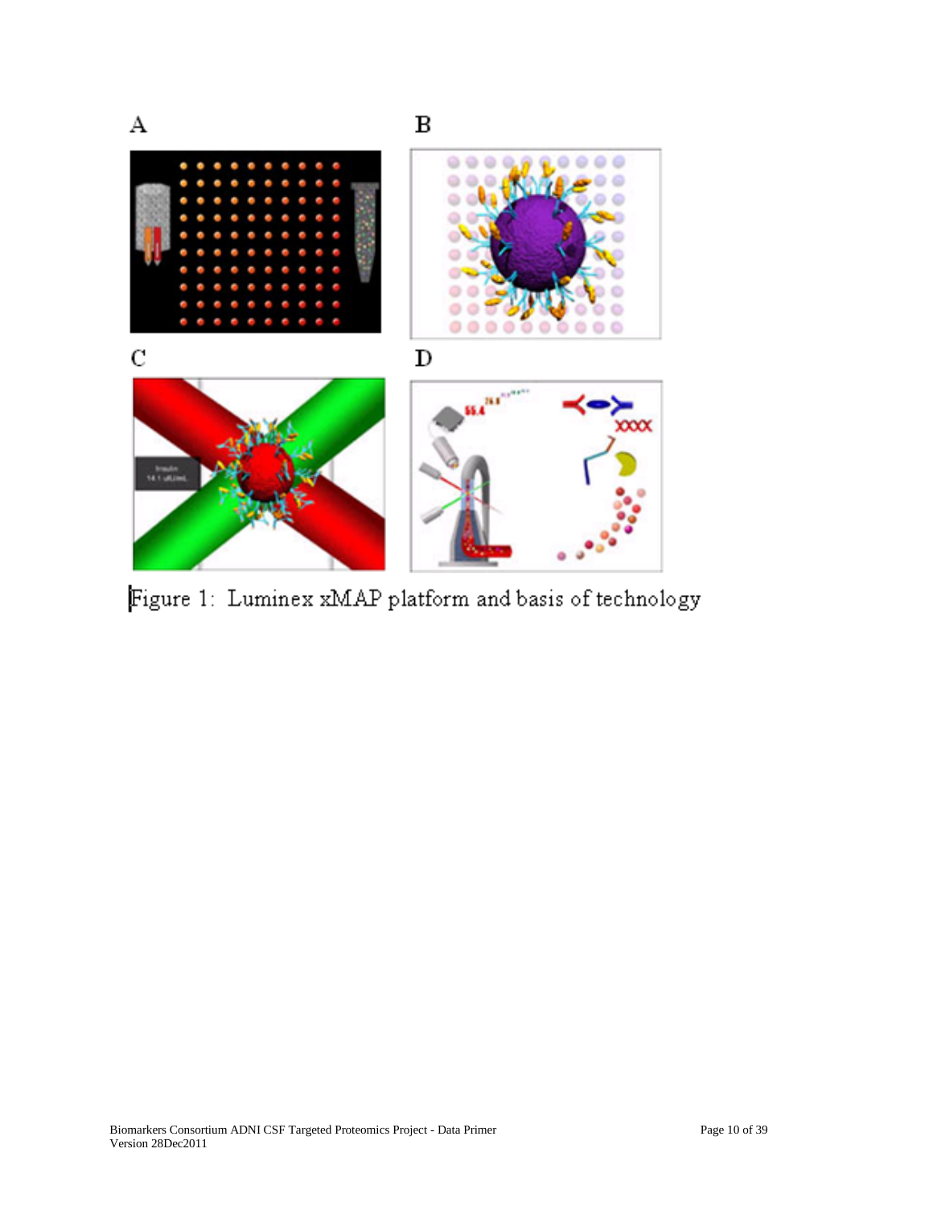Figure 1: Luminex xMAP platform and basis of technology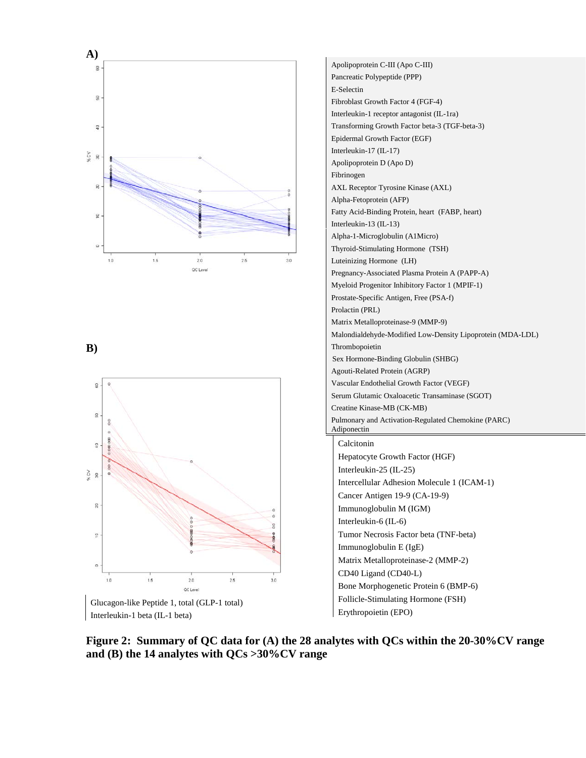**A)**

Apolipoprotein C-III (Apo C-III)
Pancreatic Polypeptide (PPP)
E-Selectin
Fibroblast Growth Factor 4 (FGF-4)
Interleukin-1 receptor antagonist (IL-1ra)
Transforming Growth Factor beta-3 (TGF-beta-3)
Epidermal Growth Factor (EGF)
Interleukin-17 (IL-17)
Apolipoprotein D (Apo D)
Fibrinogen
AXL Receptor Tyrosine Kinase (AXL)
Alpha-Fetoprotein (AFP)
Fatty Acid-Binding Protein, heart (FABP, heart)
Interleukin-13 (IL-13)
Alpha-1-Microglobulin (A1Micro)
Thyroid-Stimulating Hormone (TSH)
Luteinizing Hormone (LH)
Pregnancy-Associated Plasma Protein A (PAPP-A)
Myeloid Progenitor Inhibitory Factor 1 (MPIF-1)
Prostate-Specific Antigen, Free (PSA-f)
Prolactin (PRL)
Matrix Metalloproteinase-9 (MMP-9)
Malondialdehyde-Modified Low-Density Lipoprotein (MDA-LDL)
Thrombopoietin
Sex Hormone-Binding Globulin (SHBG)
Agouti-Related Protein (AGRP)
Vascular Endothelial Growth Factor (VEGF)
Serum Glutamic Oxaloacetic Transaminase (SGOT)
Creatine Kinase-MB (CK-MB)
Pulmonary and Activation-Regulated Chemokine (PARC)
Adiponectin

**B)**

Glucagon-like Peptide 1, total (GLP-1 total)
Interleukin-1 beta (IL-1 beta)
Calcitonin
Hepatocyte Growth Factor (HGF)
Interleukin-25 (IL-25)
Intercellular Adhesion Molecule 1 (ICAM-1)
Cancer Antigen 19-9 (CA-19-9)
Immunoglobulin M (IGM)
Interleukin-6 (IL-6)
Tumor Necrosis Factor beta (TNF-beta)
Immunoglobulin E (IgE)
Matrix Metalloproteinase-2 (MMP-2)
CD40 Ligand (CD40-L)
Bone Morphogenetic Protein 6 (BMP-6)
Follicle-Stimulating Hormone (FSH)
Erythropoietin (EPO)

**Figure 2: Summary of QC data for (A) the 28 analytes with QCs within the 20-30%CV range and (B) the 14 analytes with QCs >30%CV range**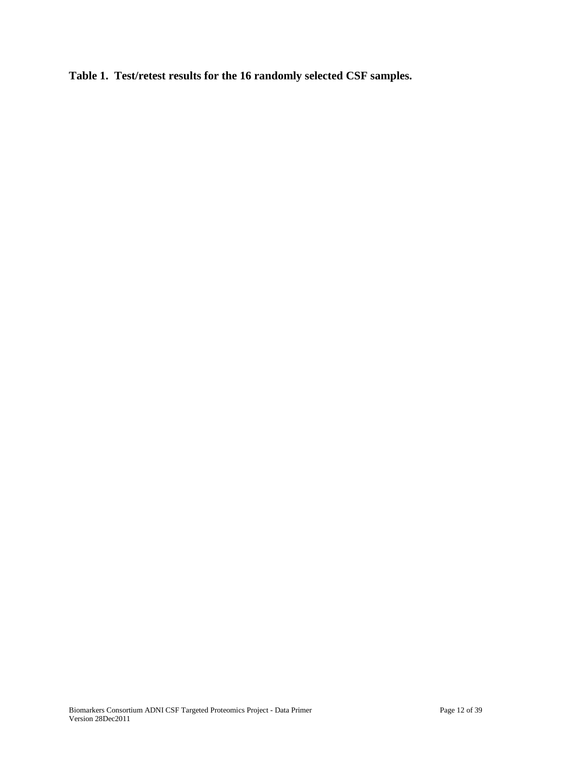**Table 1. Test/retest results for the 16 randomly selected CSF samples.**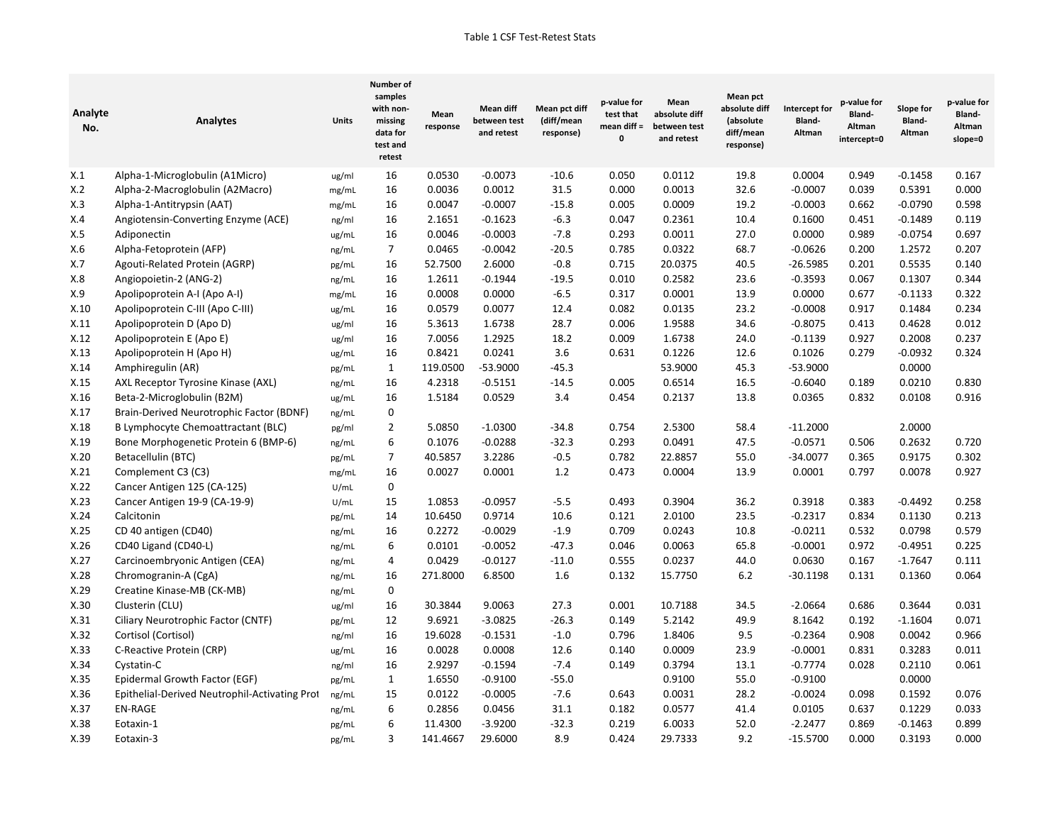Table 1 CSF Test-Retest Stats

| Analyte No. | Analytes | Units | Number of samples with non-missing data for test and retest | Mean response | Mean diff between test and retest | Mean pct diff (diff/mean response) | p-value for test that mean diff = 0 | Mean absolute diff between test and retest | Mean pct absolute diff (absolute diff/mean response) | Intercept for Bland-Altman | p-value for Bland-Altman intercept=0 | Slope for Bland-Altman | p-value for Bland-Altman slope=0 |
|---|---|---|---|---|---|---|---|---|---|---|---|---|---|
| X.1 | Alpha-1-Microglobulin (A1Micro) | ug/ml | 16 | 0.0530 | -0.0073 | -10.6 | 0.050 | 0.0112 | 19.8 | 0.0004 | 0.949 | -0.1458 | 0.167 |
| X.2 | Alpha-2-Macroglobulin (A2Macro) | mg/mL | 16 | 0.0036 | 0.0012 | 31.5 | 0.000 | 0.0013 | 32.6 | -0.0007 | 0.039 | 0.5391 | 0.000 |
| X.3 | Alpha-1-Antitrypsin (AAT) | mg/mL | 16 | 0.0047 | -0.0007 | -15.8 | 0.005 | 0.0009 | 19.2 | -0.0003 | 0.662 | -0.0790 | 0.598 |
| X.4 | Angiotensin-Converting Enzyme (ACE) | ng/ml | 16 | 2.1651 | -0.1623 | -6.3 | 0.047 | 0.2361 | 10.4 | 0.1600 | 0.451 | -0.1489 | 0.119 |
| X.5 | Adiponectin | ug/mL | 16 | 0.0046 | -0.0003 | -7.8 | 0.293 | 0.0011 | 27.0 | 0.0000 | 0.989 | -0.0754 | 0.697 |
| X.6 | Alpha-Fetoprotein (AFP) | ng/mL | 7 | 0.0465 | -0.0042 | -20.5 | 0.785 | 0.0322 | 68.7 | -0.0626 | 0.200 | 1.2572 | 0.207 |
| X.7 | Agouti-Related Protein (AGRP) | pg/mL | 16 | 52.7500 | 2.6000 | -0.8 | 0.715 | 20.0375 | 40.5 | -26.5985 | 0.201 | 0.5535 | 0.140 |
| X.8 | Angiopoietin-2 (ANG-2) | ng/mL | 16 | 1.2611 | -0.1944 | -19.5 | 0.010 | 0.2582 | 23.6 | -0.3593 | 0.067 | 0.1307 | 0.344 |
| X.9 | Apolipoprotein A-I (Apo A-I) | mg/mL | 16 | 0.0008 | 0.0000 | -6.5 | 0.317 | 0.0001 | 13.9 | 0.0000 | 0.677 | -0.1133 | 0.322 |
| X.10 | Apolipoprotein C-III (Apo C-III) | ug/mL | 16 | 0.0579 | 0.0077 | 12.4 | 0.082 | 0.0135 | 23.2 | -0.0008 | 0.917 | 0.1484 | 0.234 |
| X.11 | Apolipoprotein D (Apo D) | ug/ml | 16 | 5.3613 | 1.6738 | 28.7 | 0.006 | 1.9588 | 34.6 | -0.8075 | 0.413 | 0.4628 | 0.012 |
| X.12 | Apolipoprotein E (Apo E) | ug/ml | 16 | 7.0056 | 1.2925 | 18.2 | 0.009 | 1.6738 | 24.0 | -0.1139 | 0.927 | 0.2008 | 0.237 |
| X.13 | Apolipoprotein H (Apo H) | ug/mL | 16 | 0.8421 | 0.0241 | 3.6 | 0.631 | 0.1226 | 12.6 | 0.1026 | 0.279 | -0.0932 | 0.324 |
| X.14 | Amphiregulin (AR) | pg/mL | 1 | 119.0500 | -53.9000 | -45.3 | | 53.9000 | 45.3 | -53.9000 | | 0.0000 | |
| X.15 | AXL Receptor Tyrosine Kinase (AXL) | ng/mL | 16 | 4.2318 | -0.5151 | -14.5 | 0.005 | 0.6514 | 16.5 | -0.6040 | 0.189 | 0.0210 | 0.830 |
| X.16 | Beta-2-Microglobulin (B2M) | ug/mL | 16 | 1.5184 | 0.0529 | 3.4 | 0.454 | 0.2137 | 13.8 | 0.0365 | 0.832 | 0.0108 | 0.916 |
| X.17 | Brain-Derived Neurotrophic Factor (BDNF) | ng/mL | 0 | | | | | | | | | | |
| X.18 | B Lymphocyte Chemoattractant (BLC) | pg/ml | 2 | 5.0850 | -1.0300 | -34.8 | 0.754 | 2.5300 | 58.4 | -11.2000 | | 2.0000 | |
| X.19 | Bone Morphogenetic Protein 6 (BMP-6) | ng/mL | 6 | 0.1076 | -0.0288 | -32.3 | 0.293 | 0.0491 | 47.5 | -0.0571 | 0.506 | 0.2632 | 0.720 |
| X.20 | Betacellulin (BTC) | pg/mL | 7 | 40.5857 | 3.2286 | -0.5 | 0.782 | 22.8857 | 55.0 | -34.0077 | 0.365 | 0.9175 | 0.302 |
| X.21 | Complement C3 (C3) | mg/mL | 16 | 0.0027 | 0.0001 | 1.2 | 0.473 | 0.0004 | 13.9 | 0.0001 | 0.797 | 0.0078 | 0.927 |
| X.22 | Cancer Antigen 125 (CA-125) | U/mL | 0 | | | | | | | | | | |
| X.23 | Cancer Antigen 19-9 (CA-19-9) | U/mL | 15 | 1.0853 | -0.0957 | -5.5 | 0.493 | 0.3904 | 36.2 | 0.3918 | 0.383 | -0.4492 | 0.258 |
| X.24 | Calcitonin | pg/mL | 14 | 10.6450 | 0.9714 | 10.6 | 0.121 | 2.0100 | 23.5 | -0.2317 | 0.834 | 0.1130 | 0.213 |
| X.25 | CD 40 antigen (CD40) | ng/mL | 16 | 0.2272 | -0.0029 | -1.9 | 0.709 | 0.0243 | 10.8 | -0.0211 | 0.532 | 0.0798 | 0.579 |
| X.26 | CD40 Ligand (CD40-L) | ng/mL | 6 | 0.0101 | -0.0052 | -47.3 | 0.046 | 0.0063 | 65.8 | -0.0001 | 0.972 | -0.4951 | 0.225 |
| X.27 | Carcinoembryonic Antigen (CEA) | ng/mL | 4 | 0.0429 | -0.0127 | -11.0 | 0.555 | 0.0237 | 44.0 | 0.0630 | 0.167 | -1.7647 | 0.111 |
| X.28 | Chromogranin-A (CgA) | ng/mL | 16 | 271.8000 | 6.8500 | 1.6 | 0.132 | 15.7750 | 6.2 | -30.1198 | 0.131 | 0.1360 | 0.064 |
| X.29 | Creatine Kinase-MB (CK-MB) | ng/mL | 0 | | | | | | | | | | |
| X.30 | Clusterin (CLU) | ug/ml | 16 | 30.3844 | 9.0063 | 27.3 | 0.001 | 10.7188 | 34.5 | -2.0664 | 0.686 | 0.3644 | 0.031 |
| X.31 | Ciliary Neurotrophic Factor (CNTF) | pg/mL | 12 | 9.6921 | -3.0825 | -26.3 | 0.149 | 5.2142 | 49.9 | 8.1642 | 0.192 | -1.1604 | 0.071 |
| X.32 | Cortisol (Cortisol) | ng/ml | 16 | 19.6028 | -0.1531 | -1.0 | 0.796 | 1.8406 | 9.5 | -0.2364 | 0.908 | 0.0042 | 0.966 |
| X.33 | C-Reactive Protein (CRP) | ug/mL | 16 | 0.0028 | 0.0008 | 12.6 | 0.140 | 0.0009 | 23.9 | -0.0001 | 0.831 | 0.3283 | 0.011 |
| X.34 | Cystatin-C | ng/ml | 16 | 2.9297 | -0.1594 | -7.4 | 0.149 | 0.3794 | 13.1 | -0.7774 | 0.028 | 0.2110 | 0.061 |
| X.35 | Epidermal Growth Factor (EGF) | pg/mL | 1 | 1.6550 | -0.9100 | -55.0 | | 0.9100 | 55.0 | -0.9100 | | 0.0000 | |
| X.36 | Epithelial-Derived Neutrophil-Activating Prot | ng/mL | 15 | 0.0122 | -0.0005 | -7.6 | 0.643 | 0.0031 | 28.2 | -0.0024 | 0.098 | 0.1592 | 0.076 |
| X.37 | EN-RAGE | ng/mL | 6 | 0.2856 | 0.0456 | 31.1 | 0.182 | 0.0577 | 41.4 | 0.0105 | 0.637 | 0.1229 | 0.033 |
| X.38 | Eotaxin-1 | pg/mL | 6 | 11.4300 | -3.9200 | -32.3 | 0.219 | 6.0033 | 52.0 | -2.2477 | 0.869 | -0.1463 | 0.899 |
| X.39 | Eotaxin-3 | pg/mL | 3 | 141.4667 | 29.6000 | 8.9 | 0.424 | 29.7333 | 9.2 | -15.5700 | 0.000 | 0.3193 | 0.000 |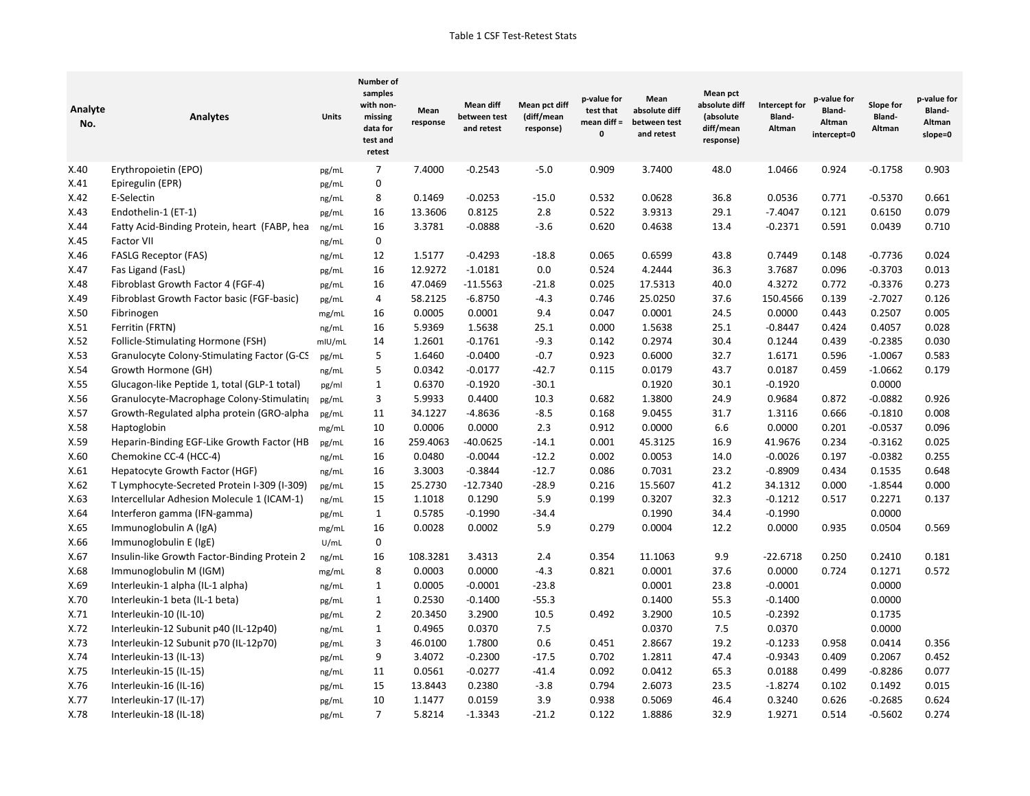Table 1 CSF Test-Retest Stats

| Analyte No. | Analytes | Units | Number of samples with non-missing data for test and retest | Mean response | Mean diff between test and retest | Mean pct diff (diff/mean response) | p-value for test that mean diff = 0 | Mean absolute diff between test and retest | Mean pct absolute diff (absolute diff/mean response) | Intercept for Bland-Altman | p-value for Bland-Altman intercept=0 | Slope for Bland-Altman | p-value for Bland-Altman slope=0 |
|---|---|---|---|---|---|---|---|---|---|---|---|---|---|
| X.40 | Erythropoietin (EPO) | pg/mL | 7 | 7.4000 | -0.2543 | -5.0 | 0.909 | 3.7400 | 48.0 | 1.0466 | 0.924 | -0.1758 | 0.903 |
| X.41 | Epiregulin (EPR) | pg/mL | 0 | | | | | | | | | | |
| X.42 | E-Selectin | ng/mL | 8 | 0.1469 | -0.0253 | -15.0 | 0.532 | 0.0628 | 36.8 | 0.0536 | 0.771 | -0.5370 | 0.661 |
| X.43 | Endothelin-1 (ET-1) | pg/mL | 16 | 13.3606 | 0.8125 | 2.8 | 0.522 | 3.9313 | 29.1 | -7.4047 | 0.121 | 0.6150 | 0.079 |
| X.44 | Fatty Acid-Binding Protein, heart (FABP, hea | ng/mL | 16 | 3.3781 | -0.0888 | -3.6 | 0.620 | 0.4638 | 13.4 | -0.2371 | 0.591 | 0.0439 | 0.710 |
| X.45 | Factor VII | ng/mL | 0 | | | | | | | | | | |
| X.46 | FASLG Receptor (FAS) | ng/mL | 12 | 1.5177 | -0.4293 | -18.8 | 0.065 | 0.6599 | 43.8 | 0.7449 | 0.148 | -0.7736 | 0.024 |
| X.47 | Fas Ligand (FasL) | pg/mL | 16 | 12.9272 | -1.0181 | 0.0 | 0.524 | 4.2444 | 36.3 | 3.7687 | 0.096 | -0.3703 | 0.013 |
| X.48 | Fibroblast Growth Factor 4 (FGF-4) | pg/mL | 16 | 47.0469 | -11.5563 | -21.8 | 0.025 | 17.5313 | 40.0 | 4.3272 | 0.772 | -0.3376 | 0.273 |
| X.49 | Fibroblast Growth Factor basic (FGF-basic) | pg/mL | 4 | 58.2125 | -6.8750 | -4.3 | 0.746 | 25.0250 | 37.6 | 150.4566 | 0.139 | -2.7027 | 0.126 |
| X.50 | Fibrinogen | mg/mL | 16 | 0.0005 | 0.0001 | 9.4 | 0.047 | 0.0001 | 24.5 | 0.0000 | 0.443 | 0.2507 | 0.005 |
| X.51 | Ferritin (FRTN) | ng/mL | 16 | 5.9369 | 1.5638 | 25.1 | 0.000 | 1.5638 | 25.1 | -0.8447 | 0.424 | 0.4057 | 0.028 |
| X.52 | Follicle-Stimulating Hormone (FSH) | mIU/mL | 14 | 1.2601 | -0.1761 | -9.3 | 0.142 | 0.2974 | 30.4 | 0.1244 | 0.439 | -0.2385 | 0.030 |
| X.53 | Granulocyte Colony-Stimulating Factor (G-CS | pg/mL | 5 | 1.6460 | -0.0400 | -0.7 | 0.923 | 0.6000 | 32.7 | 1.6171 | 0.596 | -1.0067 | 0.583 |
| X.54 | Growth Hormone (GH) | ng/mL | 5 | 0.0342 | -0.0177 | -42.7 | 0.115 | 0.0179 | 43.7 | 0.0187 | 0.459 | -1.0662 | 0.179 |
| X.55 | Glucagon-like Peptide 1, total (GLP-1 total) | pg/ml | 1 | 0.6370 | -0.1920 | -30.1 | | 0.1920 | 30.1 | -0.1920 | | 0.0000 | |
| X.56 | Granulocyte-Macrophage Colony-Stimulatin | pg/mL | 3 | 5.9933 | 0.4400 | 10.3 | 0.682 | 1.3800 | 24.9 | 0.9684 | 0.872 | -0.0882 | 0.926 |
| X.57 | Growth-Regulated alpha protein (GRO-alpha | pg/mL | 11 | 34.1227 | -4.8636 | -8.5 | 0.168 | 9.0455 | 31.7 | 1.3116 | 0.666 | -0.1810 | 0.008 |
| X.58 | Haptoglobin | mg/mL | 10 | 0.0006 | 0.0000 | 2.3 | 0.912 | 0.0000 | 6.6 | 0.0000 | 0.201 | -0.0537 | 0.096 |
| X.59 | Heparin-Binding EGF-Like Growth Factor (HB | pg/mL | 16 | 259.4063 | -40.0625 | -14.1 | 0.001 | 45.3125 | 16.9 | 41.9676 | 0.234 | -0.3162 | 0.025 |
| X.60 | Chemokine CC-4 (HCC-4) | ng/mL | 16 | 0.0480 | -0.0044 | -12.2 | 0.002 | 0.0053 | 14.0 | -0.0026 | 0.197 | -0.0382 | 0.255 |
| X.61 | Hepatocyte Growth Factor (HGF) | ng/mL | 16 | 3.3003 | -0.3844 | -12.7 | 0.086 | 0.7031 | 23.2 | -0.8909 | 0.434 | 0.1535 | 0.648 |
| X.62 | T Lymphocyte-Secreted Protein I-309 (I-309) | pg/mL | 15 | 25.2730 | -12.7340 | -28.9 | 0.216 | 15.5607 | 41.2 | 34.1312 | 0.000 | -1.8544 | 0.000 |
| X.63 | Intercellular Adhesion Molecule 1 (ICAM-1) | ng/mL | 15 | 1.1018 | 0.1290 | 5.9 | 0.199 | 0.3207 | 32.3 | -0.1212 | 0.517 | 0.2271 | 0.137 |
| X.64 | Interferon gamma (IFN-gamma) | pg/mL | 1 | 0.5785 | -0.1990 | -34.4 | | 0.1990 | 34.4 | -0.1990 | | 0.0000 | |
| X.65 | Immunoglobulin A (IgA) | mg/mL | 16 | 0.0028 | 0.0002 | 5.9 | 0.279 | 0.0004 | 12.2 | 0.0000 | 0.935 | 0.0504 | 0.569 |
| X.66 | Immunoglobulin E (IgE) | U/mL | 0 | | | | | | | | | | |
| X.67 | Insulin-like Growth Factor-Binding Protein 2 | ng/mL | 16 | 108.3281 | 3.4313 | 2.4 | 0.354 | 11.1063 | 9.9 | -22.6718 | 0.250 | 0.2410 | 0.181 |
| X.68 | Immunoglobulin M (IGM) | mg/mL | 8 | 0.0003 | 0.0000 | -4.3 | 0.821 | 0.0001 | 37.6 | 0.0000 | 0.724 | 0.1271 | 0.572 |
| X.69 | Interleukin-1 alpha (IL-1 alpha) | ng/mL | 1 | 0.0005 | -0.0001 | -23.8 | | 0.0001 | 23.8 | -0.0001 | | 0.0000 | |
| X.70 | Interleukin-1 beta (IL-1 beta) | pg/mL | 1 | 0.2530 | -0.1400 | -55.3 | | 0.1400 | 55.3 | -0.1400 | | 0.0000 | |
| X.71 | Interleukin-10 (IL-10) | pg/mL | 2 | 20.3450 | 3.2900 | 10.5 | 0.492 | 3.2900 | 10.5 | -0.2392 | | 0.1735 | |
| X.72 | Interleukin-12 Subunit p40 (IL-12p40) | ng/mL | 1 | 0.4965 | 0.0370 | 7.5 | | 0.0370 | 7.5 | 0.0370 | | 0.0000 | |
| X.73 | Interleukin-12 Subunit p70 (IL-12p70) | pg/mL | 3 | 46.0100 | 1.7800 | 0.6 | 0.451 | 2.8667 | 19.2 | -0.1233 | 0.958 | 0.0414 | 0.356 |
| X.74 | Interleukin-13 (IL-13) | pg/mL | 9 | 3.4072 | -0.2300 | -17.5 | 0.702 | 1.2811 | 47.4 | -0.9343 | 0.409 | 0.2067 | 0.452 |
| X.75 | Interleukin-15 (IL-15) | ng/mL | 11 | 0.0561 | -0.0277 | -41.4 | 0.092 | 0.0412 | 65.3 | 0.0188 | 0.499 | -0.8286 | 0.077 |
| X.76 | Interleukin-16 (IL-16) | pg/mL | 15 | 13.8443 | 0.2380 | -3.8 | 0.794 | 2.6073 | 23.5 | -1.8274 | 0.102 | 0.1492 | 0.015 |
| X.77 | Interleukin-17 (IL-17) | pg/mL | 10 | 1.1477 | 0.0159 | 3.9 | 0.938 | 0.5069 | 46.4 | 0.3240 | 0.626 | -0.2685 | 0.624 |
| X.78 | Interleukin-18 (IL-18) | pg/mL | 7 | 5.8214 | -1.3343 | -21.2 | 0.122 | 1.8886 | 32.9 | 1.9271 | 0.514 | -0.5602 | 0.274 |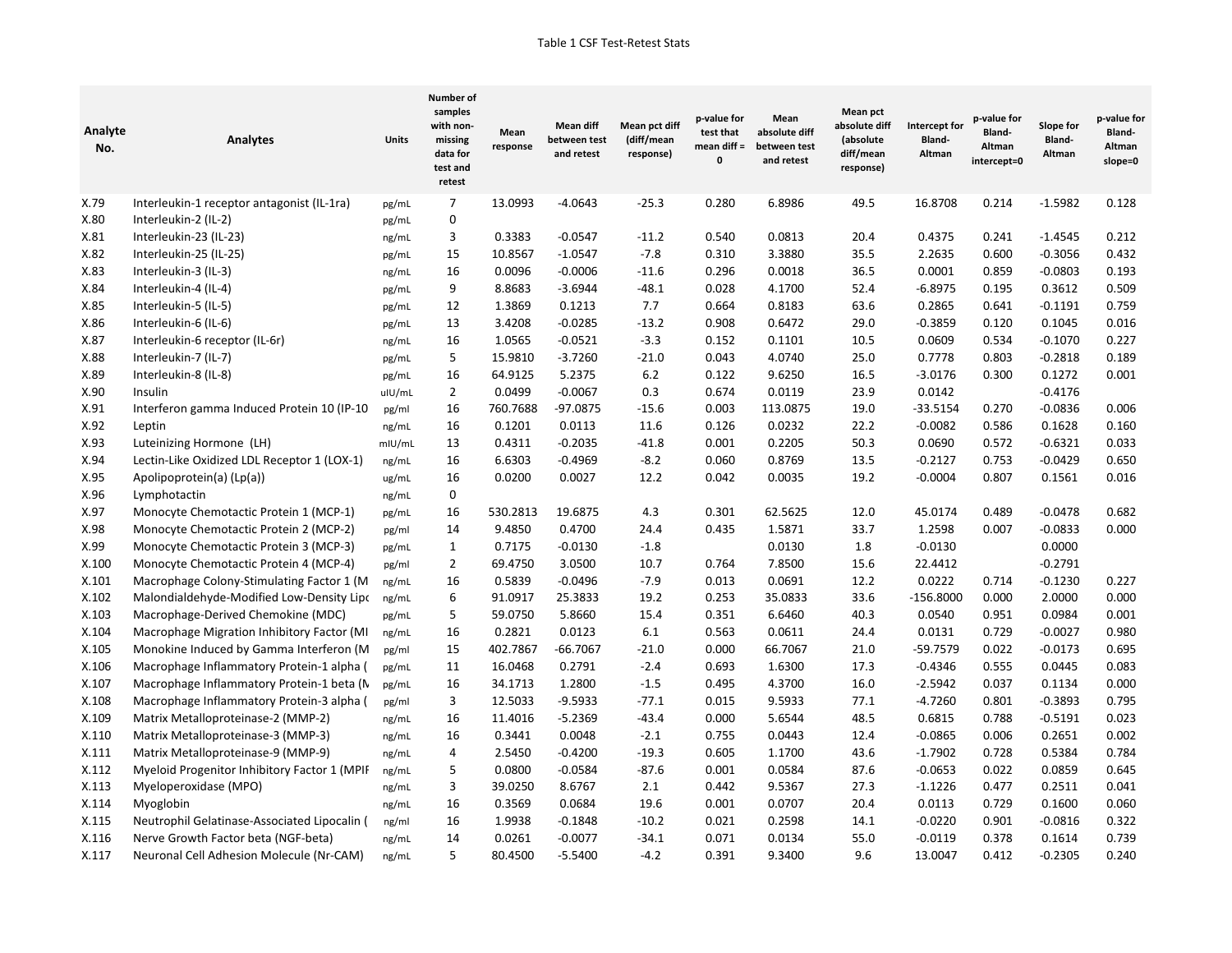Table 1 CSF Test-Retest Stats

| Analyte No. | Analytes | Units | Number of samples with non-missing data for test and retest | Mean response | Mean diff between test and retest | Mean pct diff (diff/mean response) | p-value for test that mean diff = 0 | Mean absolute diff between test and retest | Mean pct absolute diff (absolute diff/mean response) | Intercept for Bland-Altman | p-value for Bland-Altman intercept=0 | Slope for Bland-Altman | p-value for Bland-Altman slope=0 |
|---|---|---|---|---|---|---|---|---|---|---|---|---|---|
| X.79 | Interleukin-1 receptor antagonist (IL-1ra) | pg/mL | 7 | 13.0993 | -4.0643 | -25.3 | 0.280 | 6.8986 | 49.5 | 16.8708 | 0.214 | -1.5982 | 0.128 |
| X.80 | Interleukin-2 (IL-2) | pg/mL | 0 | | | | | | | | | | |
| X.81 | Interleukin-23 (IL-23) | ng/mL | 3 | 0.3383 | -0.0547 | -11.2 | 0.540 | 0.0813 | 20.4 | 0.4375 | 0.241 | -1.4545 | 0.212 |
| X.82 | Interleukin-25 (IL-25) | pg/mL | 15 | 10.8567 | -1.0547 | -7.8 | 0.310 | 3.3880 | 35.5 | 2.2635 | 0.600 | -0.3056 | 0.432 |
| X.83 | Interleukin-3 (IL-3) | ng/mL | 16 | 0.0096 | -0.0006 | -11.6 | 0.296 | 0.0018 | 36.5 | 0.0001 | 0.859 | -0.0803 | 0.193 |
| X.84 | Interleukin-4 (IL-4) | pg/mL | 9 | 8.8683 | -3.6944 | -48.1 | 0.028 | 4.1700 | 52.4 | -6.8975 | 0.195 | 0.3612 | 0.509 |
| X.85 | Interleukin-5 (IL-5) | pg/mL | 12 | 1.3869 | 0.1213 | 7.7 | 0.664 | 0.8183 | 63.6 | 0.2865 | 0.641 | -0.1191 | 0.759 |
| X.86 | Interleukin-6 (IL-6) | pg/mL | 13 | 3.4208 | -0.0285 | -13.2 | 0.908 | 0.6472 | 29.0 | -0.3859 | 0.120 | 0.1045 | 0.016 |
| X.87 | Interleukin-6 receptor (IL-6r) | ng/mL | 16 | 1.0565 | -0.0521 | -3.3 | 0.152 | 0.1101 | 10.5 | 0.0609 | 0.534 | -0.1070 | 0.227 |
| X.88 | Interleukin-7 (IL-7) | pg/mL | 5 | 15.9810 | -3.7260 | -21.0 | 0.043 | 4.0740 | 25.0 | 0.7778 | 0.803 | -0.2818 | 0.189 |
| X.89 | Interleukin-8 (IL-8) | pg/mL | 16 | 64.9125 | 5.2375 | 6.2 | 0.122 | 9.6250 | 16.5 | -3.0176 | 0.300 | 0.1272 | 0.001 |
| X.90 | Insulin | uIU/mL | 2 | 0.0499 | -0.0067 | 0.3 | 0.674 | 0.0119 | 23.9 | 0.0142 | | -0.4176 | |
| X.91 | Interferon gamma Induced Protein 10 (IP-10 | pg/ml | 16 | 760.7688 | -97.0875 | -15.6 | 0.003 | 113.0875 | 19.0 | -33.5154 | 0.270 | -0.0836 | 0.006 |
| X.92 | Leptin | ng/mL | 16 | 0.1201 | 0.0113 | 11.6 | 0.126 | 0.0232 | 22.2 | -0.0082 | 0.586 | 0.1628 | 0.160 |
| X.93 | Luteinizing Hormone (LH) | mIU/mL | 13 | 0.4311 | -0.2035 | -41.8 | 0.001 | 0.2205 | 50.3 | 0.0690 | 0.572 | -0.6321 | 0.033 |
| X.94 | Lectin-Like Oxidized LDL Receptor 1 (LOX-1) | ng/mL | 16 | 6.6303 | -0.4969 | -8.2 | 0.060 | 0.8769 | 13.5 | -0.2127 | 0.753 | -0.0429 | 0.650 |
| X.95 | Apolipoprotein(a) (Lp(a)) | ug/mL | 16 | 0.0200 | 0.0027 | 12.2 | 0.042 | 0.0035 | 19.2 | -0.0004 | 0.807 | 0.1561 | 0.016 |
| X.96 | Lymphotactin | ng/mL | 0 | | | | | | | | | | |
| X.97 | Monocyte Chemotactic Protein 1 (MCP-1) | pg/mL | 16 | 530.2813 | 19.6875 | 4.3 | 0.301 | 62.5625 | 12.0 | 45.0174 | 0.489 | -0.0478 | 0.682 |
| X.98 | Monocyte Chemotactic Protein 2 (MCP-2) | pg/ml | 14 | 9.4850 | 0.4700 | 24.4 | 0.435 | 1.5871 | 33.7 | 1.2598 | 0.007 | -0.0833 | 0.000 |
| X.99 | Monocyte Chemotactic Protein 3 (MCP-3) | pg/mL | 1 | 0.7175 | -0.0130 | -1.8 | | 0.0130 | 1.8 | -0.0130 | | 0.0000 | |
| X.100 | Monocyte Chemotactic Protein 4 (MCP-4) | pg/ml | 2 | 69.4750 | 3.0500 | 10.7 | 0.764 | 7.8500 | 15.6 | 22.4412 | | -0.2791 | |
| X.101 | Macrophage Colony-Stimulating Factor 1 (M | ng/mL | 16 | 0.5839 | -0.0496 | -7.9 | 0.013 | 0.0691 | 12.2 | 0.0222 | 0.714 | -0.1230 | 0.227 |
| X.102 | Malondialdehyde-Modified Low-Density Lipo | ng/mL | 6 | 91.0917 | 25.3833 | 19.2 | 0.253 | 35.0833 | 33.6 | -156.8000 | 0.000 | 2.0000 | 0.000 |
| X.103 | Macrophage-Derived Chemokine (MDC) | pg/mL | 5 | 59.0750 | 5.8660 | 15.4 | 0.351 | 6.6460 | 40.3 | 0.0540 | 0.951 | 0.0984 | 0.001 |
| X.104 | Macrophage Migration Inhibitory Factor (MI | ng/mL | 16 | 0.2821 | 0.0123 | 6.1 | 0.563 | 0.0611 | 24.4 | 0.0131 | 0.729 | -0.0027 | 0.980 |
| X.105 | Monokine Induced by Gamma Interferon (M | pg/ml | 15 | 402.7867 | -66.7067 | -21.0 | 0.000 | 66.7067 | 21.0 | -59.7579 | 0.022 | -0.0173 | 0.695 |
| X.106 | Macrophage Inflammatory Protein-1 alpha ( | pg/mL | 11 | 16.0468 | 0.2791 | -2.4 | 0.693 | 1.6300 | 17.3 | -0.4346 | 0.555 | 0.0445 | 0.083 |
| X.107 | Macrophage Inflammatory Protein-1 beta (M | pg/mL | 16 | 34.1713 | 1.2800 | -1.5 | 0.495 | 4.3700 | 16.0 | -2.5942 | 0.037 | 0.1134 | 0.000 |
| X.108 | Macrophage Inflammatory Protein-3 alpha ( | pg/ml | 3 | 12.5033 | -9.5933 | -77.1 | 0.015 | 9.5933 | 77.1 | -4.7260 | 0.801 | -0.3893 | 0.795 |
| X.109 | Matrix Metalloproteinase-2 (MMP-2) | ng/mL | 16 | 11.4016 | -5.2369 | -43.4 | 0.000 | 5.6544 | 48.5 | 0.6815 | 0.788 | -0.5191 | 0.023 |
| X.110 | Matrix Metalloproteinase-3 (MMP-3) | ng/mL | 16 | 0.3441 | 0.0048 | -2.1 | 0.755 | 0.0443 | 12.4 | -0.0865 | 0.006 | 0.2651 | 0.002 |
| X.111 | Matrix Metalloproteinase-9 (MMP-9) | ng/mL | 4 | 2.5450 | -0.4200 | -19.3 | 0.605 | 1.1700 | 43.6 | -1.7902 | 0.728 | 0.5384 | 0.784 |
| X.112 | Myeloid Progenitor Inhibitory Factor 1 (MPIF | ng/mL | 5 | 0.0800 | -0.0584 | -87.6 | 0.001 | 0.0584 | 87.6 | -0.0653 | 0.022 | 0.0859 | 0.645 |
| X.113 | Myeloperoxidase (MPO) | ng/mL | 3 | 39.0250 | 8.6767 | 2.1 | 0.442 | 9.5367 | 27.3 | -1.1226 | 0.477 | 0.2511 | 0.041 |
| X.114 | Myoglobin | ng/mL | 16 | 0.3569 | 0.0684 | 19.6 | 0.001 | 0.0707 | 20.4 | 0.0113 | 0.729 | 0.1600 | 0.060 |
| X.115 | Neutrophil Gelatinase-Associated Lipocalin ( | ng/ml | 16 | 1.9938 | -0.1848 | -10.2 | 0.021 | 0.2598 | 14.1 | -0.0220 | 0.901 | -0.0816 | 0.322 |
| X.116 | Nerve Growth Factor beta (NGF-beta) | ng/mL | 14 | 0.0261 | -0.0077 | -34.1 | 0.071 | 0.0134 | 55.0 | -0.0119 | 0.378 | 0.1614 | 0.739 |
| X.117 | Neuronal Cell Adhesion Molecule (Nr-CAM) | ng/mL | 5 | 80.4500 | -5.5400 | -4.2 | 0.391 | 9.3400 | 9.6 | 13.0047 | 0.412 | -0.2305 | 0.240 |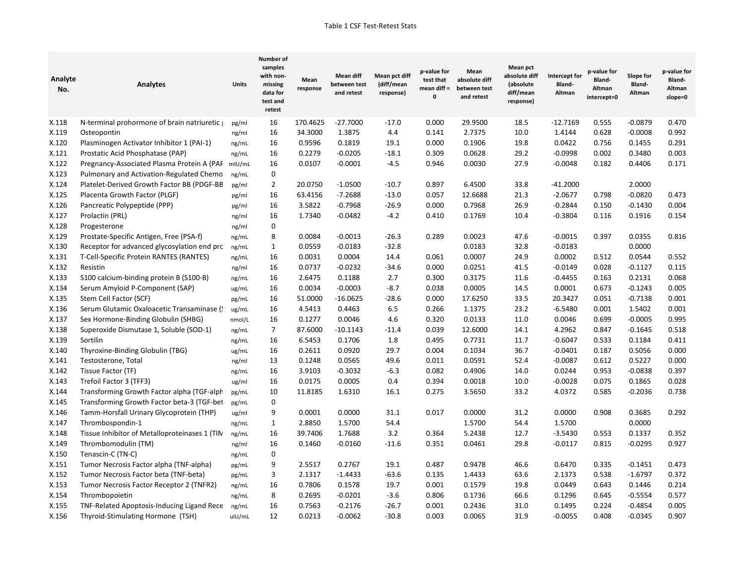Table 1 CSF Test-Retest Stats

| Analyte No. | Analytes | Units | Number of samples with non-missing data for test and retest | Mean response | Mean diff between test and retest | Mean pct diff (diff/mean response) | p-value for test that mean diff = 0 | Mean absolute diff between test and retest | Mean pct absolute diff (absolute diff/mean response) | Intercept for Bland-Altman | p-value for Bland-Altman intercept=0 | Slope for Bland-Altman | p-value for Bland-Altman slope=0 |
|---|---|---|---|---|---|---|---|---|---|---|---|---|---|
| X.118 | N-terminal prohormone of brain natriuretic | pg/ml | 16 | 170.4625 | -27.7000 | -17.0 | 0.000 | 29.9500 | 18.5 | -12.7169 | 0.555 | -0.0879 | 0.470 |
| X.119 | Osteopontin | ng/ml | 16 | 34.3000 | 1.3875 | 4.4 | 0.141 | 2.7375 | 10.0 | 1.4144 | 0.628 | -0.0008 | 0.992 |
| X.120 | Plasminogen Activator Inhibitor 1 (PAI-1) | ng/mL | 16 | 0.9596 | 0.1819 | 19.1 | 0.000 | 0.1906 | 19.8 | 0.0422 | 0.756 | 0.1455 | 0.291 |
| X.121 | Prostatic Acid Phosphatase (PAP) | ng/mL | 16 | 0.2279 | -0.0205 | -18.1 | 0.309 | 0.0628 | 29.2 | -0.0998 | 0.002 | 0.3480 | 0.003 |
| X.122 | Pregnancy-Associated Plasma Protein A (PAF | mIU/mL | 16 | 0.0107 | -0.0001 | -4.5 | 0.946 | 0.0030 | 27.9 | -0.0048 | 0.182 | 0.4406 | 0.171 |
| X.123 | Pulmonary and Activation-Regulated Chemo | ng/mL | 0 | | | | | | | | | | |
| X.124 | Platelet-Derived Growth Factor BB (PDGF-BB | pg/ml | 2 | 20.0750 | -1.0500 | -10.7 | 0.897 | 6.4500 | 33.8 | -41.2000 | | 2.0000 | |
| X.125 | Placenta Growth Factor (PLGF) | pg/ml | 16 | 63.4156 | -7.2688 | -13.0 | 0.057 | 12.6688 | 21.3 | -2.0677 | 0.798 | -0.0820 | 0.473 |
| X.126 | Pancreatic Polypeptide (PPP) | pg/ml | 16 | 3.5822 | -0.7968 | -26.9 | 0.000 | 0.7968 | 26.9 | -0.2844 | 0.150 | -0.1430 | 0.004 |
| X.127 | Prolactin (PRL) | ng/ml | 16 | 1.7340 | -0.0482 | -4.2 | 0.410 | 0.1769 | 10.4 | -0.3804 | 0.116 | 0.1916 | 0.154 |
| X.128 | Progesterone | ng/ml | 0 | | | | | | | | | | |
| X.129 | Prostate-Specific Antigen, Free (PSA-f) | ng/mL | 8 | 0.0084 | -0.0013 | -26.3 | 0.289 | 0.0023 | 47.6 | -0.0015 | 0.397 | 0.0355 | 0.816 |
| X.130 | Receptor for advanced glycosylation end prc | ng/mL | 1 | 0.0559 | -0.0183 | -32.8 | | 0.0183 | 32.8 | -0.0183 | | 0.0000 | |
| X.131 | T-Cell-Specific Protein RANTES (RANTES) | ng/mL | 16 | 0.0031 | 0.0004 | 14.4 | 0.061 | 0.0007 | 24.9 | 0.0002 | 0.512 | 0.0544 | 0.552 |
| X.132 | Resistin | ng/ml | 16 | 0.0737 | -0.0232 | -34.6 | 0.000 | 0.0251 | 41.5 | -0.0149 | 0.028 | -0.1127 | 0.115 |
| X.133 | S100 calcium-binding protein B (S100-B) | ng/mL | 16 | 2.6475 | 0.1188 | 2.7 | 0.300 | 0.3175 | 11.6 | -0.4455 | 0.163 | 0.2131 | 0.068 |
| X.134 | Serum Amyloid P-Component (SAP) | ug/mL | 16 | 0.0034 | -0.0003 | -8.7 | 0.038 | 0.0005 | 14.5 | 0.0001 | 0.673 | -0.1243 | 0.005 |
| X.135 | Stem Cell Factor (SCF) | pg/mL | 16 | 51.0000 | -16.0625 | -28.6 | 0.000 | 17.6250 | 33.5 | 20.3427 | 0.051 | -0.7138 | 0.001 |
| X.136 | Serum Glutamic Oxaloacetic Transaminase (! | ug/mL | 16 | 4.5413 | 0.4463 | 6.5 | 0.266 | 1.1375 | 23.2 | -6.5480 | 0.001 | 1.5402 | 0.001 |
| X.137 | Sex Hormone-Binding Globulin (SHBG) | nmol/L | 16 | 0.1277 | 0.0046 | 4.6 | 0.320 | 0.0133 | 11.0 | 0.0046 | 0.699 | -0.0005 | 0.995 |
| X.138 | Superoxide Dismutase 1, Soluble (SOD-1) | ng/mL | 7 | 87.6000 | -10.1143 | -11.4 | 0.039 | 12.6000 | 14.1 | 4.2962 | 0.847 | -0.1645 | 0.518 |
| X.139 | Sortilin | ng/mL | 16 | 6.5453 | 0.1706 | 1.8 | 0.495 | 0.7731 | 11.7 | -0.6047 | 0.533 | 0.1184 | 0.411 |
| X.140 | Thyroxine-Binding Globulin (TBG) | ug/mL | 16 | 0.2611 | 0.0920 | 29.7 | 0.004 | 0.1034 | 36.7 | -0.0401 | 0.187 | 0.5056 | 0.000 |
| X.141 | Testosterone, Total | ng/ml | 13 | 0.1248 | 0.0565 | 49.6 | 0.011 | 0.0591 | 52.4 | -0.0087 | 0.612 | 0.5227 | 0.000 |
| X.142 | Tissue Factor (TF) | ng/mL | 16 | 3.9103 | -0.3032 | -6.3 | 0.082 | 0.4906 | 14.0 | 0.0244 | 0.953 | -0.0838 | 0.397 |
| X.143 | Trefoil Factor 3 (TFF3) | ug/ml | 16 | 0.0175 | 0.0005 | 0.4 | 0.394 | 0.0018 | 10.0 | -0.0028 | 0.075 | 0.1865 | 0.028 |
| X.144 | Transforming Growth Factor alpha (TGF-alph | pg/mL | 10 | 11.8185 | 1.6310 | 16.1 | 0.275 | 3.5650 | 33.2 | 4.0372 | 0.585 | -0.2036 | 0.738 |
| X.145 | Transforming Growth Factor beta-3 (TGF-bet | pg/mL | 0 | | | | | | | | | | |
| X.146 | Tamm-Horsfall Urinary Glycoprotein (THP) | ug/ml | 9 | 0.0001 | 0.0000 | 31.1 | 0.017 | 0.0000 | 31.2 | 0.0000 | 0.908 | 0.3685 | 0.292 |
| X.147 | Thrombospondin-1 | ng/mL | 1 | 2.8850 | 1.5700 | 54.4 | | 1.5700 | 54.4 | 1.5700 | | 0.0000 | |
| X.148 | Tissue Inhibitor of Metalloproteinases 1 (TIM | ng/mL | 16 | 39.7406 | 1.7688 | 3.2 | 0.364 | 5.2438 | 12.7 | -3.5430 | 0.553 | 0.1337 | 0.352 |
| X.149 | Thrombomodulin (TM) | ng/ml | 16 | 0.1460 | -0.0160 | -11.6 | 0.351 | 0.0461 | 29.8 | -0.0117 | 0.815 | -0.0295 | 0.927 |
| X.150 | Tenascin-C (TN-C) | ng/mL | 0 | | | | | | | | | | |
| X.151 | Tumor Necrosis Factor alpha (TNF-alpha) | pg/mL | 9 | 2.5517 | 0.2767 | 19.1 | 0.487 | 0.9478 | 46.6 | 0.6470 | 0.335 | -0.1451 | 0.473 |
| X.152 | Tumor Necrosis Factor beta (TNF-beta) | pg/mL | 3 | 2.1317 | -1.4433 | -63.6 | 0.135 | 1.4433 | 63.6 | 2.1373 | 0.538 | -1.6797 | 0.372 |
| X.153 | Tumor Necrosis Factor Receptor 2 (TNFR2) | ng/mL | 16 | 0.7806 | 0.1578 | 19.7 | 0.001 | 0.1579 | 19.8 | 0.0449 | 0.643 | 0.1446 | 0.214 |
| X.154 | Thrombopoietin | ng/mL | 8 | 0.2695 | -0.0201 | -3.6 | 0.806 | 0.1736 | 66.6 | 0.1296 | 0.645 | -0.5554 | 0.577 |
| X.155 | TNF-Related Apoptosis-Inducing Ligand Rece | ng/mL | 16 | 0.7563 | -0.2176 | -26.7 | 0.001 | 0.2436 | 31.0 | 0.1495 | 0.224 | -0.4854 | 0.005 |
| X.156 | Thyroid-Stimulating Hormone (TSH) | uIU/mL | 12 | 0.0213 | -0.0062 | -30.8 | 0.003 | 0.0065 | 31.9 | -0.0055 | 0.408 | -0.0345 | 0.907 |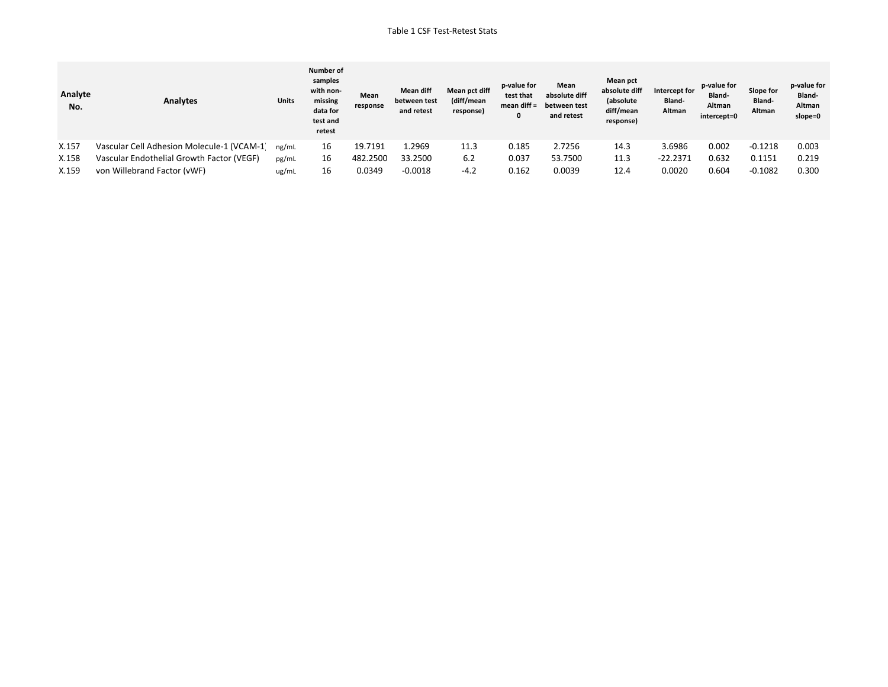Table 1 CSF Test-Retest Stats

| Analyte No. | Analytes | Units | Number of samples with non-missing data for test and retest | Mean response | Mean diff between test and retest | Mean pct diff (diff/mean response) | p-value for test that mean diff = 0 | Mean absolute diff between test and retest | Mean pct absolute diff (absolute diff/mean response) | Intercept for Bland-Altman | p-value for Bland-Altman intercept=0 | Slope for Bland-Altman | p-value for Bland-Altman slope=0 |
|---|---|---|---|---|---|---|---|---|---|---|---|---|---|
| X.157 | Vascular Cell Adhesion Molecule-1 (VCAM-1) | ng/mL | 16 | 19.7191 | 1.2969 | 11.3 | 0.185 | 2.7256 | 14.3 | 3.6986 | 0.002 | -0.1218 | 0.003 |
| X.158 | Vascular Endothelial Growth Factor (VEGF) | pg/mL | 16 | 482.2500 | 33.2500 | 6.2 | 0.037 | 53.7500 | 11.3 | -22.2371 | 0.632 | 0.1151 | 0.219 |
| X.159 | von Willebrand Factor (vWF) | ug/mL | 16 | 0.0349 | -0.0018 | -4.2 | 0.162 | 0.0039 | 12.4 | 0.0020 | 0.604 | -0.1082 | 0.300 |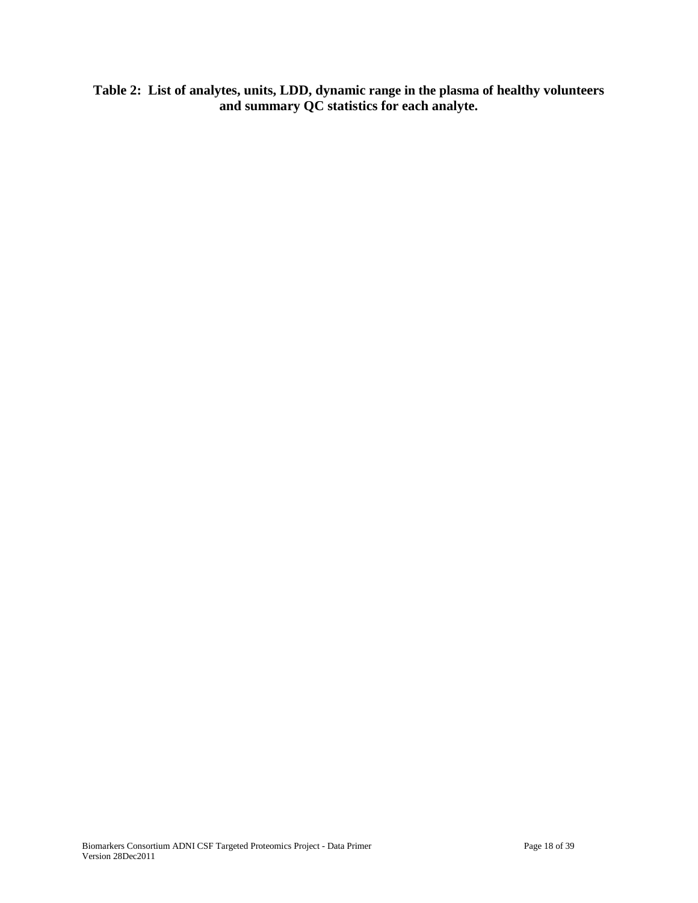**Table 2: List of analytes, units, LDD, dynamic range in the plasma of healthy volunteers and summary QC statistics for each analyte.**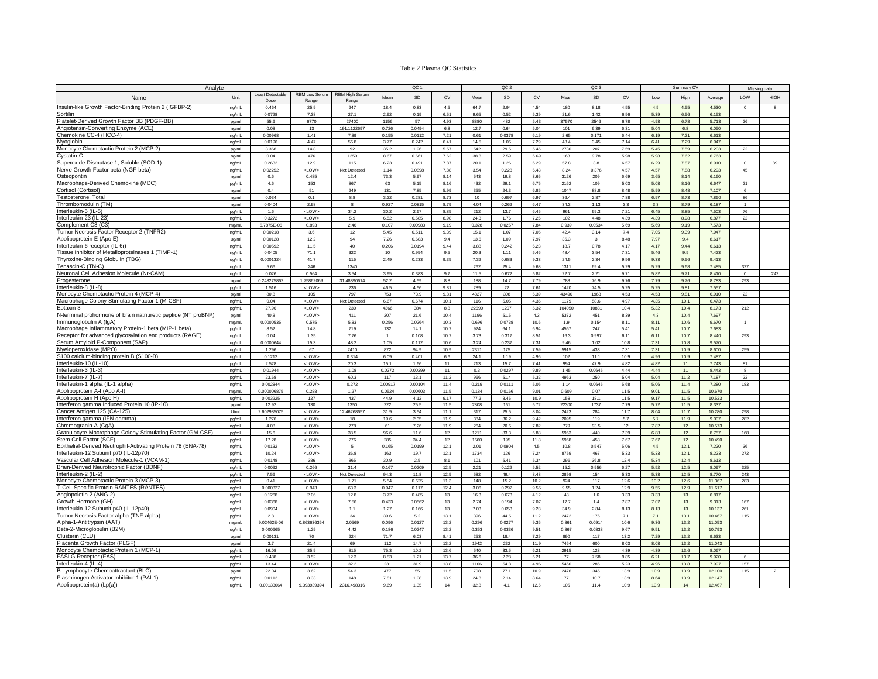Table 2 Plasma QC Statistics

| Analyte | | | | | QC 1 | | | QC 2 | | | QC 3 | | | Summary CV | | | Missing data | |
|---|---|---|---|---|---|---|---|---|---|---|---|---|---|---|---|---|---|---|
| Name | Unit | Least Detectable Dose | RBM Low Serum Range | RBM High Serum Range | Mean | SD | CV | Mean | SD | CV | Mean | SD | CV | Low | High | Average | LOW | HIGH |
| Insulin-like Growth Factor-Binding Protein 2 (IGFBP-2) | ng/mL | 0.464 | 25.9 | 247 | 18.4 | 0.83 | 4.5 | 64.7 | 2.94 | 4.54 | 180 | 8.18 | 4.55 | 4.5 | 4.55 | 4.530 | 0 | 8 |
| Sortilin | ng/mL | 0.0728 | 7.38 | 27.1 | 2.92 | 0.19 | 6.51 | 9.65 | 0.52 | 5.39 | 21.6 | 1.42 | 6.56 | 5.39 | 6.56 | 6.153 | | |
| Platelet-Derived Growth Factor BB (PDGF-BB) | pg/ml | 55.6 | 6770 | 27400 | 1156 | 57 | 4.93 | 8880 | 482 | 5.43 | 37570 | 2546 | 6.78 | 4.93 | 6.78 | 5.713 | 26 | |
| Angiotensin-Converting Enzyme (ACE) | ng/ml | 0.08 | 13 | 191.1122697 | 0.726 | 0.0494 | 6.8 | 12.7 | 0.64 | 5.04 | 101 | 6.39 | 6.31 | 5.04 | 6.8 | 6.050 | | |
| Chemokine CC-4 (HCC-4) | ng/mL | 0.00968 | 1.41 | 7.89 | 0.155 | 0.0112 | 7.21 | 0.61 | 0.0378 | 6.19 | 2.65 | 0.171 | 6.44 | 6.19 | 7.21 | 6.613 | | |
| Myoglobin | ng/mL | 0.0196 | 4.47 | 56.8 | 3.77 | 0.242 | 6.41 | 14.5 | 1.06 | 7.29 | 48.4 | 3.45 | 7.14 | 6.41 | 7.29 | 6.947 | | |
| Monocyte Chemotactic Protein 2 (MCP-2) | pg/ml | 3.368 | 14.8 | 92 | 35.2 | 1.96 | 5.57 | 542 | 29.5 | 5.45 | 2730 | 207 | 7.59 | 5.45 | 7.59 | 6.203 | 22 | |
| Cystatin-C | ng/ml | 0.04 | 476 | 1250 | 8.67 | 0.661 | 7.62 | 38.8 | 2.59 | 6.69 | 163 | 9.78 | 5.98 | 5.98 | 7.62 | 6.763 | | |
| Superoxide Dismutase 1, Soluble (SOD-1) | ng/mL | 0.2632 | 12.9 | 115 | 6.23 | 0.491 | 7.87 | 20.1 | 1.26 | 6.29 | 57.8 | 3.8 | 6.57 | 6.29 | 7.87 | 6.910 | 0 | 89 |
| Nerve Growth Factor beta (NGF-beta) | ng/mL | 0.02252 | <LOW> | Not Detected | 1.14 | 0.0898 | 7.88 | 3.54 | 0.228 | 6.43 | 8.24 | 0.376 | 4.57 | 4.57 | 7.88 | 6.293 | 45 | |
| Osteopontin | ng/ml | 0.6 | 0.485 | 12.4 | 73.3 | 5.97 | 8.14 | 543 | 19.8 | 3.65 | 3126 | 209 | 6.69 | 3.65 | 8.14 | 6.160 | | |
| Macrophage-Derived Chemokine (MDC) | pg/mL | 4.6 | 153 | 867 | 63 | 5.15 | 8.16 | 432 | 29.1 | 6.75 | 2162 | 109 | 5.03 | 5.03 | 8.16 | 6.647 | 21 | |
| Cortisol (Cortisol) | ng/ml | 0.4 | 51 | 249 | 131 | 7.85 | 5.99 | 355 | 24.3 | 6.85 | 1047 | 88.8 | 8.48 | 5.99 | 8.48 | 7.107 | 6 | |
| Testosterone, Total | ng/ml | 0.034 | 0.1 | 8.8 | 3.22 | 0.281 | 8.73 | 10 | 0.697 | 6.97 | 36.4 | 2.87 | 7.88 | 6.97 | 8.73 | 7.860 | 86 | |
| Thrombomodulin (TM) | ng/ml | 0.0404 | 2.98 | 8 | 0.927 | 0.0815 | 8.79 | 4.04 | 0.262 | 6.47 | 34.3 | 1.13 | 3.3 | 3.3 | 8.79 | 6.187 | 1 | |
| Interleukin-5 (IL-5) | pg/mL | 1.6 | <LOW> | 34.2 | 30.2 | 2.67 | 8.85 | 212 | 13.7 | 6.45 | 961 | 69.3 | 7.21 | 6.45 | 8.85 | 7.503 | 76 | |
| Interleukin-23 (IL-23) | ng/mL | 0.3272 | <LOW> | 5.9 | 6.52 | 0.585 | 8.98 | 24.3 | 1.76 | 7.26 | 102 | 4.48 | 4.39 | 4.39 | 8.98 | 6.877 | 22 | |
| Complement C3 (C3) | mg/mL | 5.7875E-06 | 0.893 | 2.46 | 0.107 | 0.00983 | 9.19 | 0.328 | 0.0257 | 7.84 | 0.939 | 0.0534 | 5.69 | 5.69 | 9.19 | 7.573 | | |
| Tumor Necrosis Factor Receptor 2 (TNFR2) | ng/mL | 0.00218 | 3.6 | 12 | 5.45 | 0.511 | 9.39 | 15.1 | 1.07 | 7.05 | 42.4 | 3.14 | 7.4 | 7.05 | 9.39 | 7.947 | | |
| Apolipoprotein E (Apo E) | ug/ml | 0.00128 | 12.2 | 94 | 7.26 | 0.683 | 9.4 | 13.6 | 1.09 | 7.97 | 35.3 | 3 | 8.48 | 7.97 | 9.4 | 8.617 | | |
| Interleukin-6 receptor (IL-6r) | ng/mL | 0.00592 | 11.5 | 40 | 0.206 | 0.0194 | 9.44 | 3.88 | 0.242 | 6.23 | 18.7 | 0.78 | 4.17 | 4.17 | 9.44 | 6.613 | | |
| Tissue Inhibitor of Metalloproteinases 1 (TIMP-1) | ng/mL | 0.0405 | 71.1 | 322 | 10 | 0.954 | 9.5 | 20.3 | 1.11 | 5.46 | 48.4 | 3.54 | 7.31 | 5.46 | 9.5 | 7.423 | | |
| Thyroxine-Binding Globulin (TBG) | ug/mL | 0.0001324 | 41.7 | 115 | 2.49 | 0.233 | 9.35 | 7.32 | 0.683 | 9.33 | 24.5 | 2.34 | 9.56 | 9.33 | 9.56 | 9.413 | | |
| Tenascin-C (TN-C) | ng/mL | 5.66 | 246 | 1340 | | | | 262 | 25.4 | 9.68 | 1311 | 69.4 | 5.29 | 5.29 | 9.68 | 7.485 | 327 | |
| Neuronal Cell Adhesion Molecule (Nr-CAM) | ng/mL | 0.026 | 0.564 | 3.54 | 3.95 | 0.383 | 9.7 | 11.5 | 0.672 | 5.82 | 22.7 | 2.21 | 9.71 | 5.82 | 9.71 | 8.410 | 0 | 242 |
| Progesterone | ng/ml | 0.248275862 | 1.75862069 | 31.48890614 | 52.2 | 4.59 | 8.8 | 188 | 14.7 | 7.79 | 788 | 76.9 | 9.76 | 7.79 | 9.76 | 8.783 | 293 | |
| Interleukin-8 (IL-8) | pg/mL | 1.516 | <LOW> | 236 | 46.5 | 4.56 | 9.81 | 289 | 22 | 7.61 | 1420 | 74.5 | 5.25 | 5.25 | 9.81 | 7.557 | | |
| Monocyte Chemotactic Protein 4 (MCP-4) | pg/ml | 80.8 | 105 | 797 | 753 | 73.9 | 9.81 | 4827 | 308 | 6.39 | 43490 | 1968 | 4.53 | 4.53 | 9.81 | 6.910 | 22 | |
| Macrophage Colony-Stimulating Factor 1 (M-CSF) | ng/mL | 0.04 | <LOW> | Not Detected | 6.67 | 0.674 | 10.1 | 116 | 5.05 | 4.35 | 1179 | 58.6 | 4.97 | 4.35 | 10.1 | 6.473 | | |
| Eotaxin-3 | pg/mL | 27.96 | <LOW> | 230 | 4366 | 384 | 8.8 | 22690 | 1207 | 5.32 | 104050 | 10831 | 10.4 | 5.32 | 10.4 | 8.173 | 212 | |
| N-terminal prohormone of brain natriuretic peptide (NT proBNP) | pg/ml | 40.8 | <LOW> | 411 | 207 | 21.6 | 10.4 | 1196 | 51.5 | 4.3 | 5372 | 451 | 8.39 | 4.3 | 10.4 | 7.697 | | |
| Immunoglobulin A (IgA) | mg/mL | 0.0000535 | 0.575 | 5.83 | 0.256 | 0.0264 | 10.3 | 0.696 | 0.0738 | 10.6 | 1.9 | 0.154 | 8.11 | 8.11 | 10.6 | 9.670 | 1 | |
| Macrophage Inflammatory Protein-1 beta (MIP-1 beta) | pg/mL | 8.52 | 14.8 | 719 | 132 | 14.1 | 10.7 | 924 | 64.1 | 6.94 | 4567 | 247 | 5.41 | 5.41 | 10.7 | 7.683 | | |
| Receptor for advanced glycosylation end products (RAGE) | ng/mL | 0.04 | 1.35 | 7.76 | 1 | 0.108 | 10.7 | 3.73 | 0.317 | 8.51 | 16.3 | 0.997 | 6.11 | 6.11 | 10.7 | 8.440 | 293 | |
| Serum Amyloid P-Component (SAP) | ug/mL | 0.0000644 | 15.3 | 48.2 | 1.05 | 0.112 | 10.6 | 3.24 | 0.237 | 7.31 | 9.46 | 1.02 | 10.8 | 7.31 | 10.8 | 9.570 | | |
| Myeloperoxidase (MPO) | ng/mL | 1.296 | 67 | 2410 | 872 | 94.9 | 10.9 | 2311 | 175 | 7.59 | 5915 | 433 | 7.31 | 7.31 | 10.9 | 8.600 | 259 | |
| S100 calcium-binding protein B (S100-B) | ng/mL | 0.1212 | <LOW> | 0.314 | 6.09 | 0.401 | 6.6 | 24.1 | 1.19 | 4.96 | 102 | 11.1 | 10.9 | 4.96 | 10.9 | 7.487 | | |
| Interleukin-10 (IL-10) | pg/mL | 2.528 | <LOW> | 20.3 | 15.1 | 1.66 | 11 | 213 | 15.7 | 7.41 | 994 | 47.9 | 4.82 | 4.82 | 11 | 7.743 | 81 | |
| Interleukin-3 (IL-3) | ng/mL | 0.01944 | <LOW> | 1.08 | 0.0272 | 0.00299 | 11 | 0.3 | 0.0297 | 9.89 | 1.45 | 0.0645 | 4.44 | 4.44 | 11 | 8.443 | 8 | |
| Interleukin-7 (IL-7) | pg/mL | 23.68 | <LOW> | 60.3 | 117 | 13.1 | 11.2 | 966 | 51.4 | 5.32 | 4963 | 250 | 5.04 | 5.04 | 11.2 | 7.187 | 22 | |
| Interleukin-1 alpha (IL-1 alpha) | ng/mL | 0.002844 | <LOW> | 0.272 | 0.00917 | 0.00104 | 11.4 | 0.219 | 0.0111 | 5.06 | 1.14 | 0.0645 | 5.68 | 5.06 | 11.4 | 7.380 | 183 | |
| Apolipoprotein A-I (Apo A-I) | mg/mL | 0.000006875 | 0.288 | 1.27 | 0.0524 | 0.00603 | 11.5 | 0.184 | 0.0166 | 9.01 | 0.609 | 0.07 | 11.5 | 9.01 | 11.5 | 10.670 | | |
| Apolipoprotein H (Apo H) | ug/mL | 0.003225 | 127 | 437 | 44.9 | 4.12 | 9.17 | 77.2 | 8.45 | 10.9 | 158 | 18.1 | 11.5 | 9.17 | 11.5 | 10.523 | | |
| Interferon gamma Induced Protein 10 (IP-10) | pg/ml | 12.92 | 130 | 1350 | 222 | 25.5 | 11.5 | 2808 | 161 | 5.72 | 22300 | 1737 | 7.79 | 5.72 | 11.5 | 8.337 | | |
| Cancer Antigen 125 (CA-125) | U/mL | 2.602985075 | <LOW> | 12.46268657 | 31.9 | 3.54 | 11.1 | 317 | 25.5 | 8.04 | 2423 | 284 | 11.7 | 8.04 | 11.7 | 10.280 | 298 | |
| Interferon gamma (IFN-gamma) | pg/mL | 1.276 | <LOW> | 18 | 19.6 | 2.35 | 11.9 | 384 | 36.2 | 9.42 | 2095 | 119 | 5.7 | 5.7 | 11.9 | 9.007 | 282 | |
| Chromogranin-A (CgA) | ng/mL | 4.08 | <LOW> | 778 | 61 | 7.26 | 11.9 | 264 | 20.6 | 7.82 | 779 | 93.5 | 12 | 7.82 | 12 | 10.573 | | |
| Granulocyte-Macrophage Colony-Stimulating Factor (GM-CSF) | pg/mL | 15.6 | <LOW> | 38.5 | 96.6 | 11.6 | 12 | 1211 | 83.3 | 6.88 | 5953 | 440 | 7.39 | 6.88 | 12 | 8.757 | 168 | |
| Stem Cell Factor (SCF) | pg/mL | 17.28 | <LOW> | 276 | 285 | 34.4 | 12 | 1660 | 195 | 11.8 | 5968 | 458 | 7.67 | 7.67 | 12 | 10.490 | | |
| Epithelial-Derived Neutrophil-Activating Protein 78 (ENA-78) | ng/mL | 0.0132 | <LOW> | 5 | 0.165 | 0.0199 | 12.1 | 2.01 | 0.0904 | 4.5 | 10.8 | 0.547 | 5.06 | 4.5 | 12.1 | 7.220 | 36 | |
| Interleukin-12 Subunit p70 (IL-12p70) | pg/mL | 10.24 | <LOW> | 36.8 | 163 | 19.7 | 12.1 | 1734 | 126 | 7.24 | 8759 | 467 | 5.33 | 5.33 | 12.1 | 8.223 | 272 | |
| Vascular Cell Adhesion Molecule-1 (VCAM-1) | ng/mL | 0.0148 | 386 | 865 | 30.9 | 2.5 | 8.1 | 101 | 5.41 | 5.34 | 296 | 36.8 | 12.4 | 5.34 | 12.4 | 8.613 | | |
| Brain-Derived Neurotrophic Factor (BDNF) | ng/mL | 0.0092 | 0.286 | 31.4 | 0.167 | 0.0209 | 12.5 | 2.21 | 0.122 | 5.52 | 15.2 | 0.956 | 6.27 | 5.52 | 12.5 | 8.097 | 325 | |
| Interleukin-2 (IL-2) | pg/mL | 7.56 | <LOW> | Not Detected | 94.3 | 11.8 | 12.5 | 582 | 49.4 | 8.48 | 2898 | 154 | 5.33 | 5.33 | 12.5 | 8.770 | 243 | |
| Monocyte Chemotactic Protein 3 (MCP-3) | pg/mL | 0.41 | <LOW> | 1.71 | 5.54 | 0.625 | 11.3 | 148 | 15.2 | 10.2 | 924 | 117 | 12.6 | 10.2 | 12.6 | 11.367 | 283 | |
| T-Cell-Specific Protein RANTES (RANTES) | ng/mL | 0.000327 | 0.943 | 63.3 | 0.947 | 0.117 | 12.4 | 3.06 | 0.292 | 9.55 | 9.55 | 1.24 | 12.9 | 9.55 | 12.9 | 11.617 | | |
| Angiopoietin-2 (ANG-2) | ng/mL | 0.1268 | 2.06 | 12.8 | 3.72 | 0.485 | 13 | 16.3 | 0.673 | 4.12 | 48 | 1.6 | 3.33 | 3.33 | 13 | 6.817 | | |
| Growth Hormone (GH) | ng/mL | 0.0368 | <LOW> | 7.56 | 0.433 | 0.0562 | 13 | 2.74 | 0.194 | 7.07 | 17.7 | 1.4 | 7.87 | 7.07 | 13 | 9.313 | 167 | |
| Interleukin-12 Subunit p40 (IL-12p40) | ng/mL | 0.0904 | <LOW> | 1.1 | 1.27 | 0.166 | 13 | 7.03 | 0.653 | 9.28 | 34.9 | 2.84 | 8.13 | 8.13 | 13 | 10.137 | 261 | |
| Tumor Necrosis Factor alpha (TNF-alpha) | pg/mL | 2.8 | <LOW> | 34 | 39.6 | 5.2 | 13.1 | 396 | 44.5 | 11.2 | 2472 | 176 | 7.1 | 7.1 | 13.1 | 10.467 | 115 | |
| Alpha-1-Antitrypsin (AAT) | mg/mL | 9.02462E-06 | 0.863636364 | 2.0569 | 0.096 | 0.0127 | 13.2 | 0.296 | 0.0277 | 9.36 | 0.861 | 0.0914 | 10.6 | 9.36 | 13.2 | 11.053 | | |
| Beta-2-Microglobulin (B2M) | ug/mL | 0.000665 | 1.29 | 4.42 | 0.186 | 0.0247 | 13.2 | 0.353 | 0.0336 | 9.51 | 0.867 | 0.0838 | 9.67 | 9.51 | 13.2 | 10.793 | | |
| Clusterin (CLU) | ug/ml | 0.00131 | 70 | 224 | 71.7 | 6.03 | 8.41 | 253 | 18.4 | 7.29 | 890 | 117 | 13.2 | 7.29 | 13.2 | 9.633 | | |
| Placenta Growth Factor (PLGF) | pg/ml | 3.7 | 21.4 | 69 | 112 | 14.7 | 13.2 | 1942 | 232 | 11.9 | 7464 | 600 | 8.03 | 8.03 | 13.2 | 11.043 | | |
| Monocyte Chemotactic Protein 1 (MCP-1) | pg/mL | 16.08 | 35.9 | 815 | 75.3 | 10.2 | 13.6 | 540 | 33.5 | 6.21 | 2915 | 128 | 4.39 | 4.39 | 13.6 | 8.067 | | |
| FASLG Receptor (FAS) | ng/mL | 0.488 | 3.52 | 12.3 | 8.83 | 1.21 | 13.7 | 36.6 | 2.28 | 6.21 | 77 | 7.58 | 9.85 | 6.21 | 13.7 | 9.920 | 6 | |
| Interleukin-4 (IL-4) | pg/mL | 13.44 | <LOW> | 32.2 | 231 | 31.9 | 13.8 | 1106 | 54.8 | 4.96 | 5460 | 286 | 5.23 | 4.96 | 13.8 | 7.997 | 157 | |
| B Lymphocyte Chemoattractant (BLC) | pg/ml | 22.04 | 3.62 | 54.3 | 477 | 55 | 11.5 | 708 | 77.1 | 10.9 | 2476 | 345 | 13.9 | 10.9 | 13.9 | 12.100 | 115 | 2 |
| Plasminogen Activator Inhibitor 1 (PAI-1) | ng/mL | 0.0112 | 8.33 | 148 | 7.81 | 1.08 | 13.9 | 24.8 | 2.14 | 8.64 | 77 | 10.7 | 13.9 | 8.64 | 13.9 | 12.147 | | |
| Apolipoprotein(a) (Lp(a)) | ug/mL | 0.00133064 | 9.393939394 | 2316.498316 | 9.69 | 1.35 | 14 | 32.8 | 4.1 | 12.5 | 105 | 11.4 | 10.9 | 10.9 | 14 | 12.467 | | |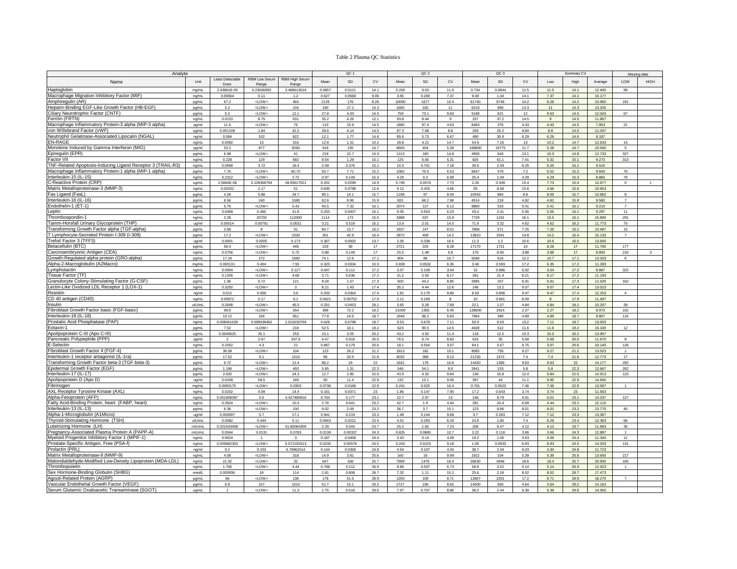Table 2 Plasma QC Statistics

| Analyte | | | | | QC 1 | | | QC 2 | | | QC 3 | | | Summary CV | | | Missing data | |
|---|---|---|---|---|---|---|---|---|---|---|---|---|---|---|---|---|---|---|
| Name | Unit | Least Detectable Dose | RBM Low Serum Range | RBM High Serum Range | Mean | SD | CV | Mean | SD | CV | Mean | SD | CV | Low | High | Average | LOW | HIGH |
| Haptoglobin | mg/mL | 2.43881E-05 | 0.23006993 | 3.488613019 | 0.0857 | 0.0121 | 14.1 | 0.259 | 0.03 | 11.6 | 0.734 | 0.0844 | 11.5 | 11.5 | 14.1 | 12.400 | 99 | |
| Macrophage Migration Inhibitory Factor (MIF) | ng/mL | 0.00664 | 0.11 | 1.2 | 0.627 | 0.0568 | 9.06 | 3.65 | 0.269 | 7.37 | 9.49 | 1.34 | 14.1 | 7.37 | 14.1 | 10.177 | | |
| Amphiregulin (AR) | pg/mL | 67.2 | <LOW> | 464 | 2129 | 176 | 8.28 | 16060 | 1677 | 10.4 | 61740 | 8746 | 14.2 | 8.28 | 14.2 | 10.960 | 191 | |
| Heparin-Binding EGF-Like Growth Factor (HB-EGF) | pg/mL | 5.2 | <LOW> | 104 | 190 | 27.1 | 14.3 | 1660 | 182 | 11 | 6218 | 890 | 14.3 | 11 | 14.3 | 13.200 | | |
| Ciliary Neurotrophic Factor (CNTF) | pg/mL | 5.2 | <LOW> | 12.1 | 27.8 | 4.03 | 14.5 | 759 | 73.1 | 9.63 | 5188 | 621 | 12 | 9.63 | 14.5 | 12.043 | 67 | |
| Ferritin (FRTN) | ng/mL | 0.0153 | 8.75 | 631 | 35.2 | 4.26 | 12.1 | 93.8 | 8.44 | 9 | 257 | 37.2 | 14.5 | 9 | 14.5 | 11.867 | | |
| Macrophage Inflammatory Protein-3 alpha (MIP-3 alpha) | pg/ml | 11.6 | <LOW> | 76 | 110 | 15.9 | 14.5 | 1890 | 87.4 | 4.63 | 8483 | 376 | 4.43 | 4.43 | 14.5 | 7.853 | 21 | |
| von Willebrand Factor (vWF) | ug/mL | 0.001108 | 1.84 | 42.2 | 28.6 | 4.14 | 14.5 | 87.3 | 7.68 | 8.8 | 256 | 25.2 | 9.84 | 8.8 | 14.5 | 11.047 | | |
| Neutrophil Gelatinase-Associated Lipocalin (NGAL) | ng/ml | 0.084 | 102 | 822 | 12.1 | 1.77 | 14.6 | 85.8 | 5.73 | 6.67 | 490 | 30.9 | 6.29 | 6.29 | 14.6 | 9.187 | | |
| EN-RAGE | ng/mL | 0.0092 | 13 | 316 | 12.8 | 1.31 | 10.2 | 28.8 | 4.21 | 14.7 | 54.9 | 7.16 | 13 | 10.2 | 14.7 | 12.633 | 14 | |
| Monokine Induced by Gamma Interferon (MIG) | pg/ml | 53.2 | 877 | 9260 | 918 | 135 | 14.7 | 8600 | 454 | 5.28 | 168800 | 19775 | 11.7 | 5.28 | 14.7 | 10.560 | 5 | |
| Epiregulin (EPR) | pg/mL | 6.98 | <LOW> | 41 | 219 | 22.7 | 10.3 | 1213 | 180 | 14.8 | 4900 | 643 | 13.1 | 10.3 | 14.8 | 12.733 | 327 | |
| Factor VII | ng/mL | 0.228 | 129 | 682 | 8.54 | 1.29 | 15.1 | 125 | 6.65 | 5.31 | 825 | 61.1 | 7.41 | 5.31 | 15.1 | 9.273 | 313 | |
| TNF-Related Apoptosis-Inducing Ligand Receptor 3 (TRAIL-R3) | ng/mL | 0.0948 | 3.72 | 18.4 | 2.49 | 0.376 | 15.1 | 10.3 | 0.741 | 7.18 | 39.9 | 2.49 | 6.25 | 6.25 | 15.1 | 9.510 | | |
| Macrophage Inflammatory Protein-1 alpha (MIP-1 alpha) | pg/mL | 7.76 | <LOW> | 60.75 | 50.7 | 7.71 | 15.2 | 1082 | 70.5 | 6.52 | 6647 | 479 | 7.2 | 6.52 | 15.2 | 9.640 | 76 | |
| Interleukin-15 (IL-15) | ng/mL | 0.2312 | <LOW> | 2.72 | 0.97 | 0.149 | 15.3 | 4.29 | 0.3 | 6.99 | 25.4 | 1.09 | 4.29 | 4.29 | 15.3 | 8.860 | 78 | |
| C-Reactive Protein (CRP) | ug/mL | 2.5844E-06 | 0.128368794 | 48.93617021 | 0.201 | 0.0299 | 14.9 | 0.745 | 0.0576 | 7.73 | 2.26 | 0.349 | 15.4 | 7.73 | 15.4 | 12.677 | 0 | 1 |
| Matrix Metalloproteinase-3 (MMP-3) | ng/mL | 0.02632 | 2.17 | 51 | 0.635 | 0.0798 | 12.6 | 9.12 | 0.425 | 4.66 | 55 | 8.58 | 15.6 | 4.66 | 15.6 | 10.953 | | |
| Fas Ligand (FasL) | pg/mL | 4.28 | 5.88 | 34.7 | 90.1 | 14.1 | 15.7 | 1199 | 97 | 8.09 | 10043 | 884 | 8.8 | 8.09 | 15.7 | 10.863 | 8 | |
| Interleukin-16 (IL-16) | pg/mL | 6.56 | 240 | 1580 | 62.6 | 9.96 | 15.9 | 831 | 66.2 | 7.96 | 4514 | 218 | 4.82 | 4.82 | 15.9 | 9.560 | 7 | |
| Endothelin-1 (ET-1) | pg/mL | 5.76 | <LOW> | 5.43 | 45.5 | 7.32 | 16.1 | 2074 | 127 | 6.12 | 9860 | 533 | 5.41 | 5.41 | 16.1 | 9.210 | 7 | |
| Leptin | ng/mL | 0.0468 | 0.465 | 41.8 | 0.253 | 0.0407 | 16.1 | 9.05 | 0.563 | 6.23 | 43.4 | 2.41 | 5.56 | 5.56 | 16.1 | 9.297 | 11 | |
| Thrombospondin-1 | ng/mL | 2.28 | 20700 | 112000 | 1114 | 172 | 15.5 | 3388 | 537 | 15.8 | 7729 | 1241 | 16.1 | 15.5 | 16.1 | 15.800 | 291 | |
| Tamm-Horsfall Urinary Glycoprotein (THP) | ug/ml | 0.00014 | 0.00791 | 0.0531 | 3.21 | 0.519 | 16.2 | 13.9 | 2.01 | 14.5 | 71.9 | 3.32 | 4.62 | 4.62 | 16.2 | 11.773 | 75 | |
| Transforming Growth Factor alpha (TGF-alpha) | pg/mL | 2.68 | 8 | 31 | 84.7 | 13.7 | 16.2 | 1837 | 147 | 8.01 | 7868 | 571 | 7.25 | 7.25 | 16.2 | 10.487 | 15 | |
| T Lymphocyte-Secreted Protein I-309 (I-309) | pg/mL | 17.2 | <LOW> | 2200 | 261 | 42.9 | 16.4 | 2872 | 409 | 14.2 | 13810 | 2041 | 14.8 | 14.2 | 16.4 | 15.133 | 7 | |
| Trefoil Factor 3 (TFF3) | ug/ml | 0.0001 | 0.0205 | 0.173 | 0.367 | 0.0502 | 13.7 | 2.05 | 0.338 | 16.5 | 11.3 | 1.2 | 10.6 | 10.6 | 16.5 | 13.600 | | |
| Betacellulin (BTC) | pg/mL | 58.4 | <LOW> | 446 | 229 | 39 | 17 | 2721 | 225 | 8.28 | 17170 | 1721 | 10 | 8.28 | 17 | 11.760 | 177 | |
| Carcinoembryonic Antigen (CEA) | ng/mL | 0.0756 | <LOW> | 5.72 | 0.88 | 0.149 | 17 | 25.5 | 1.48 | 5.8 | 176 | 6.85 | 3.88 | 3.88 | 17 | 8.893 | 216 | 3 |
| Growth-Regulated alpha protein (GRO-alpha) | pg/mL | 17.24 | 272 | 1560 | 74.1 | 12.6 | 17.1 | 804 | 86 | 10.7 | 5046 | 616 | 12.2 | 10.7 | 17.1 | 13.333 | 6 | |
| Alpha-2-Macroglobulin (A2Macro) | mg/mL | 0.000131 | 0.404 | 7.93 | 0.323 | 0.0334 | 10.3 | 0.839 | 0.0532 | 6.35 | 3.46 | 0.593 | 17.2 | 6.35 | 17.2 | 11.283 | | |
| Lymphotactin | ng/mL | 0.0904 | <LOW> | 0.127 | 0.647 | 0.111 | 17.2 | 3.07 | 0.109 | 3.54 | 15 | 0.886 | 5.92 | 3.54 | 17.2 | 8.887 | 322 | |
| Tissue Factor (TF) | ng/mL | 0.1256 | <LOW> | 4.68 | 3.71 | 0.636 | 17.2 | 31.2 | 2.55 | 8.17 | 261 | 21.4 | 8.21 | 8.17 | 17.2 | 11.193 | | |
| Granulocyte Colony-Stimulating Factor (G-CSF) | pg/mL | 1.36 | 0.72 | 121 | 9.04 | 1.57 | 17.3 | 500 | 44.2 | 8.85 | 2995 | 207 | 6.91 | 6.91 | 17.3 | 11.020 | 162 | |
| Lectin-Like Oxidized LDL Receptor 1 (LOX-1) | ng/mL | 0.3292 | <LOW> | 3 | 8.21 | 1.43 | 17.4 | 35.2 | 4.44 | 12.6 | 146 | 13.2 | 9.07 | 9.07 | 17.4 | 13.023 | | |
| Resistin | ng/ml | 0.012 | 0.059 | 3.6 | 0.203 | 0.0354 | 17.4 | 1.81 | 0.179 | 9.89 | 8.53 | 0.808 | 9.47 | 9.47 | 17.4 | 12.253 | 4 | |
| CD 40 antigen (CD40) | ng/mL | 0.00872 | 0.17 | 6.1 | 0.0421 | 0.00752 | 17.9 | 2.11 | 0.169 | 8 | 10 | 0.861 | 8.59 | 8 | 17.9 | 11.497 | | |
| Insulin | uIU/mL | 0.2648 | <LOW> | 49.3 | 0.251 | 0.0453 | 18.1 | 3.65 | 0.28 | 7.68 | 22.1 | 1.07 | 4.84 | 4.84 | 18.1 | 10.207 | 39 | |
| Fibroblast Growth Factor basic (FGF-basic) | pg/mL | 99.6 | <LOW> | 264 | 396 | 72.2 | 18.2 | 21000 | 1355 | 6.45 | 128600 | 2914 | 2.27 | 2.27 | 18.2 | 8.973 | 152 | |
| Interleukin-18 (IL-18) | pg/mL | 10.12 | 106 | 651 | 77.8 | 14.6 | 18.7 | 1649 | 96.2 | 5.83 | 7964 | 389 | 4.89 | 4.89 | 18.7 | 9.807 | 116 | |
| Prostatic Acid Phosphatase (PAP) | ng/mL | 0.008461539 | 0.099038462 | 2.019230769 | 0.426 | 0.0798 | 18.7 | 9.53 | 0.678 | 7.11 | 50.4 | 6.63 | 13.2 | 7.11 | 18.7 | 13.003 | | |
| Eotaxin-1 | pg/mL | 7.52 | <LOW> | 218 | 52.5 | 10.1 | 19.2 | 623 | 90.5 | 14.5 | 4428 | 512 | 11.6 | 11.6 | 19.2 | 15.100 | 12 | |
| Apolipoprotein C-III (Apo C-III) | ug/mL | 0.0040625 | 35.1 | 253 | 15.1 | 3.05 | 20.2 | 43.2 | 4.92 | 11.4 | 118 | 12.2 | 10.3 | 10.3 | 20.2 | 13.967 | | |
| Pancreatic Polypeptide (PPP) | pg/ml | 2 | 2.67 | 337.6 | 4.47 | 0.916 | 20.5 | 76.5 | 6.74 | 8.82 | 616 | 35 | 5.69 | 5.69 | 20.5 | 11.670 | 8 | |
| E-Selectin | ng/mL | 0.2052 | 4.3 | 21 | 0.867 | 0.179 | 20.6 | 18.1 | 0.554 | 3.07 | 84.1 | 5.67 | 6.75 | 3.07 | 20.6 | 10.140 | 126 | |
| Fibroblast Growth Factor 4 (FGF-4) | pg/mL | 36.08 | <LOW> | 104 | 123 | 26.2 | 21.2 | 1813 | 182 | 10.1 | 8085 | 750 | 9.27 | 9.27 | 21.2 | 13.523 | 1 | |
| Interleukin-1 receptor antagonist (IL-1ra) | pg/mL | 17.52 | 6.1 | 1310 | 96 | 20.9 | 21.8 | 4032 | 368 | 9.12 | 21230 | 1572 | 7.4 | 7.4 | 21.8 | 12.773 | 17 | |
| Transforming Growth Factor beta-3 (TGF-beta-3) | pg/mL | 6.72 | <LOW> | 12.4 | 86.2 | 19 | 22 | 1642 | 178 | 10.9 | 14420 | 1389 | 9.63 | 9.63 | 22 | 14.177 | 292 | |
| Epidermal Growth Factor (EGF) | pg/mL | 1.196 | <LOW> | 493 | 5.85 | 1.31 | 22.3 | 546 | 54.1 | 9.9 | 2641 | 153 | 5.8 | 5.8 | 22.3 | 12.667 | 262 | |
| Interleukin-17 (IL-17) | pg/mL | 2.632 | <LOW> | 24.3 | 12.7 | 2.85 | 22.5 | 43.9 | 4.32 | 9.84 | 136 | 16.8 | 12.4 | 9.84 | 22.5 | 14.913 | 123 | |
| Apolipoprotein D (Apo D) | ug/ml | 0.0258 | 58.5 | 169 | 50 | 11.4 | 22.9 | 132 | 13.1 | 9.95 | 397 | 44 | 11.1 | 9.95 | 22.9 | 14.650 | | |
| Fibrinogen | mg/mL | 0.0000175 | <LOW> | 0.0303 | 0.0736 | 0.0168 | 22.9 | 0.241 | 0.025 | 10.4 | 0.701 | 0.0523 | 7.46 | 7.46 | 22.9 | 13.587 | 1 | |
| AXL Receptor Tyrosine Kinase (AXL) | ng/mL | 0.0202 | 4.09 | 14.4 | 0.161 | 0.0371 | 23 | 1.85 | 0.147 | 7.95 | 17.2 | 0.643 | 3.74 | 3.74 | 23 | 11.563 | | |
| Alpha-Fetoprotein (AFP) | ng/mL | 0.051908397 | 0.5 | 4.427480916 | 0.764 | 0.177 | 23.1 | 22.7 | 2.97 | 13 | 146 | 8.79 | 6.01 | 6.01 | 23.1 | 14.037 | 127 | |
| Fatty Acid-Binding Protein, heart (FABP, heart) | ng/mL | 0.2824 | <LOW> | 10.3 | 2.76 | 0.641 | 23.2 | 42.7 | 1.9 | 4.44 | 281 | 24.4 | 8.69 | 4.44 | 23.2 | 12.110 | | |
| Interleukin-13 (IL-13) | pg/mL | 6.36 | <LOW> | 100 | 9.02 | 2.09 | 23.2 | 36.7 | 3.7 | 10.1 | 123 | 9.86 | 8.01 | 8.01 | 23.2 | 13.770 | 45 | |
| Alpha-1-Microglobulin (A1Micro) | ug/ml | 0.000097 | 5.7 | 17.1 | 0.941 | 0.219 | 23.3 | 1.48 | 0.144 | 9.68 | 3.7 | 0.263 | 7.12 | 7.12 | 23.3 | 13.367 | | |
| Thyroid-Stimulating Hormone (TSH) | uIU/mL | 0.0082 | 0.444 | 5.11 | 0.0943 | 0.0221 | 23.4 | 4.51 | 0.283 | 6.29 | 24.9 | 1.85 | 7.4 | 6.29 | 23.4 | 12.363 | 66 | |
| Luteinizing Hormone (LH) | mIU/mL | 0.321543408 | <LOW> | 41.80064309 | 2.29 | 0.544 | 23.7 | 25.2 | 1.82 | 7.23 | 206 | 8.47 | 4.12 | 4.12 | 23.7 | 11.683 | 35 | |
| Pregnancy-Associated Plasma Protein A (PAPP-A) | mIU/mL | 0.0044 | 0.0131 | 0.0783 | 0.0139 | 0.00337 | 24.3 | 0.825 | 0.0885 | 10.7 | 3.22 | 0.118 | 3.66 | 3.66 | 24.3 | 12.887 | 1 | |
| Myeloid Progenitor Inhibitory Factor 1 (MPIF-1) | ng/mL | 0.0624 | 1 | 3 | 0.167 | 0.0408 | 24.4 | 3.43 | 0.14 | 4.09 | 19.2 | 1.06 | 5.53 | 4.09 | 24.4 | 11.340 | 11 | |
| Prostate-Specific Antigen, Free (PSA-f) | ng/mL | 0.005882353 | <LOW> | 0.572192513 | 0.0235 | 0.00576 | 24.5 | 0.243 | 0.0223 | 9.18 | 1.05 | 0.0933 | 8.93 | 8.93 | 24.5 | 14.203 | 131 | |
| Prolactin (PRL) | ng/ml | 0.2 | 0.103 | 6.79962514 | 0.144 | 0.0358 | 24.8 | 4.54 | 0.197 | 4.34 | 38.7 | 2.34 | 6.03 | 4.34 | 24.8 | 11.723 | | |
| Matrix Metalloproteinase-9 (MMP-9) | ng/mL | 4.08 | <LOW> | 318 | 14.9 | 3.81 | 25.6 | 160 | 16 | 9.99 | 1922 | 104 | 5.39 | 5.39 | 25.6 | 13.660 | 217 | |
| Malondialdehyde-Modified Low-Density Lipoprotein (MDA-LDL) | ng/mL | 21.92 | <LOW> | 32 | 647 | 166 | 25.7 | 7999 | 1476 | 18.4 | 26630 | 4946 | 18.6 | 18.4 | 25.7 | 20.900 | 165 | |
| Thrombopoietin | ng/mL | 1.756 | <LOW> | 4.44 | 0.788 | 0.212 | 26.9 | 8.86 | 0.597 | 6.73 | 58.8 | 3.02 | 5.14 | 5.14 | 26.9 | 12.923 | 1 | |
| Sex Hormone-Binding Globulin (SHBG) | nmol/L | 0.000936 | 18 | 114 | 2.81 | 0.808 | 28.7 | 7.32 | 1.11 | 15.2 | 25.6 | 2.18 | 8.52 | 8.52 | 28.7 | 17.473 | | |
| Agouti-Related Protein (AGRP) | pg/mL | 66 | <LOW> | 136 | 178 | 51.6 | 28.9 | 1250 | 109 | 8.71 | 12807 | 2201 | 17.2 | 8.71 | 28.9 | 18.270 | 7 | |
| Vascular Endothelial Growth Factor (VEGF) | pg/mL | 6.8 | 107 | 1010 | 51.7 | 15.1 | 29.2 | 2727 | 236 | 8.65 | 14000 | 650 | 4.64 | 4.64 | 29.2 | 14.163 | | |
| Serum Glutamic Oxaloacetic Transaminase (SGOT) | ug/mL | 1 | <LOW> | 11.3 | 1.75 | 0.518 | 29.6 | 7.97 | 0.707 | 8.86 | 38.2 | 2.44 | 6.39 | 6.39 | 29.6 | 14.950 | | |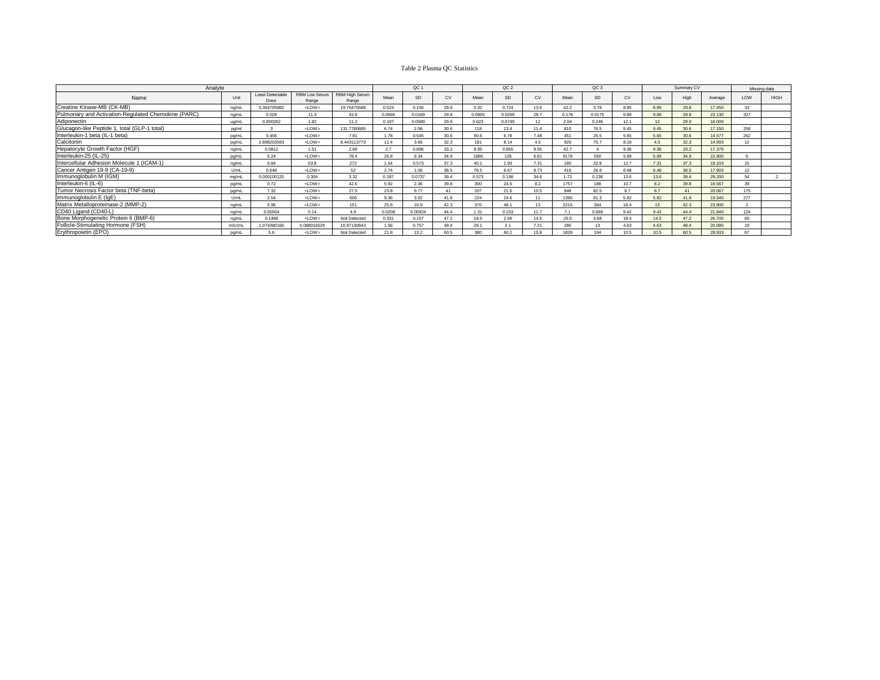Table 2 Plasma QC Statistics

| Analyte | | | | | QC 1 | | | QC 2 | | | QC 3 | | | Summary CV | | | Missing data | |
|---|---|---|---|---|---|---|---|---|---|---|---|---|---|---|---|---|---|---|
| Name | Unit | Least Detectable Dose | RBM Low Serum Range | RBM High Serum Range | Mean | SD | CV | Mean | SD | CV | Mean | SD | CV | Low | High | Average | LOW | HIGH |
| Creatine Kinase-MB (CK-MB) | ng/mL | 0.364705882 | <LOW> | 19.76470588 | 0.524 | 0.156 | 29.8 | 5.32 | 0.724 | 13.6 | 42.2 | 3.78 | 8.95 | 8.95 | 29.8 | 17.450 | 33 | |
| Pulmonary and Activation-Regulated Chemokine (PARC) | ng/mL | 0.028 | 11.3 | 42.6 | 0.0566 | 0.0169 | 29.8 | 0.0905 | 0.0269 | 29.7 | 0.176 | 0.0175 | 9.89 | 9.89 | 29.8 | 23.130 | 327 | |
| Adiponectin | ug/mL | 0.000282 | 1.82 | 11.2 | 0.197 | 0.0589 | 29.9 | 0.623 | 0.0749 | 12 | 2.04 | 0.246 | 12.1 | 12 | 29.9 | 18.000 | | |
| Glucagon-like Peptide 1, total (GLP-1 total) | pg/ml | 3 | <LOW> | 131.7780685 | 6.74 | 2.06 | 30.6 | 118 | 13.4 | 11.4 | 810 | 76.5 | 9.45 | 9.45 | 30.6 | 17.150 | 258 | |
| Interleukin-1 beta (IL-1 beta) | pg/mL | 0.456 | <LOW> | 7.81 | 1.78 | 0.545 | 30.6 | 90.6 | 6.78 | 7.48 | 451 | 25.5 | 5.65 | 5.65 | 30.6 | 14.577 | 262 | |
| Calcitonin | pg/mL | 2.898203593 | <LOW> | 8.443113773 | 11.4 | 3.66 | 32.3 | 181 | 8.14 | 4.5 | 926 | 75.7 | 8.18 | 4.5 | 32.3 | 14.993 | 12 | |
| Hepatocyte Growth Factor (HGF) | ng/mL | 0.0812 | 1.51 | 2.69 | 2.7 | 0.896 | 33.2 | 8.95 | 0.855 | 9.55 | 42.7 | 4 | 9.36 | 9.36 | 33.2 | 17.370 | | |
| Interleukin-25 (IL-25) | pg/mL | 5.24 | <LOW> | 78.4 | 26.8 | 9.34 | 34.9 | 1886 | 128 | 6.81 | 9178 | 550 | 5.99 | 5.99 | 34.9 | 15.900 | 6 | |
| Intercellular Adhesion Molecule 1 (ICAM-1) | ng/mL | 0.84 | 63.8 | 272 | 1.54 | 0.573 | 37.3 | 40.1 | 2.93 | 7.31 | 180 | 22.8 | 12.7 | 7.31 | 37.3 | 19.103 | 15 | |
| Cancer Antigen 19-9 (CA-19-9) | U/mL | 0.648 | <LOW> | 52 | 2.74 | 1.06 | 38.5 | 76.5 | 6.67 | 8.73 | 416 | 26.9 | 6.48 | 6.48 | 38.5 | 17.903 | 12 | |
| Immunoglobulin M (IGM) | mg/mL | 0.000100125 | 0.304 | 3.32 | 0.187 | 0.0737 | 39.4 | 0.573 | 0.198 | 34.6 | 1.73 | 0.236 | 13.6 | 13.6 | 39.4 | 29.200 | 54 | 2 |
| Interleukin-6 (IL-6) | pg/mL | 0.72 | <LOW> | 42.6 | 5.92 | 2.36 | 39.8 | 300 | 24.6 | 8.2 | 1757 | 188 | 10.7 | 8.2 | 39.8 | 19.567 | 39 | |
| Tumor Necrosis Factor beta (TNF-beta) | pg/mL | 7.32 | <LOW> | 27.5 | 23.8 | 9.77 | 41 | 207 | 21.6 | 10.5 | 948 | 82.5 | 8.7 | 8.7 | 41 | 20.067 | 175 | |
| Immunoglobulin E (IgE) | U/mL | 2.54 | <LOW> | 606 | 9.36 | 3.92 | 41.8 | 224 | 24.6 | 11 | 1396 | 81.3 | 5.82 | 5.82 | 41.8 | 19.540 | 277 | |
| Matrix Metalloproteinase-2 (MMP-2) | ng/mL | 5.96 | <LOW> | 151 | 25.8 | 10.9 | 42.3 | 370 | 48.1 | 13 | 2216 | 364 | 16.4 | 13 | 42.3 | 23.900 | 2 | |
| CD40 Ligand (CD40-L) | ng/mL | 0.00504 | 0.14 | 4.9 | 0.0208 | 0.00924 | 44.4 | 1.31 | 0.153 | 11.7 | 7.1 | 0.669 | 9.42 | 9.42 | 44.4 | 21.840 | 124 | |
| Bone Morphogenetic Protein 6 (BMP-6) | ng/mL | 0.1468 | <LOW> | Not Detected | 0.331 | 0.157 | 47.2 | 18.5 | 2.69 | 14.5 | 25.5 | 4.68 | 18.4 | 14.5 | 47.2 | 26.700 | 69 | |
| Follicle-Stimulating Hormone (FSH) | mIU/mL | 1.074380166 | 0.088016529 | 10.87130643 | 1.56 | 0.757 | 48.4 | 29.1 | 2.1 | 7.21 | 280 | 13 | 4.63 | 4.63 | 48.4 | 20.080 | 19 | |
| Erythropoietin (EPO) | pg/mL | 5.6 | <LOW> | Not Detected | 21.8 | 13.2 | 60.5 | 380 | 60.2 | 15.8 | 1839 | 194 | 10.5 | 10.5 | 60.5 | 28.933 | 87 | |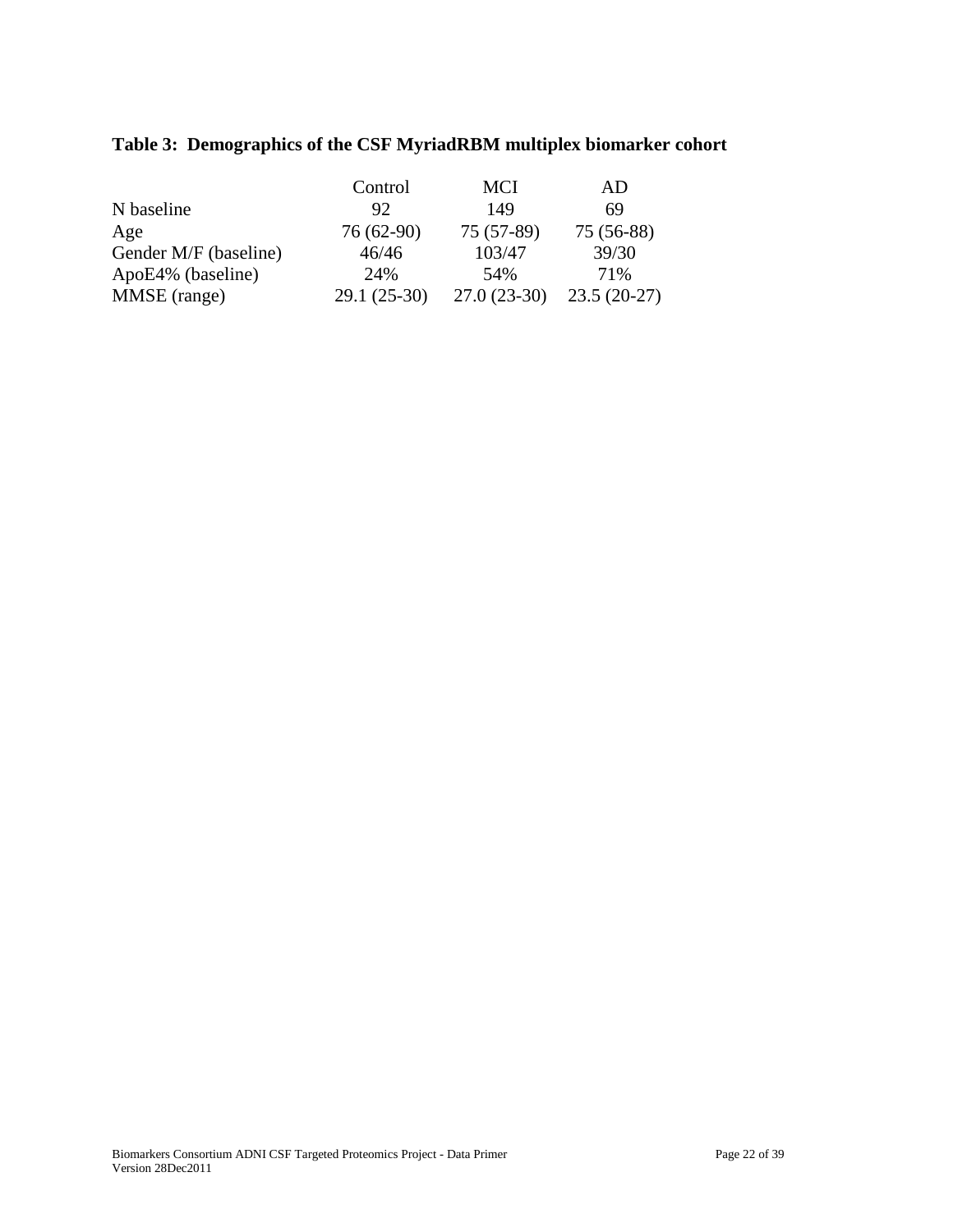**Table 3: Demographics of the CSF MyriadRBM multiplex biomarker cohort**

| | Control | MCI | AD |
|---|---|---|---|
| N baseline | 92 | 149 | 69 |
| Age | 76 (62-90) | 75 (57-89) | 75 (56-88) |
| Gender M/F (baseline) | 46/46 | 103/47 | 39/30 |
| ApoE4% (baseline) | 24% | 54% | 71% |
| MMSE (range) | 29.1 (25-30) | 27.0 (23-30) | 23.5 (20-27) |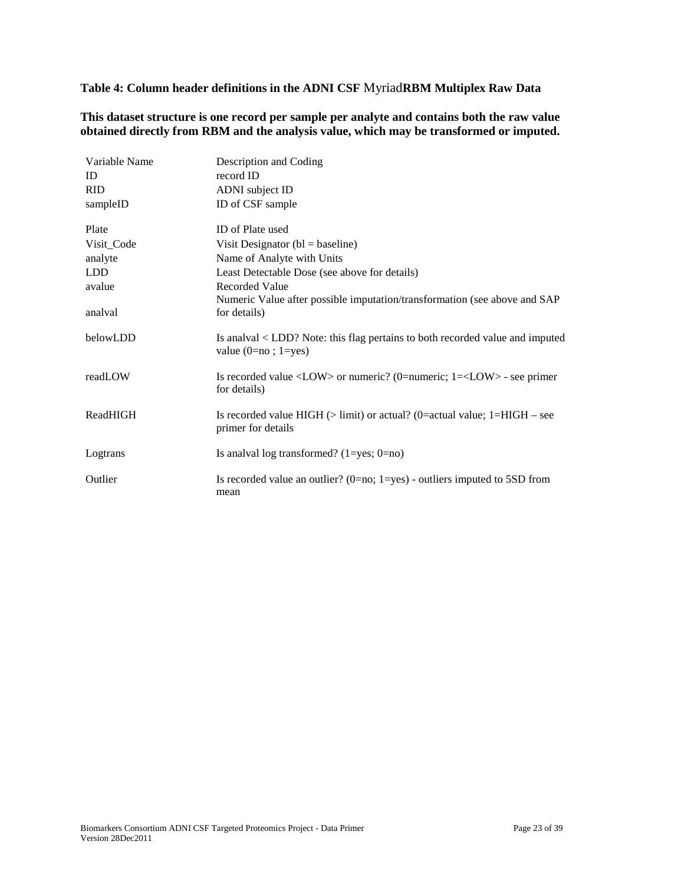**Table 4: Column header definitions in the ADNI CSF MyriadRBM Multiplex Raw Data**

**This dataset structure is one record per sample per analyte and contains both the raw value obtained directly from RBM and the analysis value, which may be transformed or imputed.**

| Variable Name | Description and Coding |
|---|---|
| ID | record ID |
| RID | ADNI subject ID |
| sampleID | ID of CSF sample |
| Plate | ID of Plate used |
| Visit_Code | Visit Designator (bl = baseline) |
| analyte | Name of Analyte with Units |
| LDD | Least Detectable Dose (see above for details) |
| avalue | Recorded Value |
| analval | Numeric Value after possible imputation/transformation (see above and SAP for details) |
| belowLDD | Is analval < LDD? Note: this flag pertains to both recorded value and imputed value (0=no ; 1=yes) |
| readLOW | Is recorded value <LOW> or numeric? (0=numeric; 1=<LOW> - see primer for details) |
| ReadHIGH | Is recorded value HIGH (> limit) or actual? (0=actual value; 1=HIGH – see primer for details |
| Logtrans | Is analval log transformed? (1=yes; 0=no) |
| Outlier | Is recorded value an outlier? (0=no; 1=yes) - outliers imputed to 5SD from mean |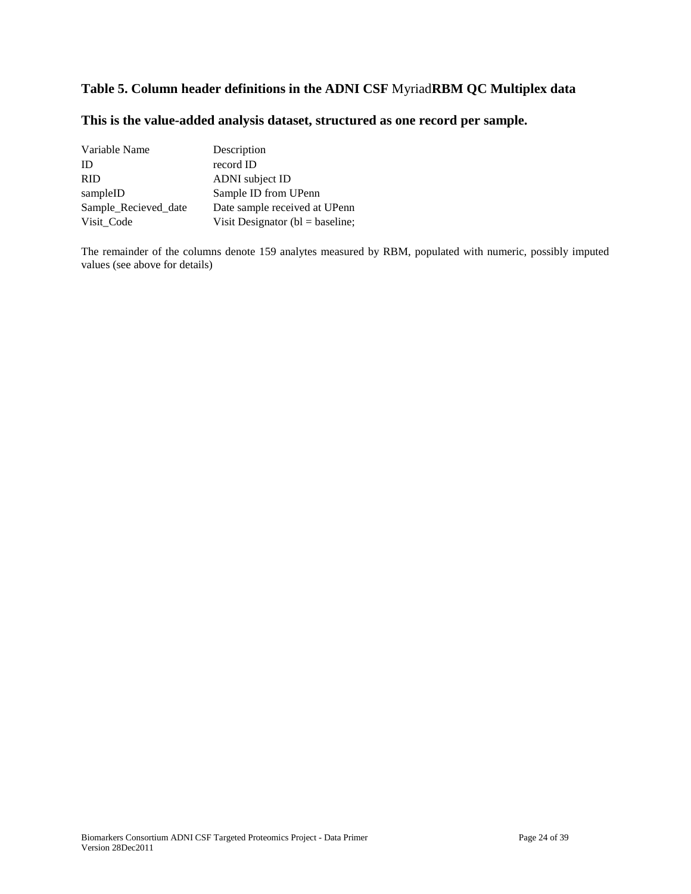### Table 5. Column header definitions in the ADNI CSF MyriadRBM QC Multiplex data

### This is the value-added analysis dataset, structured as one record per sample.

| Variable Name | Description |
|---|---|
| ID | record ID |
| RID | ADNI subject ID |
| sampleID | Sample ID from UPenn |
| Sample_Recieved_date | Date sample received at UPenn |
| Visit_Code | Visit Designator (bl = baseline; |

The remainder of the columns denote 159 analytes measured by RBM, populated with numeric, possibly imputed values (see above for details)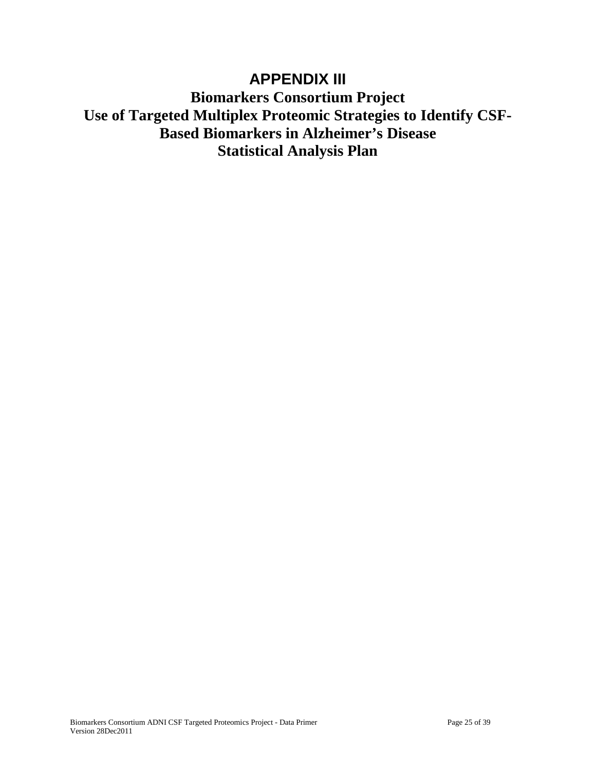# APPENDIX III

## Biomarkers Consortium Project
## Use of Targeted Multiplex Proteomic Strategies to Identify CSF-Based Biomarkers in Alzheimer's Disease
## Statistical Analysis Plan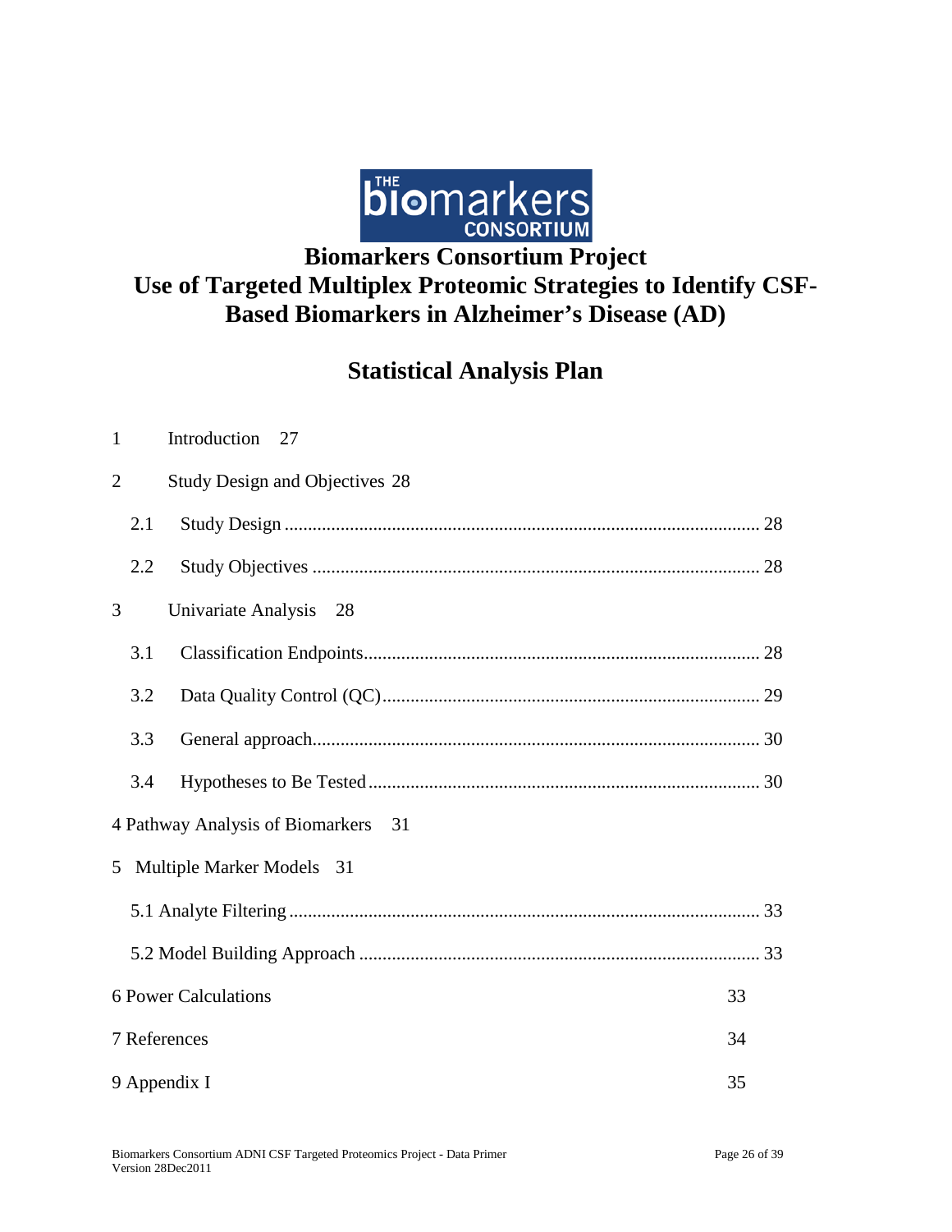# Biomarkers Consortium Project
# Use of Targeted Multiplex Proteomic Strategies to Identify CSF-Based Biomarkers in Alzheimer's Disease (AD)

## Statistical Analysis Plan

1 Introduction 27

2 Study Design and Objectives 28

- 2.1 Study Design ........................................................................................................ 28
- 2.2 Study Objectives .................................................................................................. 28

3 Univariate Analysis 28

- 3.1 Classification Endpoints...................................................................................... 28
- 3.2 Data Quality Control (QC).................................................................................. 29
- 3.3 General approach.................................................................................................. 30
- 3.4 Hypotheses to Be Tested ..................................................................................... 30

4 Pathway Analysis of Biomarkers 31

5 Multiple Marker Models 31

- 5.1 Analyte Filtering ................................................................................................... 33
- 5.2 Model Building Approach .................................................................................... 33

6 Power Calculations 33

7 References 34

9 Appendix I 35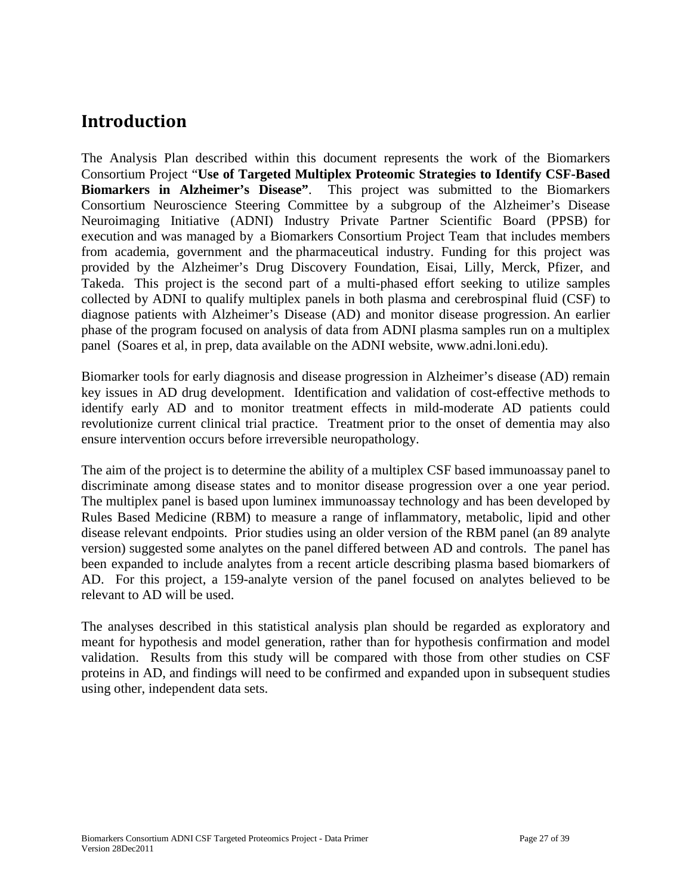## Introduction

The Analysis Plan described within this document represents the work of the Biomarkers Consortium Project "**Use of Targeted Multiplex Proteomic Strategies to Identify CSF-Based Biomarkers in Alzheimer's Disease"**. This project was submitted to the Biomarkers Consortium Neuroscience Steering Committee by a subgroup of the Alzheimer's Disease Neuroimaging Initiative (ADNI) Industry Private Partner Scientific Board (PPSB) for execution and was managed by a Biomarkers Consortium Project Team that includes members from academia, government and the pharmaceutical industry. Funding for this project was provided by the Alzheimer's Drug Discovery Foundation, Eisai, Lilly, Merck, Pfizer, and Takeda. This project is the second part of a multi-phased effort seeking to utilize samples collected by ADNI to qualify multiplex panels in both plasma and cerebrospinal fluid (CSF) to diagnose patients with Alzheimer's Disease (AD) and monitor disease progression. An earlier phase of the program focused on analysis of data from ADNI plasma samples run on a multiplex panel (Soares et al, in prep, data available on the ADNI website, www.adni.loni.edu).

Biomarker tools for early diagnosis and disease progression in Alzheimer's disease (AD) remain key issues in AD drug development. Identification and validation of cost-effective methods to identify early AD and to monitor treatment effects in mild-moderate AD patients could revolutionize current clinical trial practice. Treatment prior to the onset of dementia may also ensure intervention occurs before irreversible neuropathology.

The aim of the project is to determine the ability of a multiplex CSF based immunoassay panel to discriminate among disease states and to monitor disease progression over a one year period. The multiplex panel is based upon luminex immunoassay technology and has been developed by Rules Based Medicine (RBM) to measure a range of inflammatory, metabolic, lipid and other disease relevant endpoints. Prior studies using an older version of the RBM panel (an 89 analyte version) suggested some analytes on the panel differed between AD and controls. The panel has been expanded to include analytes from a recent article describing plasma based biomarkers of AD. For this project, a 159-analyte version of the panel focused on analytes believed to be relevant to AD will be used.

The analyses described in this statistical analysis plan should be regarded as exploratory and meant for hypothesis and model generation, rather than for hypothesis confirmation and model validation. Results from this study will be compared with those from other studies on CSF proteins in AD, and findings will need to be confirmed and expanded upon in subsequent studies using other, independent data sets.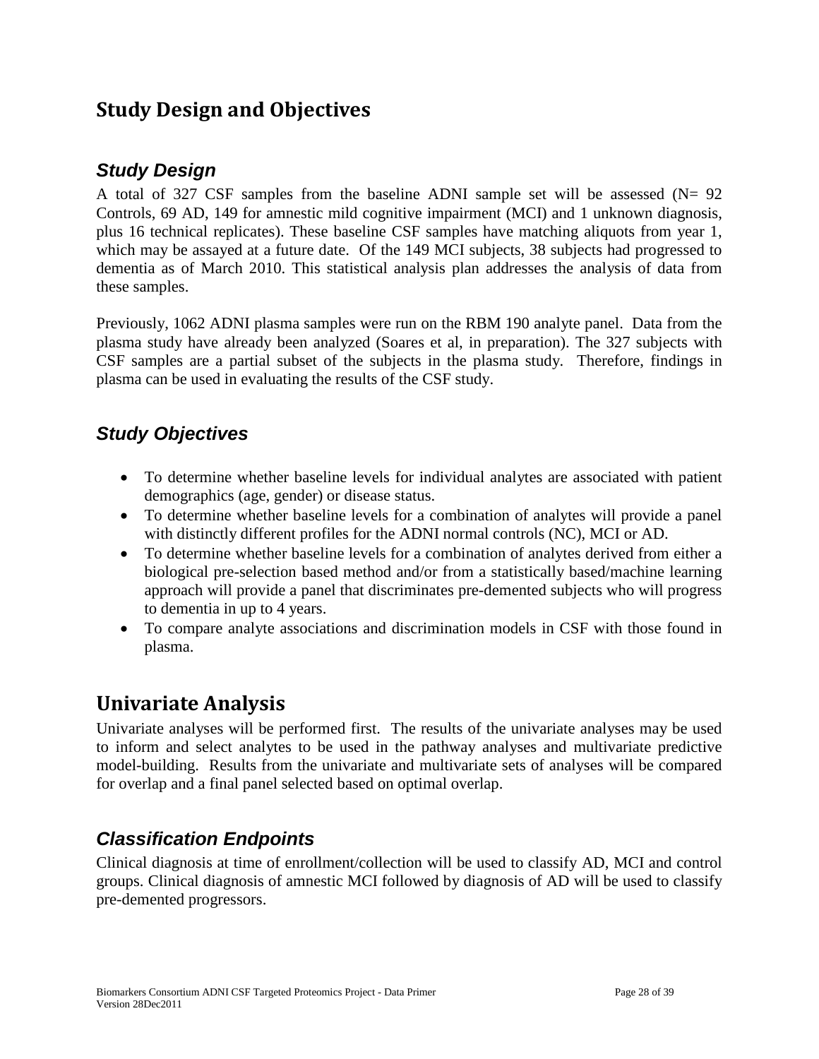# Study Design and Objectives

## *Study Design*

A total of 327 CSF samples from the baseline ADNI sample set will be assessed (N= 92 Controls, 69 AD, 149 for amnestic mild cognitive impairment (MCI) and 1 unknown diagnosis, plus 16 technical replicates). These baseline CSF samples have matching aliquots from year 1, which may be assayed at a future date. Of the 149 MCI subjects, 38 subjects had progressed to dementia as of March 2010. This statistical analysis plan addresses the analysis of data from these samples.

Previously, 1062 ADNI plasma samples were run on the RBM 190 analyte panel. Data from the plasma study have already been analyzed (Soares et al, in preparation). The 327 subjects with CSF samples are a partial subset of the subjects in the plasma study. Therefore, findings in plasma can be used in evaluating the results of the CSF study.

## *Study Objectives*

- To determine whether baseline levels for individual analytes are associated with patient demographics (age, gender) or disease status.
- To determine whether baseline levels for a combination of analytes will provide a panel with distinctly different profiles for the ADNI normal controls (NC), MCI or AD.
- To determine whether baseline levels for a combination of analytes derived from either a biological pre-selection based method and/or from a statistically based/machine learning approach will provide a panel that discriminates pre-demented subjects who will progress to dementia in up to 4 years.
- To compare analyte associations and discrimination models in CSF with those found in plasma.

# Univariate Analysis

Univariate analyses will be performed first. The results of the univariate analyses may be used to inform and select analytes to be used in the pathway analyses and multivariate predictive model-building. Results from the univariate and multivariate sets of analyses will be compared for overlap and a final panel selected based on optimal overlap.

## *Classification Endpoints*

Clinical diagnosis at time of enrollment/collection will be used to classify AD, MCI and control groups. Clinical diagnosis of amnestic MCI followed by diagnosis of AD will be used to classify pre-demented progressors.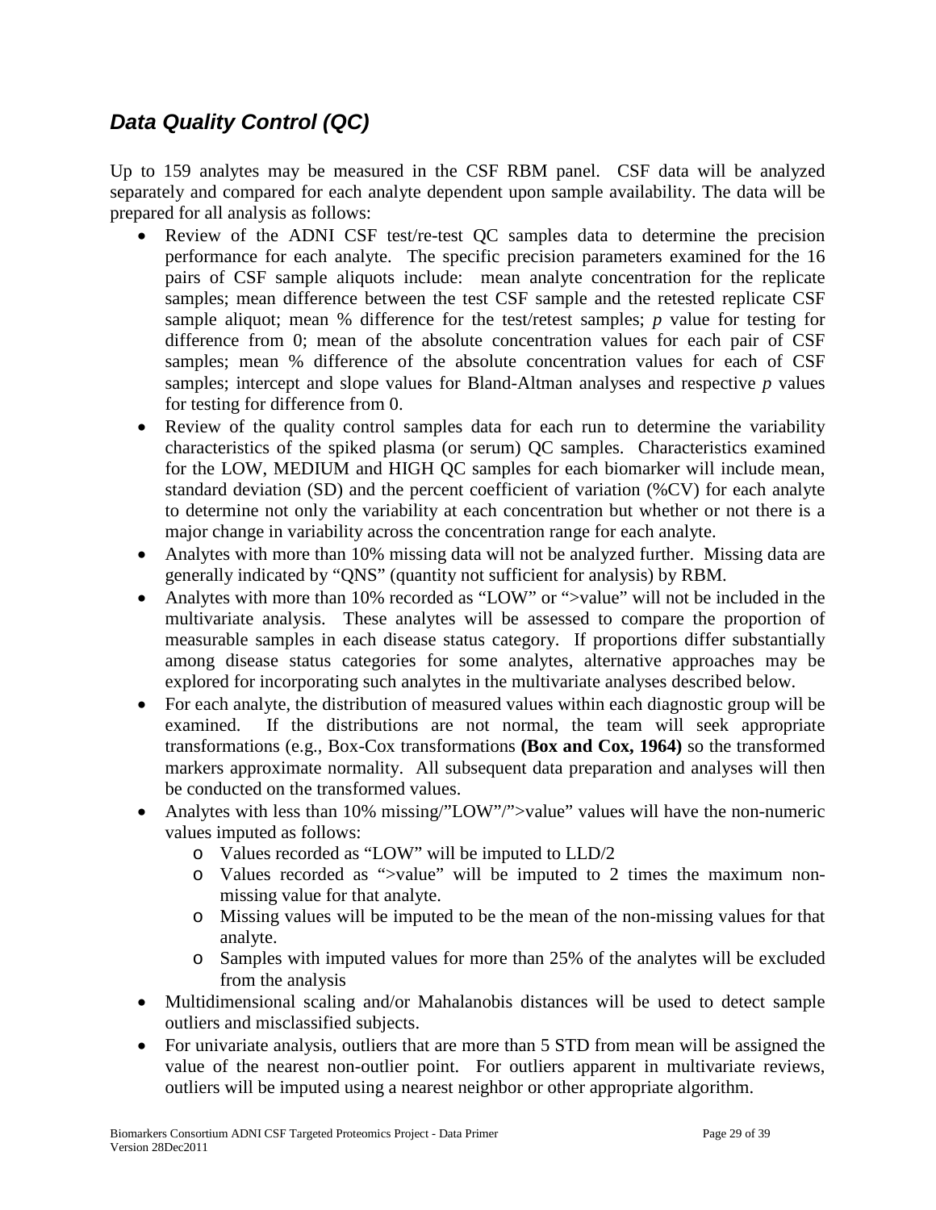## ***Data Quality Control (QC)***

Up to 159 analytes may be measured in the CSF RBM panel. CSF data will be analyzed separately and compared for each analyte dependent upon sample availability. The data will be prepared for all analysis as follows:

- Review of the ADNI CSF test/re-test QC samples data to determine the precision performance for each analyte. The specific precision parameters examined for the 16 pairs of CSF sample aliquots include: mean analyte concentration for the replicate samples; mean difference between the test CSF sample and the retested replicate CSF sample aliquot; mean % difference for the test/retest samples; *p* value for testing for difference from 0; mean of the absolute concentration values for each pair of CSF samples; mean % difference of the absolute concentration values for each of CSF samples; intercept and slope values for Bland-Altman analyses and respective *p* values for testing for difference from 0.
- Review of the quality control samples data for each run to determine the variability characteristics of the spiked plasma (or serum) QC samples. Characteristics examined for the LOW, MEDIUM and HIGH QC samples for each biomarker will include mean, standard deviation (SD) and the percent coefficient of variation (%CV) for each analyte to determine not only the variability at each concentration but whether or not there is a major change in variability across the concentration range for each analyte.
- Analytes with more than 10% missing data will not be analyzed further. Missing data are generally indicated by "QNS" (quantity not sufficient for analysis) by RBM.
- Analytes with more than 10% recorded as "LOW" or ">value" will not be included in the multivariate analysis. These analytes will be assessed to compare the proportion of measurable samples in each disease status category. If proportions differ substantially among disease status categories for some analytes, alternative approaches may be explored for incorporating such analytes in the multivariate analyses described below.
- For each analyte, the distribution of measured values within each diagnostic group will be examined. If the distributions are not normal, the team will seek appropriate transformations (e.g., Box-Cox transformations **(Box and Cox, 1964)** so the transformed markers approximate normality. All subsequent data preparation and analyses will then be conducted on the transformed values.
- Analytes with less than 10% missing/"LOW"/">value" values will have the non-numeric values imputed as follows:
  - Values recorded as "LOW" will be imputed to LLD/2
  - Values recorded as ">value" will be imputed to 2 times the maximum non-missing value for that analyte.
  - Missing values will be imputed to be the mean of the non-missing values for that analyte.
  - Samples with imputed values for more than 25% of the analytes will be excluded from the analysis
- Multidimensional scaling and/or Mahalanobis distances will be used to detect sample outliers and misclassified subjects.
- For univariate analysis, outliers that are more than 5 STD from mean will be assigned the value of the nearest non-outlier point. For outliers apparent in multivariate reviews, outliers will be imputed using a nearest neighbor or other appropriate algorithm.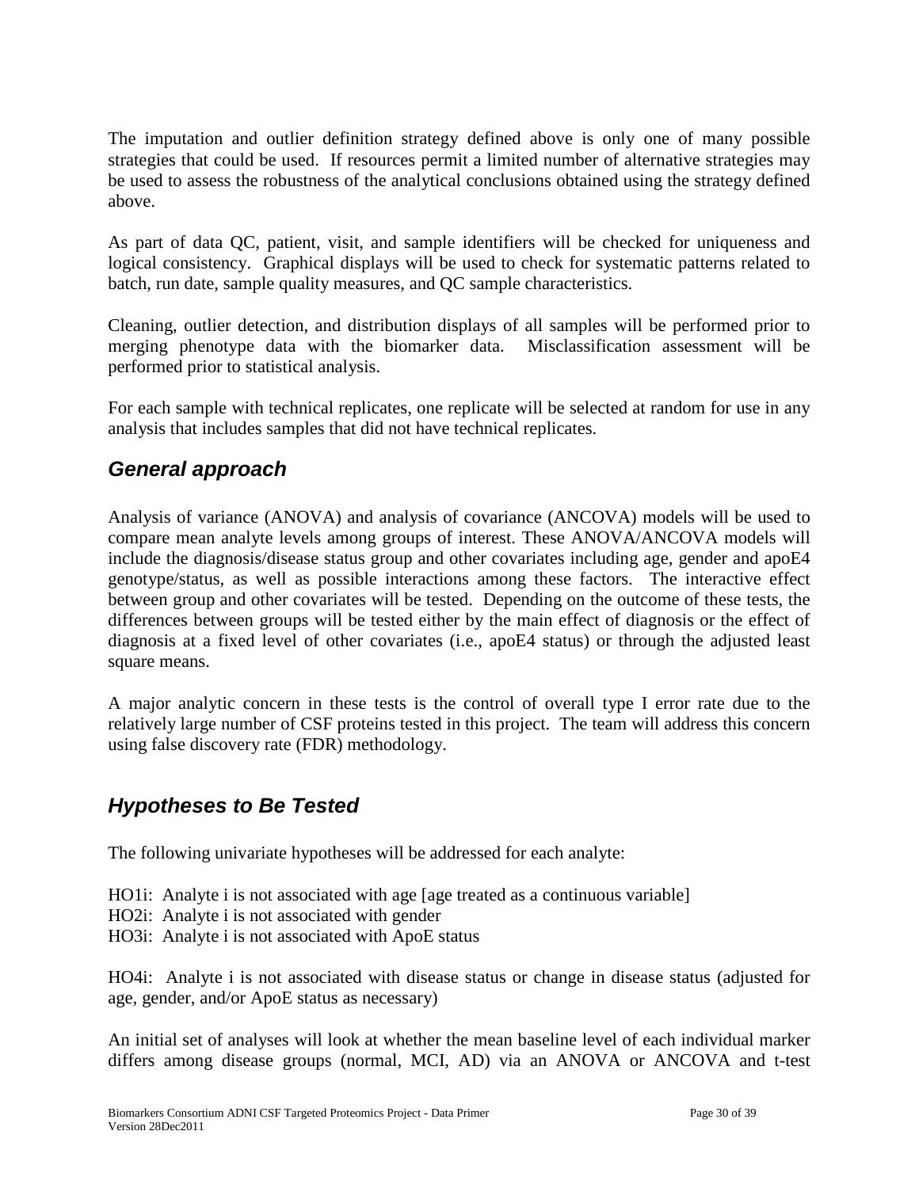The imputation and outlier definition strategy defined above is only one of many possible strategies that could be used. If resources permit a limited number of alternative strategies may be used to assess the robustness of the analytical conclusions obtained using the strategy defined above.

As part of data QC, patient, visit, and sample identifiers will be checked for uniqueness and logical consistency. Graphical displays will be used to check for systematic patterns related to batch, run date, sample quality measures, and QC sample characteristics.

Cleaning, outlier detection, and distribution displays of all samples will be performed prior to merging phenotype data with the biomarker data. Misclassification assessment will be performed prior to statistical analysis.

For each sample with technical replicates, one replicate will be selected at random for use in any analysis that includes samples that did not have technical replicates.

## *General approach*

Analysis of variance (ANOVA) and analysis of covariance (ANCOVA) models will be used to compare mean analyte levels among groups of interest. These ANOVA/ANCOVA models will include the diagnosis/disease status group and other covariates including age, gender and apoE4 genotype/status, as well as possible interactions among these factors. The interactive effect between group and other covariates will be tested. Depending on the outcome of these tests, the differences between groups will be tested either by the main effect of diagnosis or the effect of diagnosis at a fixed level of other covariates (i.e., apoE4 status) or through the adjusted least square means.

A major analytic concern in these tests is the control of overall type I error rate due to the relatively large number of CSF proteins tested in this project. The team will address this concern using false discovery rate (FDR) methodology.

## *Hypotheses to Be Tested*

The following univariate hypotheses will be addressed for each analyte:

HO1i: Analyte i is not associated with age [age treated as a continuous variable]  
HO2i: Analyte i is not associated with gender  
HO3i: Analyte i is not associated with ApoE status

HO4i: Analyte i is not associated with disease status or change in disease status (adjusted for age, gender, and/or ApoE status as necessary)

An initial set of analyses will look at whether the mean baseline level of each individual marker differs among disease groups (normal, MCI, AD) via an ANOVA or ANCOVA and t-test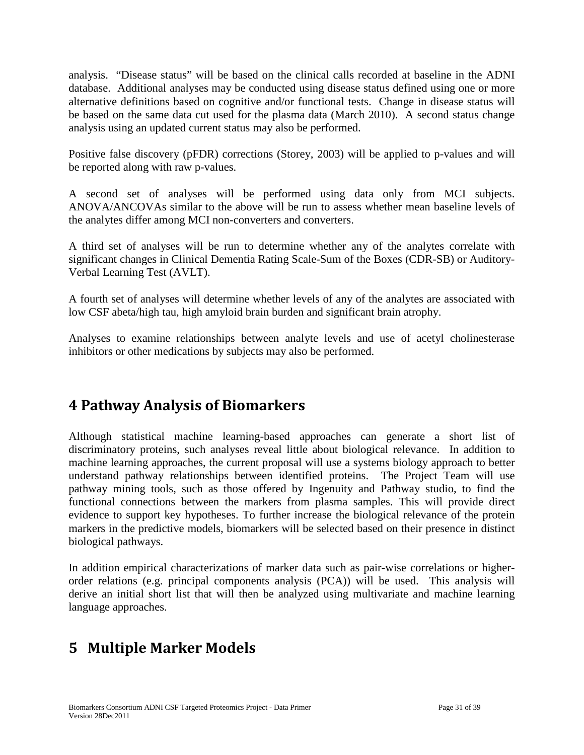analysis. "Disease status" will be based on the clinical calls recorded at baseline in the ADNI database. Additional analyses may be conducted using disease status defined using one or more alternative definitions based on cognitive and/or functional tests. Change in disease status will be based on the same data cut used for the plasma data (March 2010). A second status change analysis using an updated current status may also be performed.

Positive false discovery (pFDR) corrections (Storey, 2003) will be applied to p-values and will be reported along with raw p-values.

A second set of analyses will be performed using data only from MCI subjects. ANOVA/ANCOVAs similar to the above will be run to assess whether mean baseline levels of the analytes differ among MCI non-converters and converters.

A third set of analyses will be run to determine whether any of the analytes correlate with significant changes in Clinical Dementia Rating Scale-Sum of the Boxes (CDR-SB) or Auditory-Verbal Learning Test (AVLT).

A fourth set of analyses will determine whether levels of any of the analytes are associated with low CSF abeta/high tau, high amyloid brain burden and significant brain atrophy.

Analyses to examine relationships between analyte levels and use of acetyl cholinesterase inhibitors or other medications by subjects may also be performed.

# 4 Pathway Analysis of Biomarkers

Although statistical machine learning-based approaches can generate a short list of discriminatory proteins, such analyses reveal little about biological relevance. In addition to machine learning approaches, the current proposal will use a systems biology approach to better understand pathway relationships between identified proteins. The Project Team will use pathway mining tools, such as those offered by Ingenuity and Pathway studio, to find the functional connections between the markers from plasma samples. This will provide direct evidence to support key hypotheses. To further increase the biological relevance of the protein markers in the predictive models, biomarkers will be selected based on their presence in distinct biological pathways.

In addition empirical characterizations of marker data such as pair-wise correlations or higher-order relations (e.g. principal components analysis (PCA)) will be used. This analysis will derive an initial short list that will then be analyzed using multivariate and machine learning language approaches.

# 5 Multiple Marker Models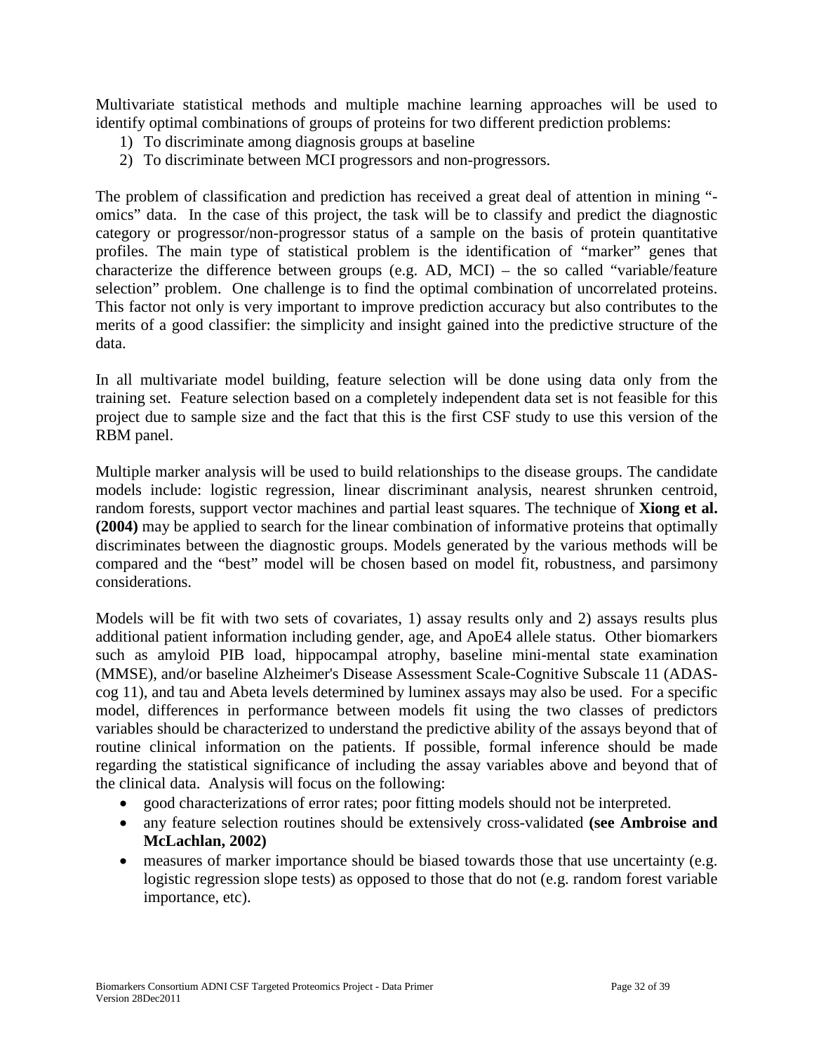Multivariate statistical methods and multiple machine learning approaches will be used to identify optimal combinations of groups of proteins for two different prediction problems:

1) To discriminate among diagnosis groups at baseline
2) To discriminate between MCI progressors and non-progressors.

The problem of classification and prediction has received a great deal of attention in mining "-omics" data. In the case of this project, the task will be to classify and predict the diagnostic category or progressor/non-progressor status of a sample on the basis of protein quantitative profiles. The main type of statistical problem is the identification of "marker" genes that characterize the difference between groups (e.g. AD, MCI) – the so called "variable/feature selection" problem. One challenge is to find the optimal combination of uncorrelated proteins. This factor not only is very important to improve prediction accuracy but also contributes to the merits of a good classifier: the simplicity and insight gained into the predictive structure of the data.

In all multivariate model building, feature selection will be done using data only from the training set. Feature selection based on a completely independent data set is not feasible for this project due to sample size and the fact that this is the first CSF study to use this version of the RBM panel.

Multiple marker analysis will be used to build relationships to the disease groups. The candidate models include: logistic regression, linear discriminant analysis, nearest shrunken centroid, random forests, support vector machines and partial least squares. The technique of **Xiong et al. (2004)** may be applied to search for the linear combination of informative proteins that optimally discriminates between the diagnostic groups. Models generated by the various methods will be compared and the "best" model will be chosen based on model fit, robustness, and parsimony considerations.

Models will be fit with two sets of covariates, 1) assay results only and 2) assays results plus additional patient information including gender, age, and ApoE4 allele status. Other biomarkers such as amyloid PIB load, hippocampal atrophy, baseline mini-mental state examination (MMSE), and/or baseline Alzheimer's Disease Assessment Scale-Cognitive Subscale 11 (ADAS-cog 11), and tau and Abeta levels determined by luminex assays may also be used. For a specific model, differences in performance between models fit using the two classes of predictors variables should be characterized to understand the predictive ability of the assays beyond that of routine clinical information on the patients. If possible, formal inference should be made regarding the statistical significance of including the assay variables above and beyond that of the clinical data. Analysis will focus on the following:

- good characterizations of error rates; poor fitting models should not be interpreted.
- any feature selection routines should be extensively cross-validated **(see Ambroise and McLachlan, 2002)**
- measures of marker importance should be biased towards those that use uncertainty (e.g. logistic regression slope tests) as opposed to those that do not (e.g. random forest variable importance, etc).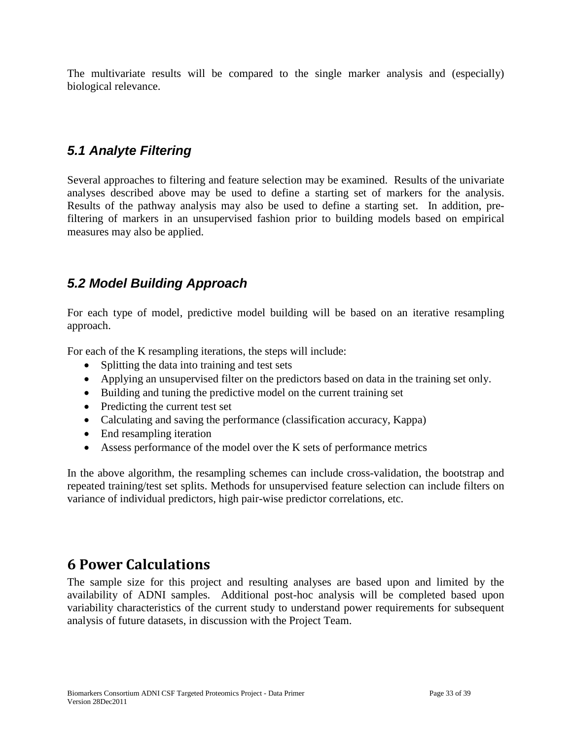The multivariate results will be compared to the single marker analysis and (especially) biological relevance.

### *5.1 Analyte Filtering*

Several approaches to filtering and feature selection may be examined. Results of the univariate analyses described above may be used to define a starting set of markers for the analysis. Results of the pathway analysis may also be used to define a starting set. In addition, pre-filtering of markers in an unsupervised fashion prior to building models based on empirical measures may also be applied.

### *5.2 Model Building Approach*

For each type of model, predictive model building will be based on an iterative resampling approach.

For each of the K resampling iterations, the steps will include:

- Splitting the data into training and test sets
- Applying an unsupervised filter on the predictors based on data in the training set only.
- Building and tuning the predictive model on the current training set
- Predicting the current test set
- Calculating and saving the performance (classification accuracy, Kappa)
- End resampling iteration
- Assess performance of the model over the K sets of performance metrics

In the above algorithm, the resampling schemes can include cross-validation, the bootstrap and repeated training/test set splits. Methods for unsupervised feature selection can include filters on variance of individual predictors, high pair-wise predictor correlations, etc.

# 6 Power Calculations

The sample size for this project and resulting analyses are based upon and limited by the availability of ADNI samples. Additional post-hoc analysis will be completed based upon variability characteristics of the current study to understand power requirements for subsequent analysis of future datasets, in discussion with the Project Team.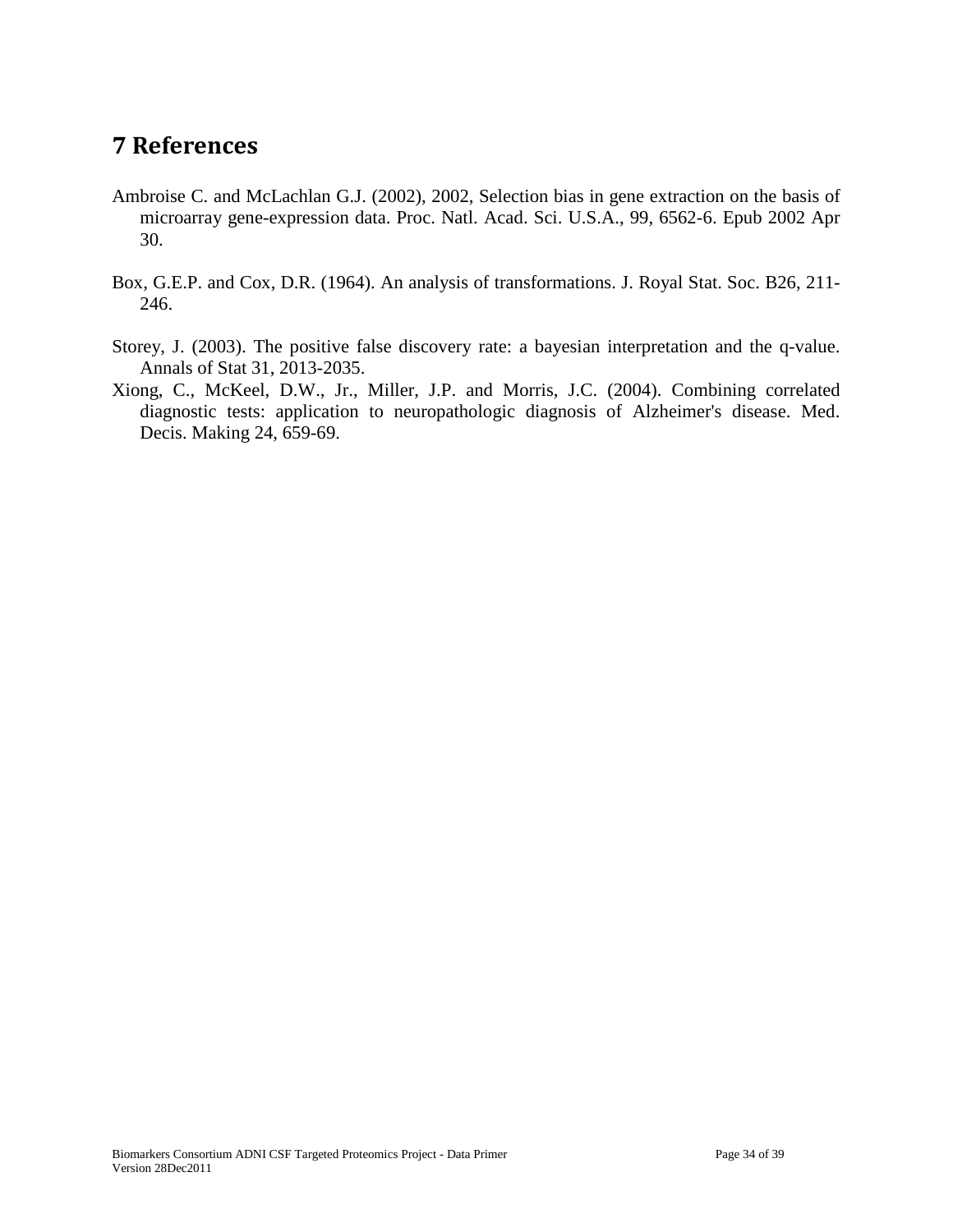# 7 References

Ambroise C. and McLachlan G.J. (2002), 2002, Selection bias in gene extraction on the basis of microarray gene-expression data. Proc. Natl. Acad. Sci. U.S.A., 99, 6562-6. Epub 2002 Apr 30.

Box, G.E.P. and Cox, D.R. (1964). An analysis of transformations. J. Royal Stat. Soc. B26, 211-246.

Storey, J. (2003). The positive false discovery rate: a bayesian interpretation and the q-value. Annals of Stat 31, 2013-2035.

Xiong, C., McKeel, D.W., Jr., Miller, J.P. and Morris, J.C. (2004). Combining correlated diagnostic tests: application to neuropathologic diagnosis of Alzheimer's disease. Med. Decis. Making 24, 659-69.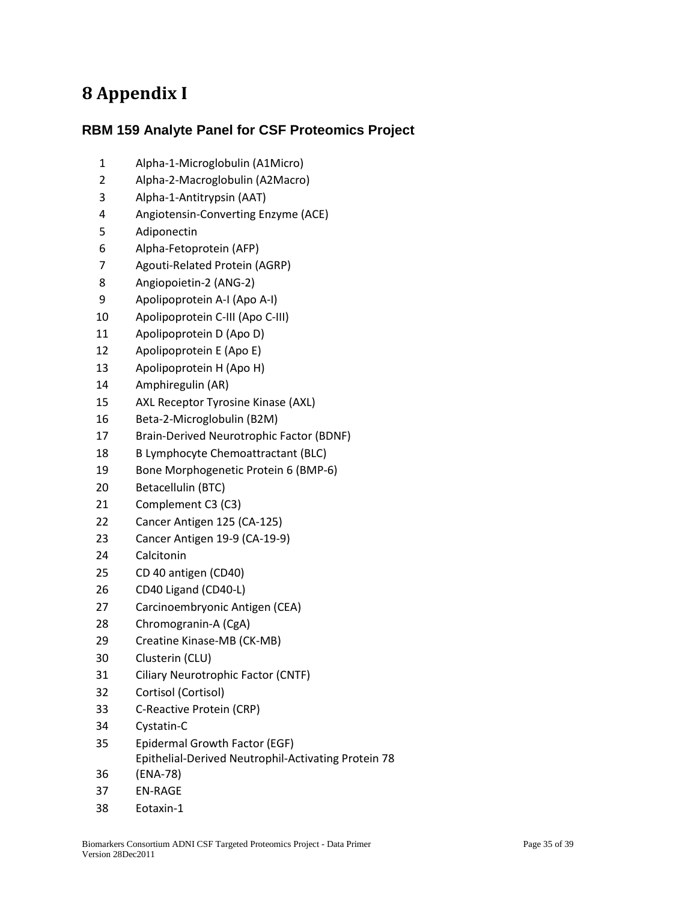# 8 Appendix I

### RBM 159 Analyte Panel for CSF Proteomics Project

1. Alpha-1-Microglobulin (A1Micro)
2. Alpha-2-Macroglobulin (A2Macro)
3. Alpha-1-Antitrypsin (AAT)
4. Angiotensin-Converting Enzyme (ACE)
5. Adiponectin
6. Alpha-Fetoprotein (AFP)
7. Agouti-Related Protein (AGRP)
8. Angiopoietin-2 (ANG-2)
9. Apolipoprotein A-I (Apo A-I)
10. Apolipoprotein C-III (Apo C-III)
11. Apolipoprotein D (Apo D)
12. Apolipoprotein E (Apo E)
13. Apolipoprotein H (Apo H)
14. Amphiregulin (AR)
15. AXL Receptor Tyrosine Kinase (AXL)
16. Beta-2-Microglobulin (B2M)
17. Brain-Derived Neurotrophic Factor (BDNF)
18. B Lymphocyte Chemoattractant (BLC)
19. Bone Morphogenetic Protein 6 (BMP-6)
20. Betacellulin (BTC)
21. Complement C3 (C3)
22. Cancer Antigen 125 (CA-125)
23. Cancer Antigen 19-9 (CA-19-9)
24. Calcitonin
25. CD 40 antigen (CD40)
26. CD40 Ligand (CD40-L)
27. Carcinoembryonic Antigen (CEA)
28. Chromogranin-A (CgA)
29. Creatine Kinase-MB (CK-MB)
30. Clusterin (CLU)
31. Ciliary Neurotrophic Factor (CNTF)
32. Cortisol (Cortisol)
33. C-Reactive Protein (CRP)
34. Cystatin-C
35. Epidermal Growth Factor (EGF)
36. Epithelial-Derived Neutrophil-Activating Protein 78 (ENA-78)
37. EN-RAGE
38. Eotaxin-1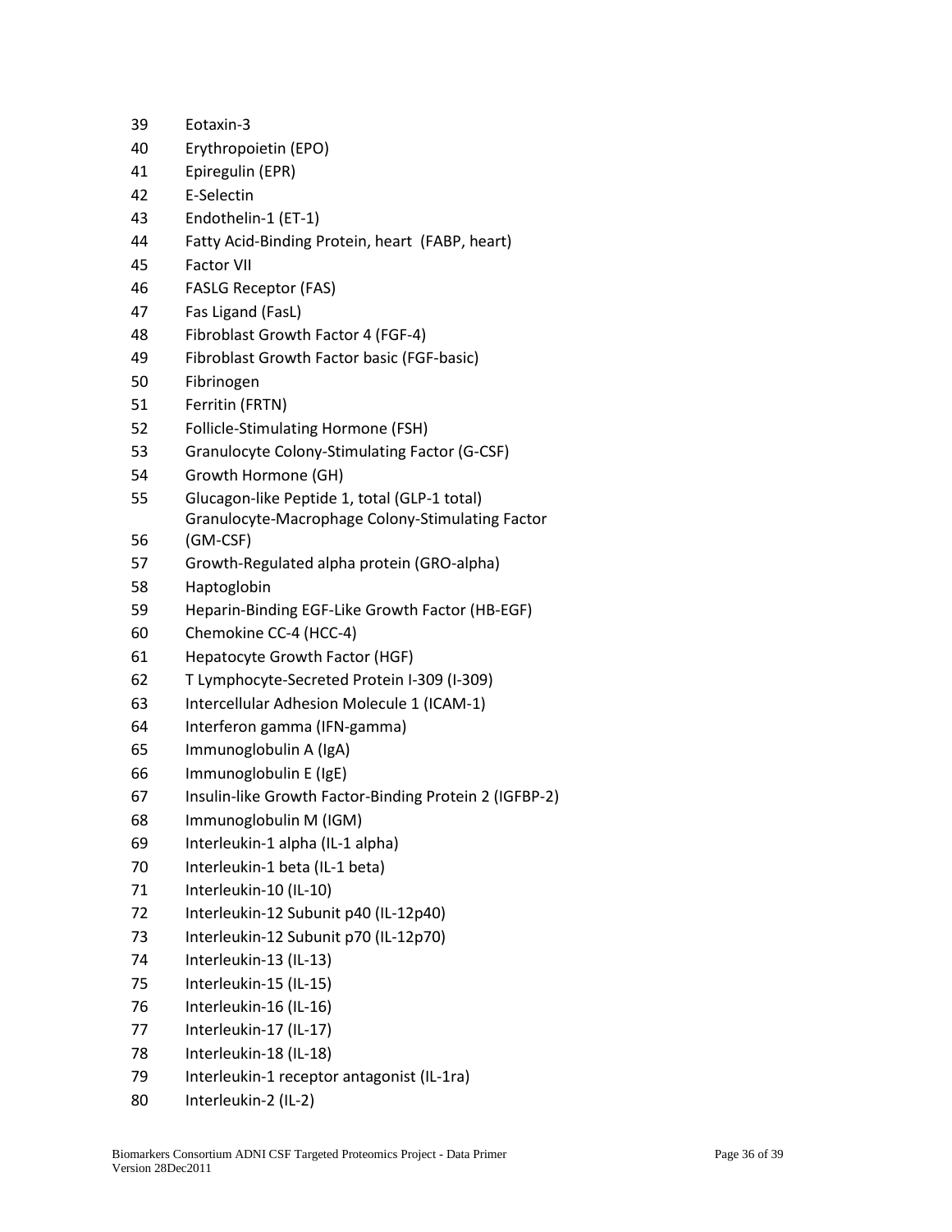39 Eotaxin-3
40 Erythropoietin (EPO)
41 Epiregulin (EPR)
42 E-Selectin
43 Endothelin-1 (ET-1)
44 Fatty Acid-Binding Protein, heart (FABP, heart)
45 Factor VII
46 FASLG Receptor (FAS)
47 Fas Ligand (FasL)
48 Fibroblast Growth Factor 4 (FGF-4)
49 Fibroblast Growth Factor basic (FGF-basic)
50 Fibrinogen
51 Ferritin (FRTN)
52 Follicle-Stimulating Hormone (FSH)
53 Granulocyte Colony-Stimulating Factor (G-CSF)
54 Growth Hormone (GH)
55 Glucagon-like Peptide 1, total (GLP-1 total)
56 Granulocyte-Macrophage Colony-Stimulating Factor (GM-CSF)
57 Growth-Regulated alpha protein (GRO-alpha)
58 Haptoglobin
59 Heparin-Binding EGF-Like Growth Factor (HB-EGF)
60 Chemokine CC-4 (HCC-4)
61 Hepatocyte Growth Factor (HGF)
62 T Lymphocyte-Secreted Protein I-309 (I-309)
63 Intercellular Adhesion Molecule 1 (ICAM-1)
64 Interferon gamma (IFN-gamma)
65 Immunoglobulin A (IgA)
66 Immunoglobulin E (IgE)
67 Insulin-like Growth Factor-Binding Protein 2 (IGFBP-2)
68 Immunoglobulin M (IGM)
69 Interleukin-1 alpha (IL-1 alpha)
70 Interleukin-1 beta (IL-1 beta)
71 Interleukin-10 (IL-10)
72 Interleukin-12 Subunit p40 (IL-12p40)
73 Interleukin-12 Subunit p70 (IL-12p70)
74 Interleukin-13 (IL-13)
75 Interleukin-15 (IL-15)
76 Interleukin-16 (IL-16)
77 Interleukin-17 (IL-17)
78 Interleukin-18 (IL-18)
79 Interleukin-1 receptor antagonist (IL-1ra)
80 Interleukin-2 (IL-2)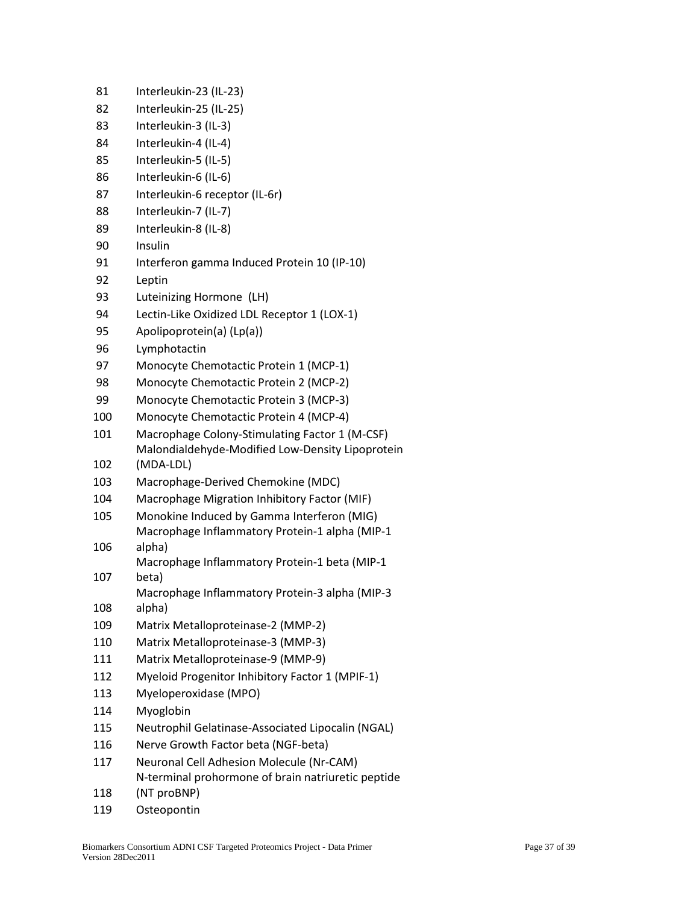| | |
|---|---|
| 81 | Interleukin-23 (IL-23) |
| 82 | Interleukin-25 (IL-25) |
| 83 | Interleukin-3 (IL-3) |
| 84 | Interleukin-4 (IL-4) |
| 85 | Interleukin-5 (IL-5) |
| 86 | Interleukin-6 (IL-6) |
| 87 | Interleukin-6 receptor (IL-6r) |
| 88 | Interleukin-7 (IL-7) |
| 89 | Interleukin-8 (IL-8) |
| 90 | Insulin |
| 91 | Interferon gamma Induced Protein 10 (IP-10) |
| 92 | Leptin |
| 93 | Luteinizing Hormone (LH) |
| 94 | Lectin-Like Oxidized LDL Receptor 1 (LOX-1) |
| 95 | Apolipoprotein(a) (Lp(a)) |
| 96 | Lymphotactin |
| 97 | Monocyte Chemotactic Protein 1 (MCP-1) |
| 98 | Monocyte Chemotactic Protein 2 (MCP-2) |
| 99 | Monocyte Chemotactic Protein 3 (MCP-3) |
| 100 | Monocyte Chemotactic Protein 4 (MCP-4) |
| 101 | Macrophage Colony-Stimulating Factor 1 (M-CSF) |
| 102 | Malondialdehyde-Modified Low-Density Lipoprotein (MDA-LDL) |
| 103 | Macrophage-Derived Chemokine (MDC) |
| 104 | Macrophage Migration Inhibitory Factor (MIF) |
| 105 | Monokine Induced by Gamma Interferon (MIG) |
| 106 | Macrophage Inflammatory Protein-1 alpha (MIP-1 alpha) |
| 107 | Macrophage Inflammatory Protein-1 beta (MIP-1 beta) |
| 108 | Macrophage Inflammatory Protein-3 alpha (MIP-3 alpha) |
| 109 | Matrix Metalloproteinase-2 (MMP-2) |
| 110 | Matrix Metalloproteinase-3 (MMP-3) |
| 111 | Matrix Metalloproteinase-9 (MMP-9) |
| 112 | Myeloid Progenitor Inhibitory Factor 1 (MPIF-1) |
| 113 | Myeloperoxidase (MPO) |
| 114 | Myoglobin |
| 115 | Neutrophil Gelatinase-Associated Lipocalin (NGAL) |
| 116 | Nerve Growth Factor beta (NGF-beta) |
| 117 | Neuronal Cell Adhesion Molecule (Nr-CAM) |
| 118 | N-terminal prohormone of brain natriuretic peptide (NT proBNP) |
| 119 | Osteopontin |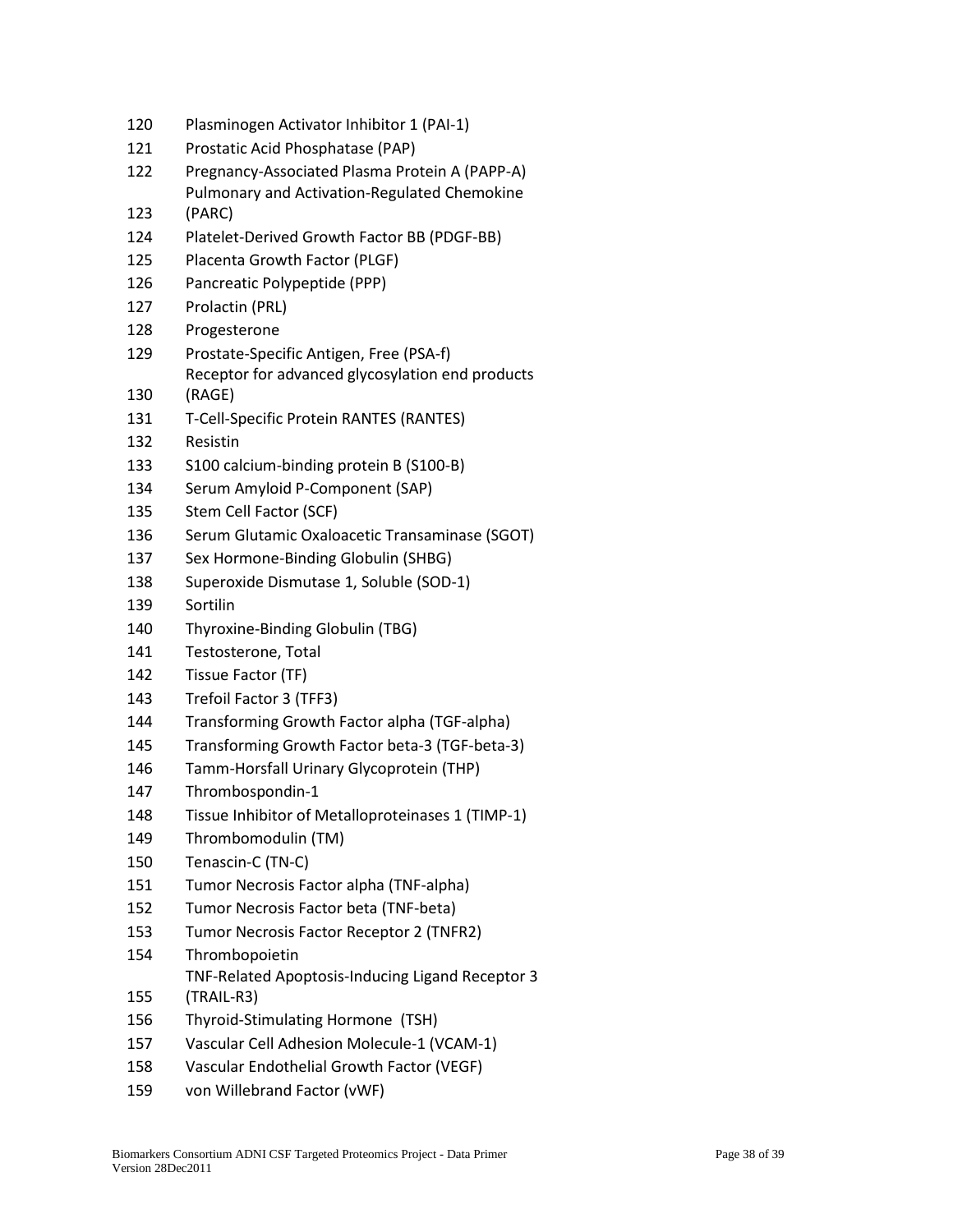| | |
|---|---|
| 120 | Plasminogen Activator Inhibitor 1 (PAI-1) |
| 121 | Prostatic Acid Phosphatase (PAP) |
| 122 | Pregnancy-Associated Plasma Protein A (PAPP-A) |
| 123 | Pulmonary and Activation-Regulated Chemokine (PARC) |
| 124 | Platelet-Derived Growth Factor BB (PDGF-BB) |
| 125 | Placenta Growth Factor (PLGF) |
| 126 | Pancreatic Polypeptide (PPP) |
| 127 | Prolactin (PRL) |
| 128 | Progesterone |
| 129 | Prostate-Specific Antigen, Free (PSA-f) |
| 130 | Receptor for advanced glycosylation end products (RAGE) |
| 131 | T-Cell-Specific Protein RANTES (RANTES) |
| 132 | Resistin |
| 133 | S100 calcium-binding protein B (S100-B) |
| 134 | Serum Amyloid P-Component (SAP) |
| 135 | Stem Cell Factor (SCF) |
| 136 | Serum Glutamic Oxaloacetic Transaminase (SGOT) |
| 137 | Sex Hormone-Binding Globulin (SHBG) |
| 138 | Superoxide Dismutase 1, Soluble (SOD-1) |
| 139 | Sortilin |
| 140 | Thyroxine-Binding Globulin (TBG) |
| 141 | Testosterone, Total |
| 142 | Tissue Factor (TF) |
| 143 | Trefoil Factor 3 (TFF3) |
| 144 | Transforming Growth Factor alpha (TGF-alpha) |
| 145 | Transforming Growth Factor beta-3 (TGF-beta-3) |
| 146 | Tamm-Horsfall Urinary Glycoprotein (THP) |
| 147 | Thrombospondin-1 |
| 148 | Tissue Inhibitor of Metalloproteinases 1 (TIMP-1) |
| 149 | Thrombomodulin (TM) |
| 150 | Tenascin-C (TN-C) |
| 151 | Tumor Necrosis Factor alpha (TNF-alpha) |
| 152 | Tumor Necrosis Factor beta (TNF-beta) |
| 153 | Tumor Necrosis Factor Receptor 2 (TNFR2) |
| 154 | Thrombopoietin |
| 155 | TNF-Related Apoptosis-Inducing Ligand Receptor 3 (TRAIL-R3) |
| 156 | Thyroid-Stimulating Hormone (TSH) |
| 157 | Vascular Cell Adhesion Molecule-1 (VCAM-1) |
| 158 | Vascular Endothelial Growth Factor (VEGF) |
| 159 | von Willebrand Factor (vWF) |